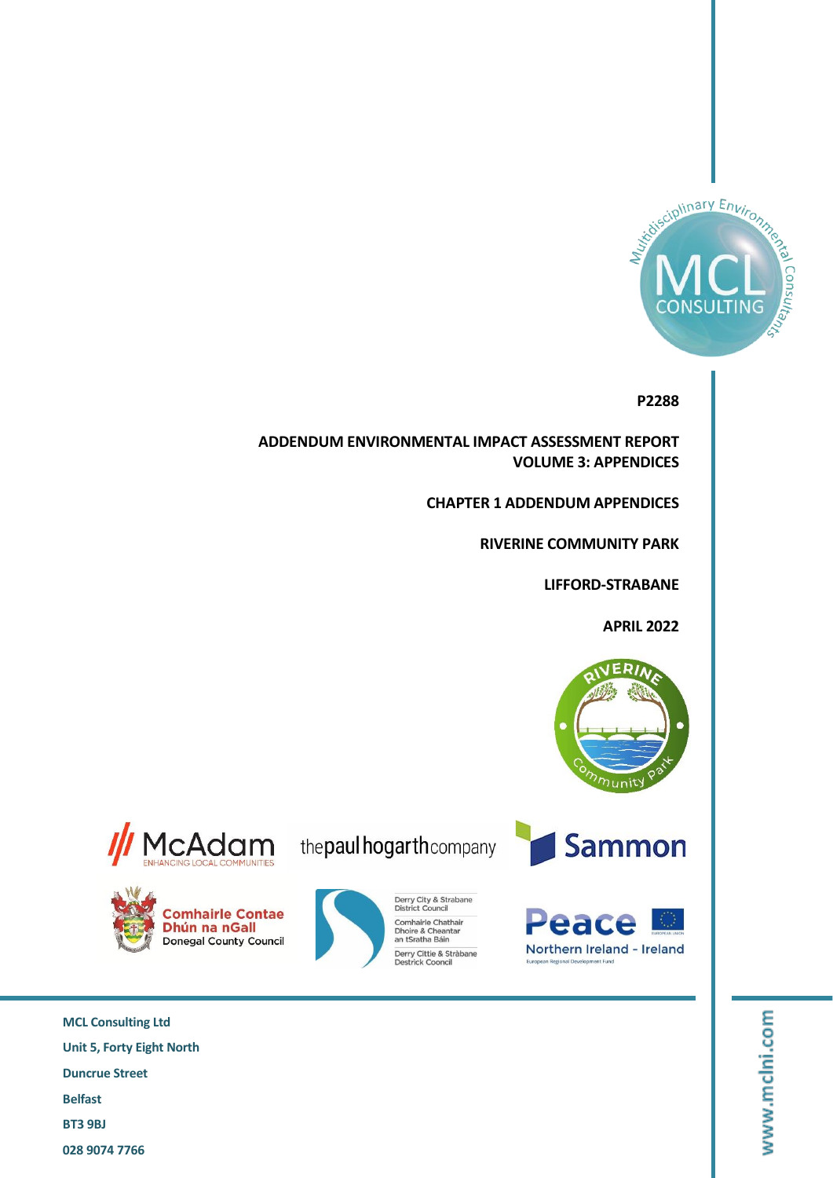**P2288**

**ADDENDUM ENVIRONMENTAL IMPACT ASSESSMENT REPORT**
**VOLUME 3: APPENDICES**

**CHAPTER 1 ADDENDUM APPENDICES**

**RIVERINE COMMUNITY PARK**

**LIFFORD-STRABANE**

**APRIL 2022**

**MCL Consulting Ltd**
**Unit 5, Forty Eight North**
**Duncrue Street**
**Belfast**
**BT3 9BJ**
**028 9074 7766**

www.mclni.com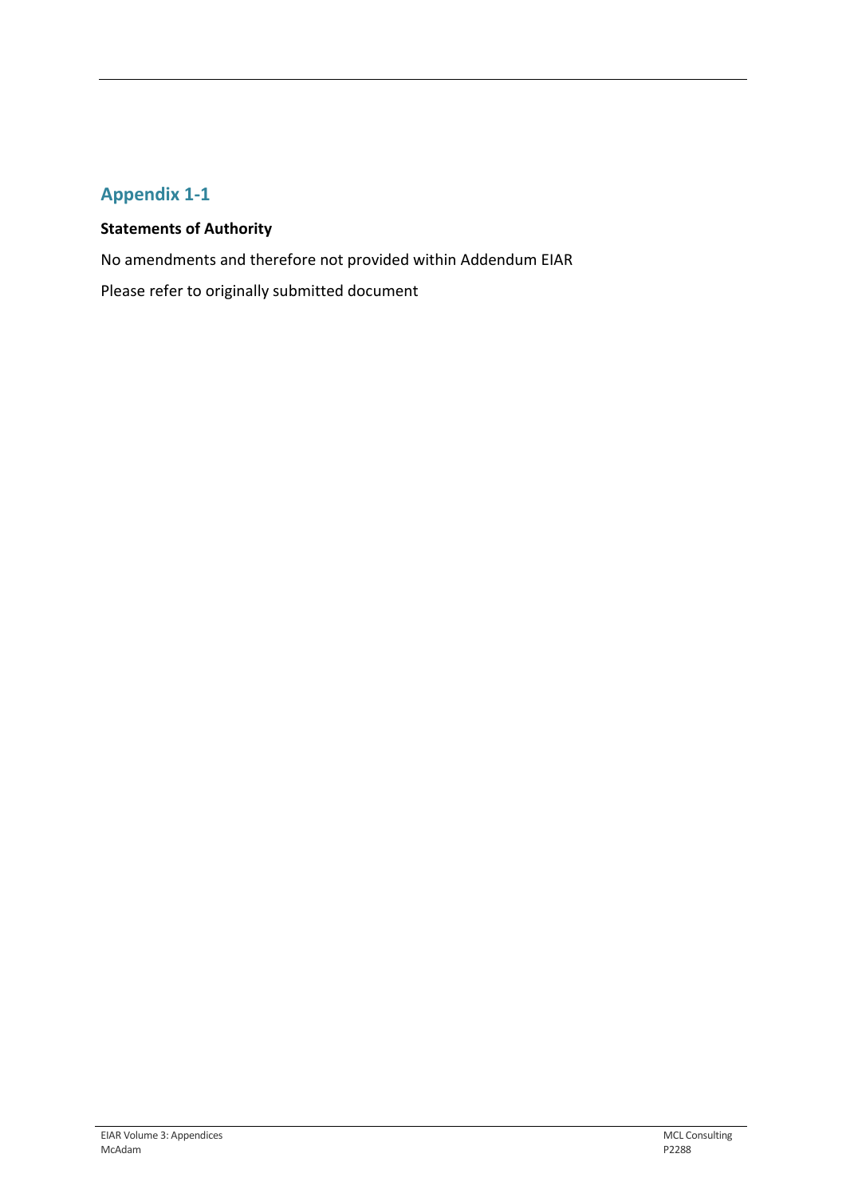## Appendix 1-1

**Statements of Authority**

No amendments and therefore not provided within Addendum EIAR

Please refer to originally submitted document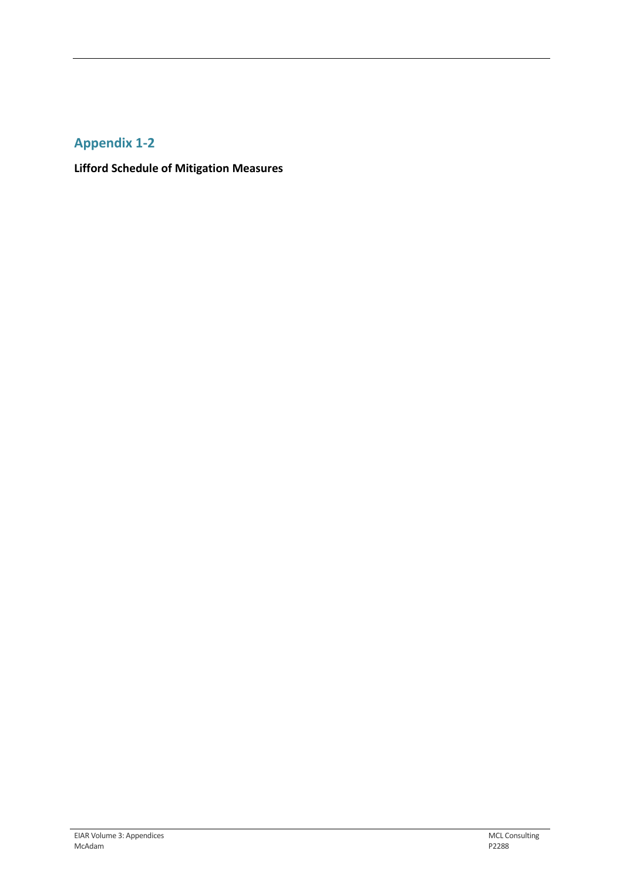## Appendix 1-2

**Lifford Schedule of Mitigation Measures**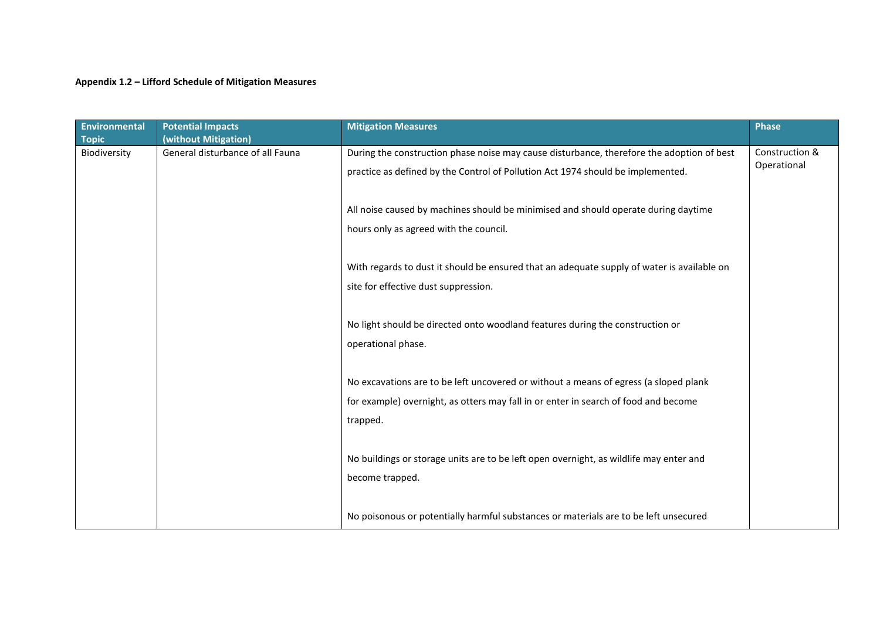**Appendix 1.2 – Lifford Schedule of Mitigation Measures**

| Environmental Topic | Potential Impacts (without Mitigation) | Mitigation Measures | Phase |
|---|---|---|---|
| Biodiversity | General disturbance of all Fauna | During the construction phase noise may cause disturbance, therefore the adoption of best practice as defined by the Control of Pollution Act 1974 should be implemented.<br><br>All noise caused by machines should be minimised and should operate during daytime hours only as agreed with the council.<br><br>With regards to dust it should be ensured that an adequate supply of water is available on site for effective dust suppression.<br><br>No light should be directed onto woodland features during the construction or operational phase.<br><br>No excavations are to be left uncovered or without a means of egress (a sloped plank for example) overnight, as otters may fall in or enter in search of food and become trapped.<br><br>No buildings or storage units are to be left open overnight, as wildlife may enter and become trapped.<br><br>No poisonous or potentially harmful substances or materials are to be left unsecured | Construction & Operational |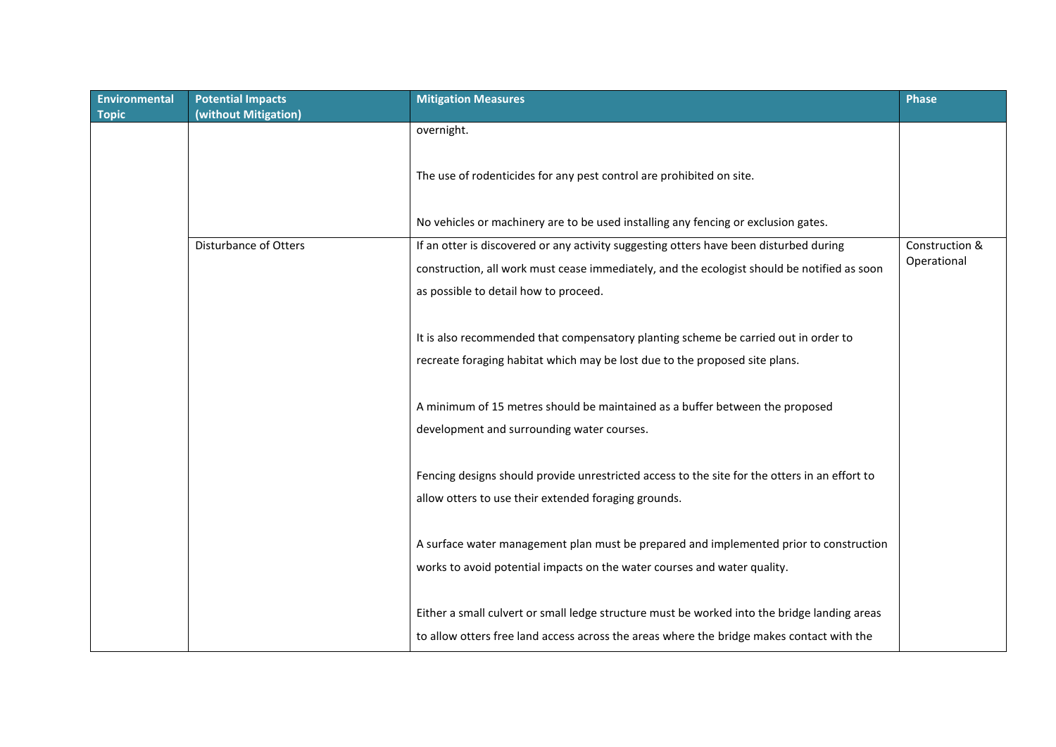| Environmental Topic | Potential Impacts (without Mitigation) | Mitigation Measures | Phase |
|---|---|---|---|
| | | overnight.<br><br>The use of rodenticides for any pest control are prohibited on site.<br><br>No vehicles or machinery are to be used installing any fencing or exclusion gates. | |
| | Disturbance of Otters | If an otter is discovered or any activity suggesting otters have been disturbed during construction, all work must cease immediately, and the ecologist should be notified as soon as possible to detail how to proceed.<br><br>It is also recommended that compensatory planting scheme be carried out in order to recreate foraging habitat which may be lost due to the proposed site plans.<br><br>A minimum of 15 metres should be maintained as a buffer between the proposed development and surrounding water courses.<br><br>Fencing designs should provide unrestricted access to the site for the otters in an effort to allow otters to use their extended foraging grounds.<br><br>A surface water management plan must be prepared and implemented prior to construction works to avoid potential impacts on the water courses and water quality.<br><br>Either a small culvert or small ledge structure must be worked into the bridge landing areas to allow otters free land access across the areas where the bridge makes contact with the | Construction & Operational |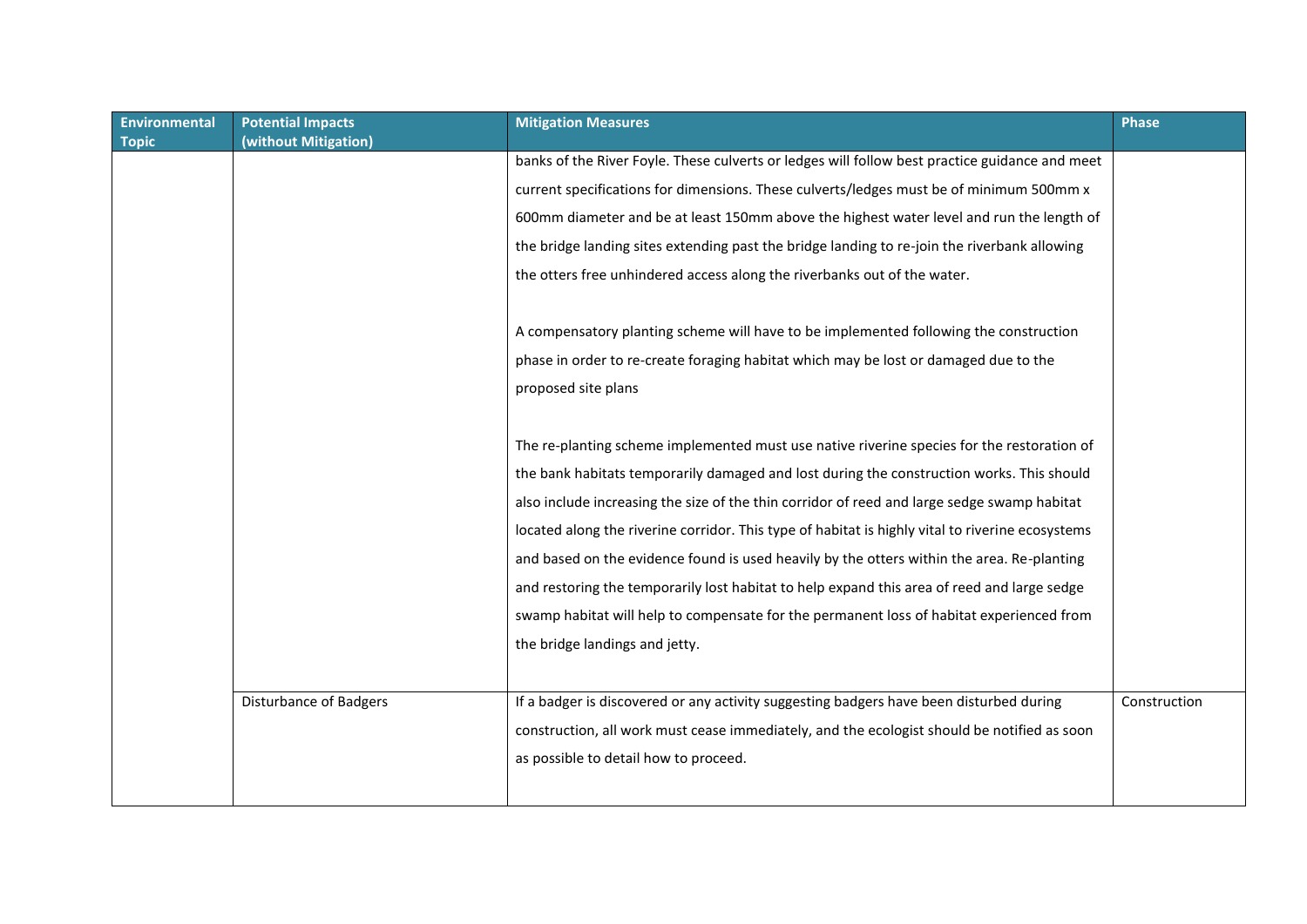| Environmental Topic | Potential Impacts (without Mitigation) | Mitigation Measures | Phase |
|---|---|---|---|
| | | banks of the River Foyle. These culverts or ledges will follow best practice guidance and meet current specifications for dimensions. These culverts/ledges must be of minimum 500mm x 600mm diameter and be at least 150mm above the highest water level and run the length of the bridge landing sites extending past the bridge landing to re-join the riverbank allowing the otters free unhindered access along the riverbanks out of the water.<br><br>A compensatory planting scheme will have to be implemented following the construction phase in order to re-create foraging habitat which may be lost or damaged due to the proposed site plans<br><br>The re-planting scheme implemented must use native riverine species for the restoration of the bank habitats temporarily damaged and lost during the construction works. This should also include increasing the size of the thin corridor of reed and large sedge swamp habitat located along the riverine corridor. This type of habitat is highly vital to riverine ecosystems and based on the evidence found is used heavily by the otters within the area. Re-planting and restoring the temporarily lost habitat to help expand this area of reed and large sedge swamp habitat will help to compensate for the permanent loss of habitat experienced from the bridge landings and jetty. | |
| | Disturbance of Badgers | If a badger is discovered or any activity suggesting badgers have been disturbed during construction, all work must cease immediately, and the ecologist should be notified as soon as possible to detail how to proceed. | Construction |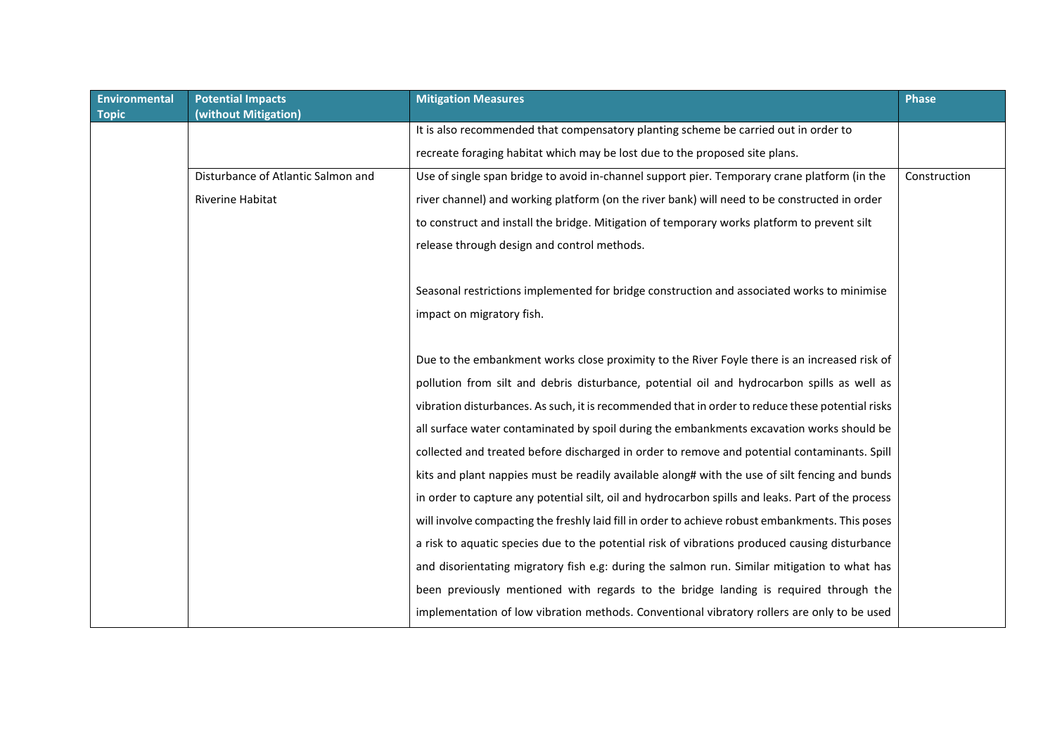| Environmental Topic | Potential Impacts (without Mitigation) | Mitigation Measures | Phase |
|---|---|---|---|
| | | It is also recommended that compensatory planting scheme be carried out in order to recreate foraging habitat which may be lost due to the proposed site plans. | |
| | Disturbance of Atlantic Salmon and Riverine Habitat | Use of single span bridge to avoid in-channel support pier. Temporary crane platform (in the river channel) and working platform (on the river bank) will need to be constructed in order to construct and install the bridge. Mitigation of temporary works platform to prevent silt release through design and control methods.<br><br>Seasonal restrictions implemented for bridge construction and associated works to minimise impact on migratory fish.<br><br>Due to the embankment works close proximity to the River Foyle there is an increased risk of pollution from silt and debris disturbance, potential oil and hydrocarbon spills as well as vibration disturbances. As such, it is recommended that in order to reduce these potential risks all surface water contaminated by spoil during the embankments excavation works should be collected and treated before discharged in order to remove and potential contaminants. Spill kits and plant nappies must be readily available along# with the use of silt fencing and bunds in order to capture any potential silt, oil and hydrocarbon spills and leaks. Part of the process will involve compacting the freshly laid fill in order to achieve robust embankments. This poses a risk to aquatic species due to the potential risk of vibrations produced causing disturbance and disorientating migratory fish e.g: during the salmon run. Similar mitigation to what has been previously mentioned with regards to the bridge landing is required through the implementation of low vibration methods. Conventional vibratory rollers are only to be used | Construction |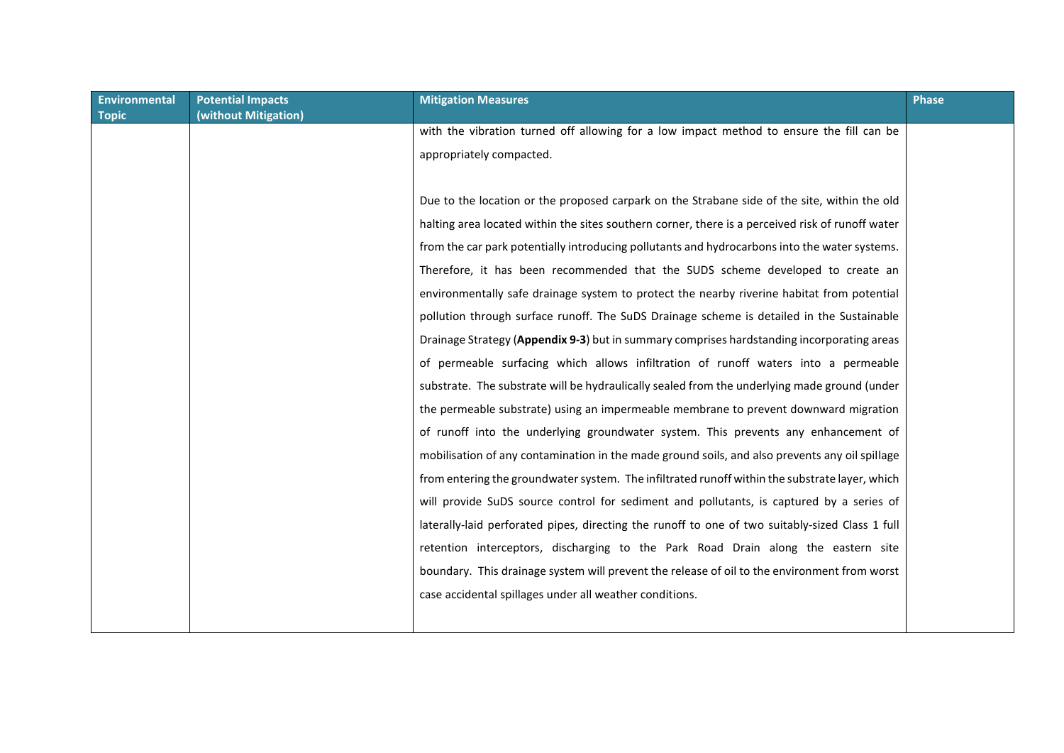| Environmental Topic | Potential Impacts (without Mitigation) | Mitigation Measures | Phase |
|---|---|---|---|
| | | with the vibration turned off allowing for a low impact method to ensure the fill can be appropriately compacted.<br><br>Due to the location or the proposed carpark on the Strabane side of the site, within the old halting area located within the sites southern corner, there is a perceived risk of runoff water from the car park potentially introducing pollutants and hydrocarbons into the water systems. Therefore, it has been recommended that the SUDS scheme developed to create an environmentally safe drainage system to protect the nearby riverine habitat from potential pollution through surface runoff. The SuDS Drainage scheme is detailed in the Sustainable Drainage Strategy (**Appendix 9-3**) but in summary comprises hardstanding incorporating areas of permeable surfacing which allows infiltration of runoff waters into a permeable substrate. The substrate will be hydraulically sealed from the underlying made ground (under the permeable substrate) using an impermeable membrane to prevent downward migration of runoff into the underlying groundwater system. This prevents any enhancement of mobilisation of any contamination in the made ground soils, and also prevents any oil spillage from entering the groundwater system. The infiltrated runoff within the substrate layer, which will provide SuDS source control for sediment and pollutants, is captured by a series of laterally-laid perforated pipes, directing the runoff to one of two suitably-sized Class 1 full retention interceptors, discharging to the Park Road Drain along the eastern site boundary. This drainage system will prevent the release of oil to the environment from worst case accidental spillages under all weather conditions. | |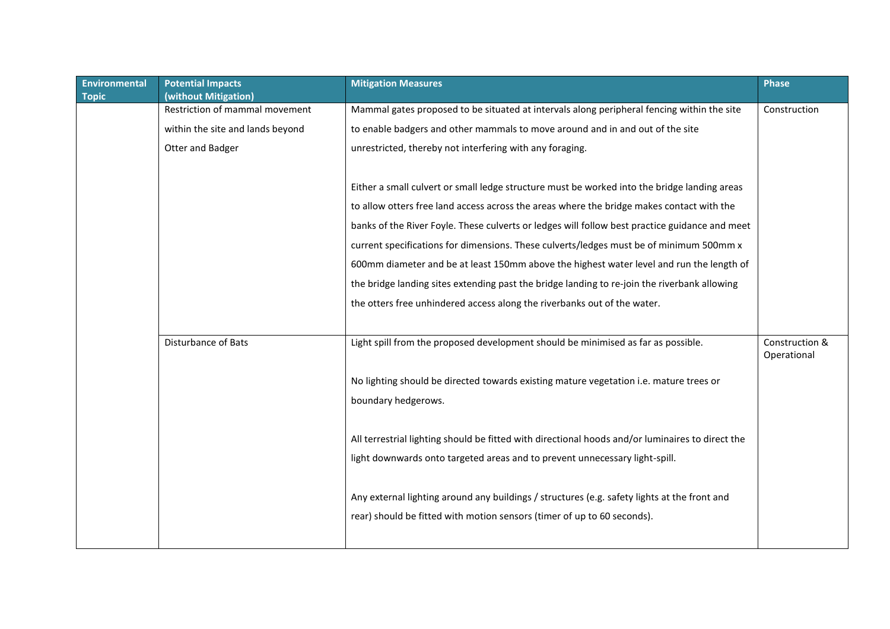| Environmental Topic | Potential Impacts (without Mitigation) | Mitigation Measures | Phase |
|---|---|---|---|
| | Restriction of mammal movement within the site and lands beyond Otter and Badger | Mammal gates proposed to be situated at intervals along peripheral fencing within the site to enable badgers and other mammals to move around and in and out of the site unrestricted, thereby not interfering with any foraging.<br><br>Either a small culvert or small ledge structure must be worked into the bridge landing areas to allow otters free land access across the areas where the bridge makes contact with the banks of the River Foyle. These culverts or ledges will follow best practice guidance and meet current specifications for dimensions. These culverts/ledges must be of minimum 500mm x 600mm diameter and be at least 150mm above the highest water level and run the length of the bridge landing sites extending past the bridge landing to re-join the riverbank allowing the otters free unhindered access along the riverbanks out of the water. | Construction |
| | Disturbance of Bats | Light spill from the proposed development should be minimised as far as possible.<br><br>No lighting should be directed towards existing mature vegetation i.e. mature trees or boundary hedgerows.<br><br>All terrestrial lighting should be fitted with directional hoods and/or luminaires to direct the light downwards onto targeted areas and to prevent unnecessary light-spill.<br><br>Any external lighting around any buildings / structures (e.g. safety lights at the front and rear) should be fitted with motion sensors (timer of up to 60 seconds). | Construction & Operational |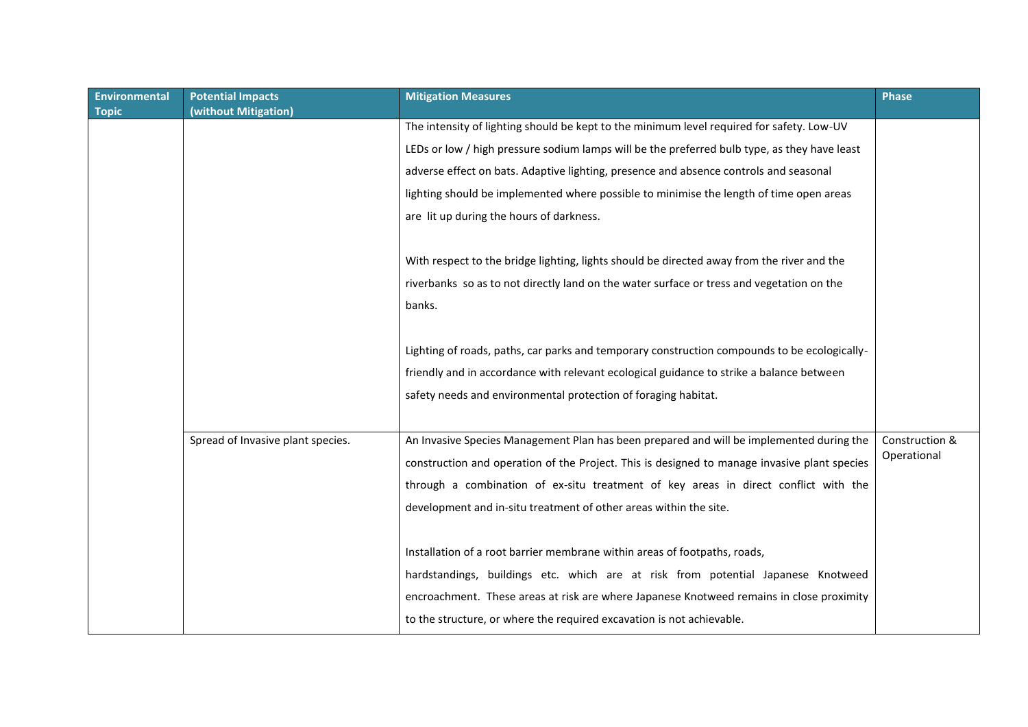| Environmental Topic | Potential Impacts (without Mitigation) | Mitigation Measures | Phase |
|---|---|---|---|
| | | The intensity of lighting should be kept to the minimum level required for safety. Low-UV LEDs or low / high pressure sodium lamps will be the preferred bulb type, as they have least adverse effect on bats. Adaptive lighting, presence and absence controls and seasonal lighting should be implemented where possible to minimise the length of time open areas are lit up during the hours of darkness.<br><br>With respect to the bridge lighting, lights should be directed away from the river and the riverbanks so as to not directly land on the water surface or tress and vegetation on the banks.<br><br>Lighting of roads, paths, car parks and temporary construction compounds to be ecologically-friendly and in accordance with relevant ecological guidance to strike a balance between safety needs and environmental protection of foraging habitat. | |
| | Spread of Invasive plant species. | An Invasive Species Management Plan has been prepared and will be implemented during the construction and operation of the Project. This is designed to manage invasive plant species through a combination of ex-situ treatment of key areas in direct conflict with the development and in-situ treatment of other areas within the site.<br><br>Installation of a root barrier membrane within areas of footpaths, roads, hardstandings, buildings etc. which are at risk from potential Japanese Knotweed encroachment. These areas at risk are where Japanese Knotweed remains in close proximity to the structure, or where the required excavation is not achievable. | Construction & Operational |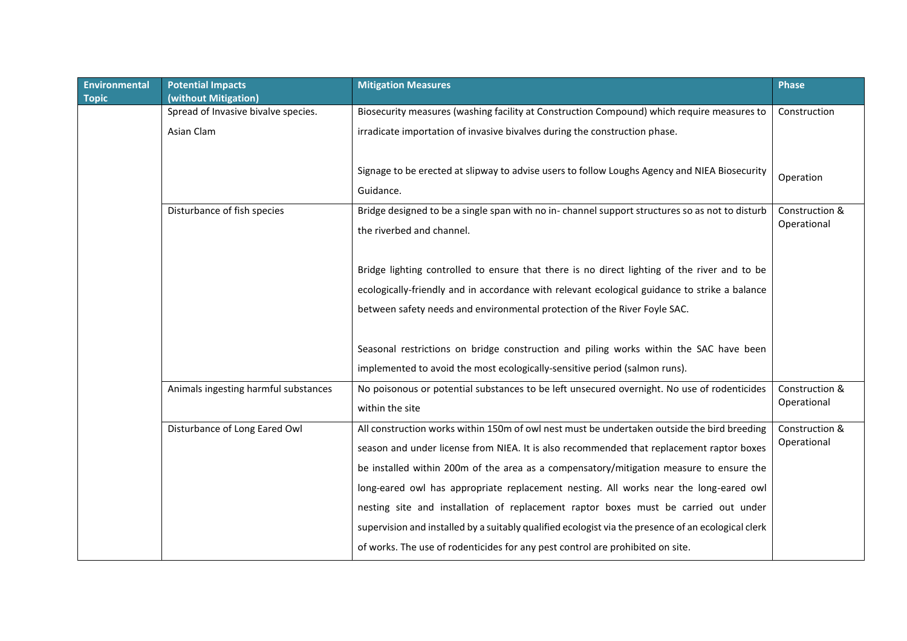| Environmental Topic | Potential Impacts (without Mitigation) | Mitigation Measures | Phase |
|---|---|---|---|
| | Spread of Invasive bivalve species.<br><br>Asian Clam | Biosecurity measures (washing facility at Construction Compound) which require measures to irradicate importation of invasive bivalves during the construction phase.<br><br>Signage to be erected at slipway to advise users to follow Loughs Agency and NIEA Biosecurity Guidance. | Construction<br><br>Operation |
| | Disturbance of fish species | Bridge designed to be a single span with no in- channel support structures so as not to disturb the riverbed and channel.<br><br>Bridge lighting controlled to ensure that there is no direct lighting of the river and to be ecologically-friendly and in accordance with relevant ecological guidance to strike a balance between safety needs and environmental protection of the River Foyle SAC.<br><br>Seasonal restrictions on bridge construction and piling works within the SAC have been implemented to avoid the most ecologically-sensitive period (salmon runs). | Construction & Operational |
| | Animals ingesting harmful substances | No poisonous or potential substances to be left unsecured overnight. No use of rodenticides within the site | Construction & Operational |
| | Disturbance of Long Eared Owl | All construction works within 150m of owl nest must be undertaken outside the bird breeding season and under license from NIEA. It is also recommended that replacement raptor boxes be installed within 200m of the area as a compensatory/mitigation measure to ensure the long-eared owl has appropriate replacement nesting. All works near the long-eared owl nesting site and installation of replacement raptor boxes must be carried out under supervision and installed by a suitably qualified ecologist via the presence of an ecological clerk of works. The use of rodenticides for any pest control are prohibited on site. | Construction & Operational |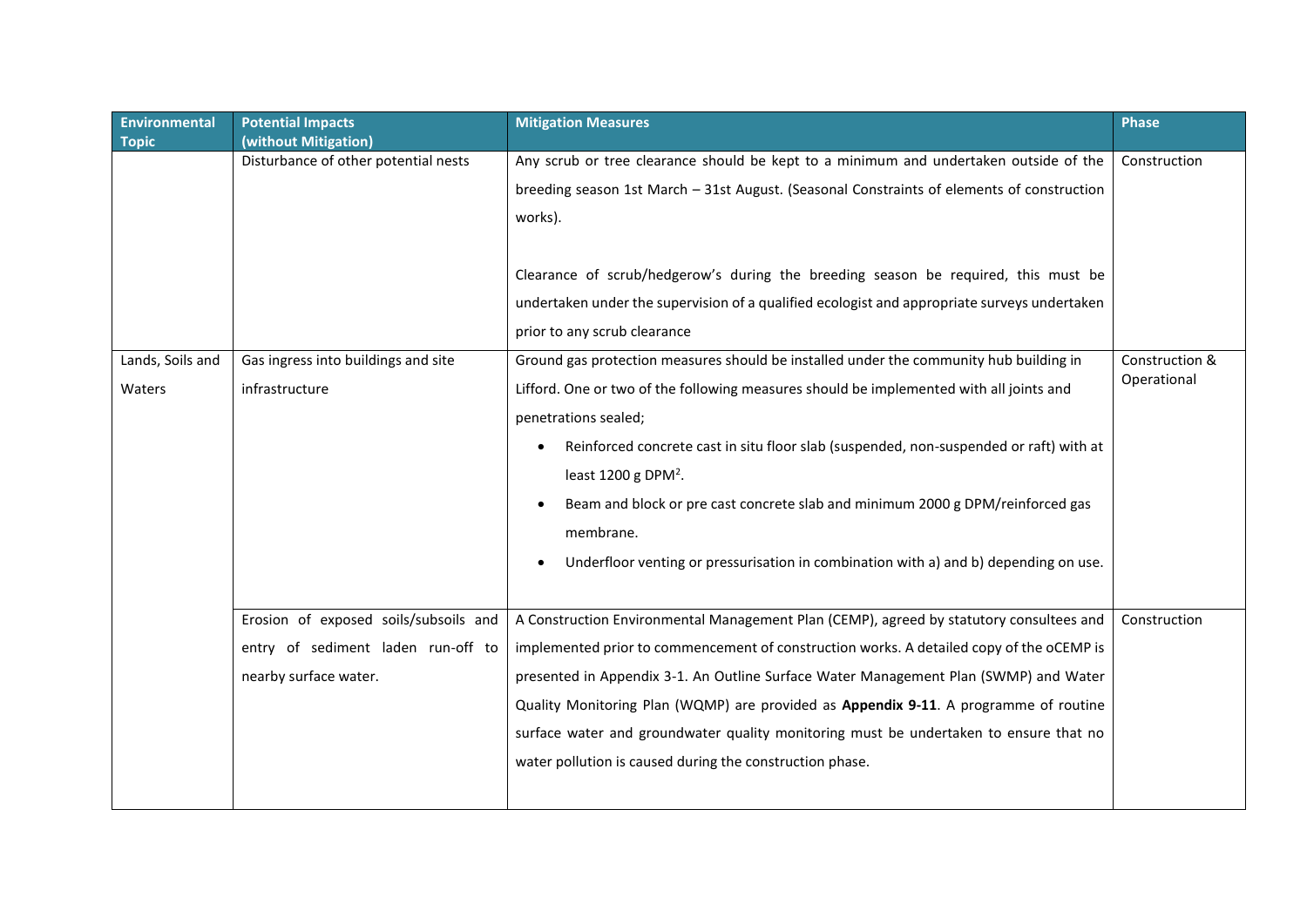| Environmental Topic | Potential Impacts (without Mitigation) | Mitigation Measures | Phase |
|---|---|---|---|
| | Disturbance of other potential nests | Any scrub or tree clearance should be kept to a minimum and undertaken outside of the breeding season 1st March – 31st August. (Seasonal Constraints of elements of construction works).<br><br>Clearance of scrub/hedgerow's during the breeding season be required, this must be undertaken under the supervision of a qualified ecologist and appropriate surveys undertaken prior to any scrub clearance | Construction |
| Lands, Soils and Waters | Gas ingress into buildings and site infrastructure | Ground gas protection measures should be installed under the community hub building in Lifford. One or two of the following measures should be implemented with all joints and penetrations sealed;<br>• Reinforced concrete cast in situ floor slab (suspended, non-suspended or raft) with at least 1200 g DPM[2].<br>• Beam and block or pre cast concrete slab and minimum 2000 g DPM/reinforced gas membrane.<br>• Underfloor venting or pressurisation in combination with a) and b) depending on use. | Construction & Operational |
| | Erosion of exposed soils/subsoils and entry of sediment laden run-off to nearby surface water. | A Construction Environmental Management Plan (CEMP), agreed by statutory consultees and implemented prior to commencement of construction works. A detailed copy of the oCEMP is presented in Appendix 3-1. An Outline Surface Water Management Plan (SWMP) and Water Quality Monitoring Plan (WQMP) are provided as **Appendix 9-11**. A programme of routine surface water and groundwater quality monitoring must be undertaken to ensure that no water pollution is caused during the construction phase. | Construction |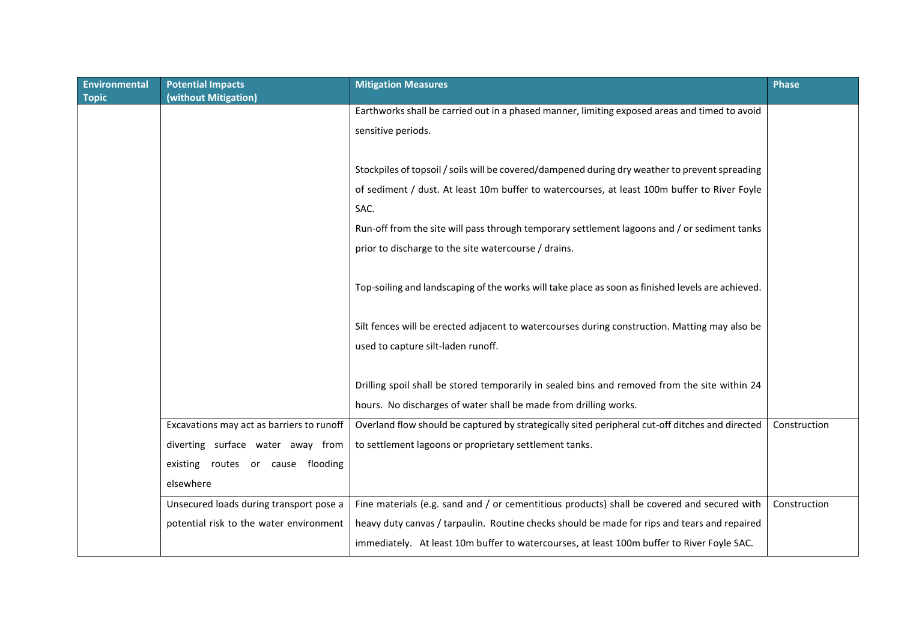| Environmental Topic | Potential Impacts (without Mitigation) | Mitigation Measures | Phase |
|---|---|---|---|
| | | Earthworks shall be carried out in a phased manner, limiting exposed areas and timed to avoid sensitive periods.<br><br>Stockpiles of topsoil / soils will be covered/dampened during dry weather to prevent spreading of sediment / dust. At least 10m buffer to watercourses, at least 100m buffer to River Foyle SAC.<br>Run-off from the site will pass through temporary settlement lagoons and / or sediment tanks prior to discharge to the site watercourse / drains.<br><br>Top-soiling and landscaping of the works will take place as soon as finished levels are achieved.<br><br>Silt fences will be erected adjacent to watercourses during construction. Matting may also be used to capture silt-laden runoff.<br><br>Drilling spoil shall be stored temporarily in sealed bins and removed from the site within 24 hours. No discharges of water shall be made from drilling works. | |
| | Excavations may act as barriers to runoff diverting surface water away from existing routes or cause flooding elsewhere | Overland flow should be captured by strategically sited peripheral cut-off ditches and directed to settlement lagoons or proprietary settlement tanks. | Construction |
| | Unsecured loads during transport pose a potential risk to the water environment | Fine materials (e.g. sand and / or cementitious products) shall be covered and secured with heavy duty canvas / tarpaulin. Routine checks should be made for rips and tears and repaired immediately. At least 10m buffer to watercourses, at least 100m buffer to River Foyle SAC. | Construction |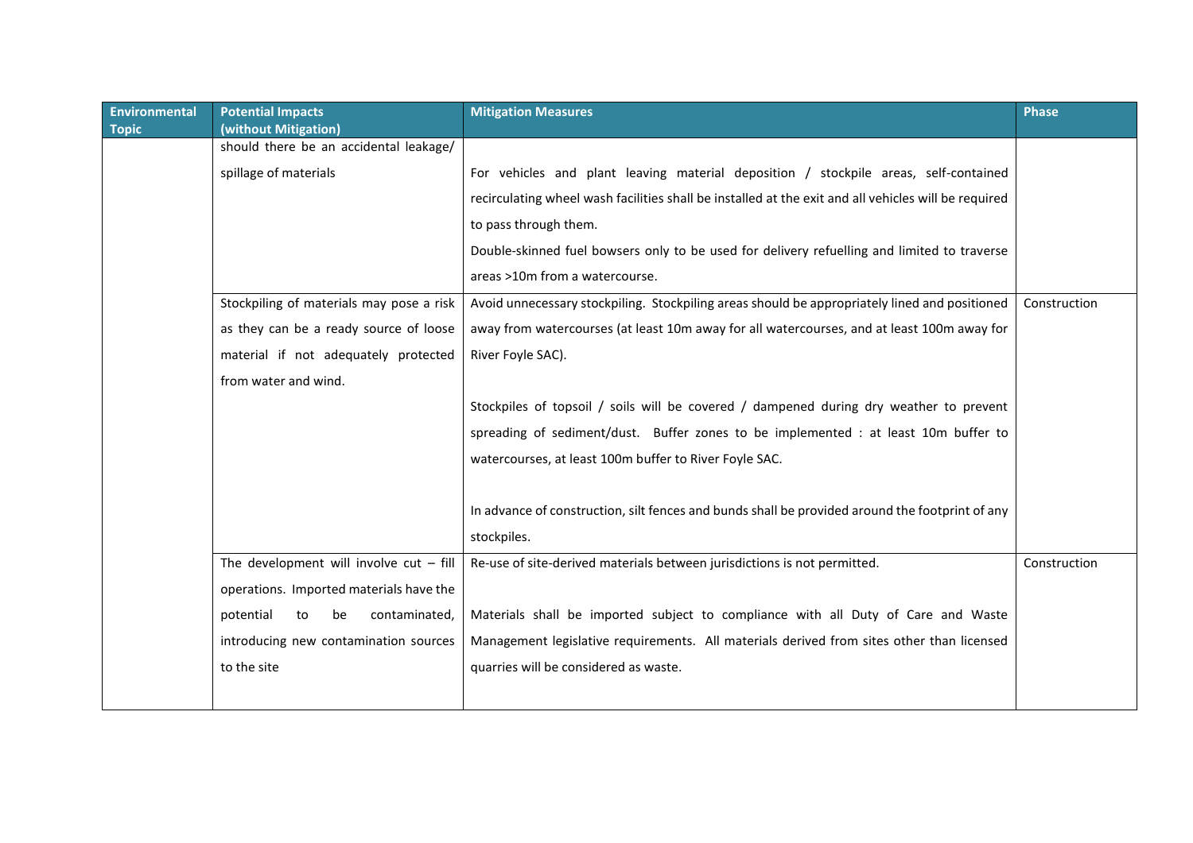| Environmental Topic | Potential Impacts (without Mitigation) | Mitigation Measures | Phase |
|---|---|---|---|
| | should there be an accidental leakage/ spillage of materials | For vehicles and plant leaving material deposition / stockpile areas, self-contained recirculating wheel wash facilities shall be installed at the exit and all vehicles will be required to pass through them.<br>Double-skinned fuel bowsers only to be used for delivery refuelling and limited to traverse areas >10m from a watercourse. | |
| | Stockpiling of materials may pose a risk as they can be a ready source of loose material if not adequately protected from water and wind. | Avoid unnecessary stockpiling. Stockpiling areas should be appropriately lined and positioned away from watercourses (at least 10m away for all watercourses, and at least 100m away for River Foyle SAC).<br><br>Stockpiles of topsoil / soils will be covered / dampened during dry weather to prevent spreading of sediment/dust. Buffer zones to be implemented : at least 10m buffer to watercourses, at least 100m buffer to River Foyle SAC.<br><br>In advance of construction, silt fences and bunds shall be provided around the footprint of any stockpiles. | Construction |
| | The development will involve cut – fill operations. Imported materials have the potential to be contaminated, introducing new contamination sources to the site | Re-use of site-derived materials between jurisdictions is not permitted.<br><br>Materials shall be imported subject to compliance with all Duty of Care and Waste Management legislative requirements. All materials derived from sites other than licensed quarries will be considered as waste. | Construction |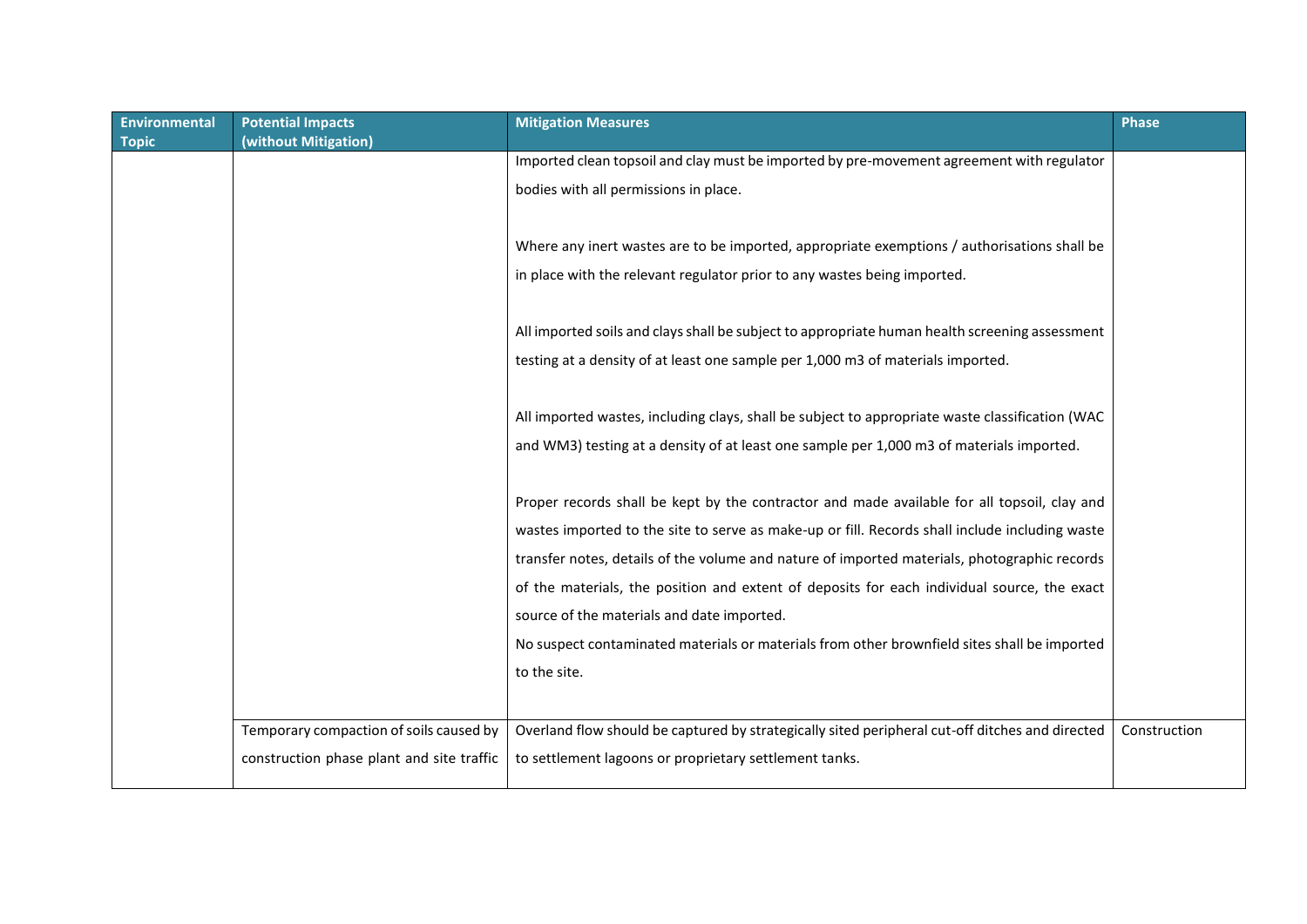| Environmental Topic | Potential Impacts (without Mitigation) | Mitigation Measures | Phase |
|---|---|---|---|
| | | Imported clean topsoil and clay must be imported by pre-movement agreement with regulator bodies with all permissions in place.<br><br>Where any inert wastes are to be imported, appropriate exemptions / authorisations shall be in place with the relevant regulator prior to any wastes being imported.<br><br>All imported soils and clays shall be subject to appropriate human health screening assessment testing at a density of at least one sample per 1,000 m3 of materials imported.<br><br>All imported wastes, including clays, shall be subject to appropriate waste classification (WAC and WM3) testing at a density of at least one sample per 1,000 m3 of materials imported.<br><br>Proper records shall be kept by the contractor and made available for all topsoil, clay and wastes imported to the site to serve as make-up or fill. Records shall include including waste transfer notes, details of the volume and nature of imported materials, photographic records of the materials, the position and extent of deposits for each individual source, the exact source of the materials and date imported.<br>No suspect contaminated materials or materials from other brownfield sites shall be imported to the site. | |
| | Temporary compaction of soils caused by construction phase plant and site traffic | Overland flow should be captured by strategically sited peripheral cut-off ditches and directed to settlement lagoons or proprietary settlement tanks. | Construction |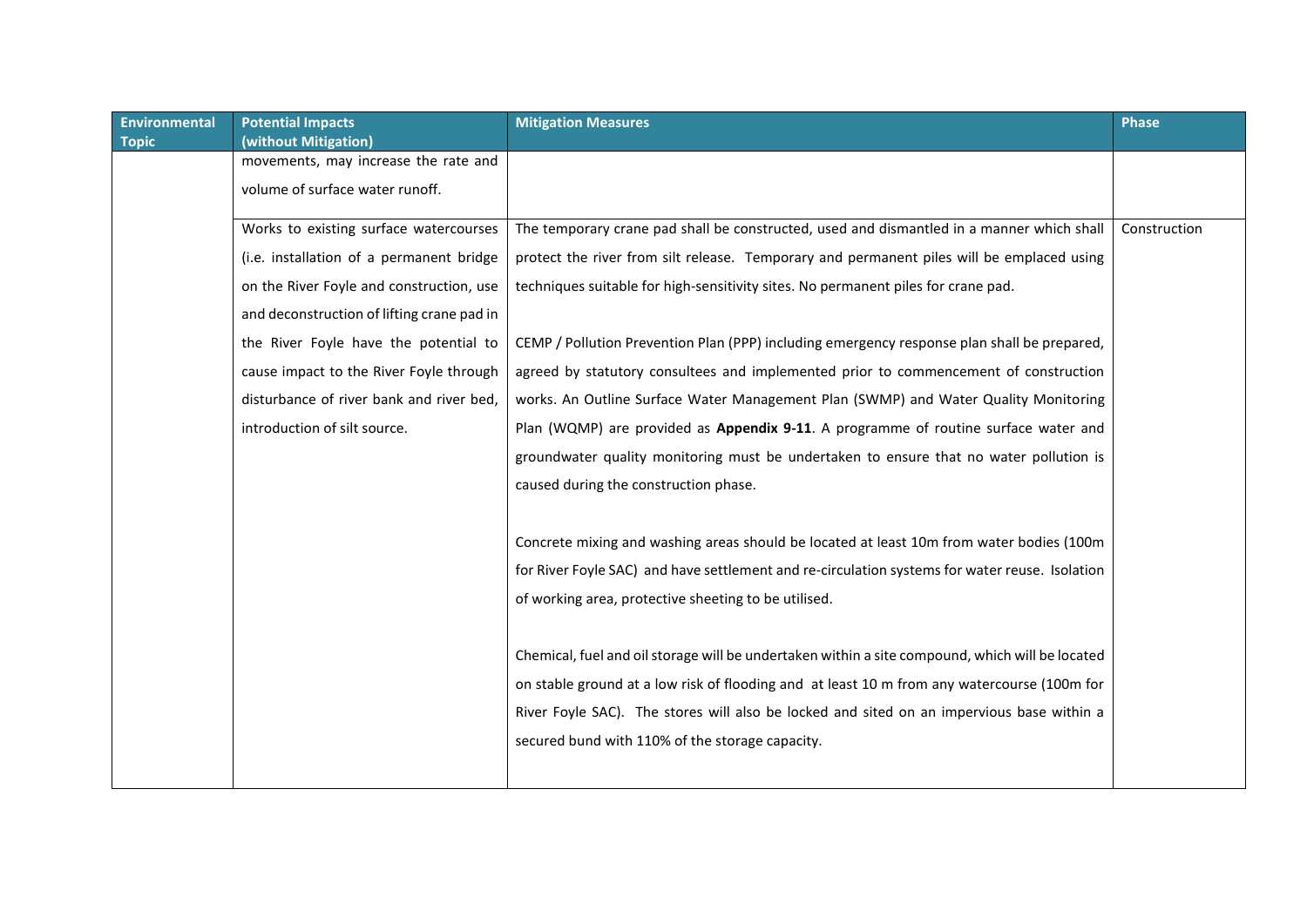| Environmental Topic | Potential Impacts (without Mitigation) | Mitigation Measures | Phase |
|---|---|---|---|
| | movements, may increase the rate and volume of surface water runoff. | | |
| | Works to existing surface watercourses (i.e. installation of a permanent bridge on the River Foyle and construction, use and deconstruction of lifting crane pad in the River Foyle have the potential to cause impact to the River Foyle through disturbance of river bank and river bed, introduction of silt source. | The temporary crane pad shall be constructed, used and dismantled in a manner which shall protect the river from silt release. Temporary and permanent piles will be emplaced using techniques suitable for high-sensitivity sites. No permanent piles for crane pad.<br><br>CEMP / Pollution Prevention Plan (PPP) including emergency response plan shall be prepared, agreed by statutory consultees and implemented prior to commencement of construction works. An Outline Surface Water Management Plan (SWMP) and Water Quality Monitoring Plan (WQMP) are provided as **Appendix 9-11**. A programme of routine surface water and groundwater quality monitoring must be undertaken to ensure that no water pollution is caused during the construction phase.<br><br>Concrete mixing and washing areas should be located at least 10m from water bodies (100m for River Foyle SAC) and have settlement and re-circulation systems for water reuse. Isolation of working area, protective sheeting to be utilised.<br><br>Chemical, fuel and oil storage will be undertaken within a site compound, which will be located on stable ground at a low risk of flooding and at least 10 m from any watercourse (100m for River Foyle SAC). The stores will also be locked and sited on an impervious base within a secured bund with 110% of the storage capacity. | Construction |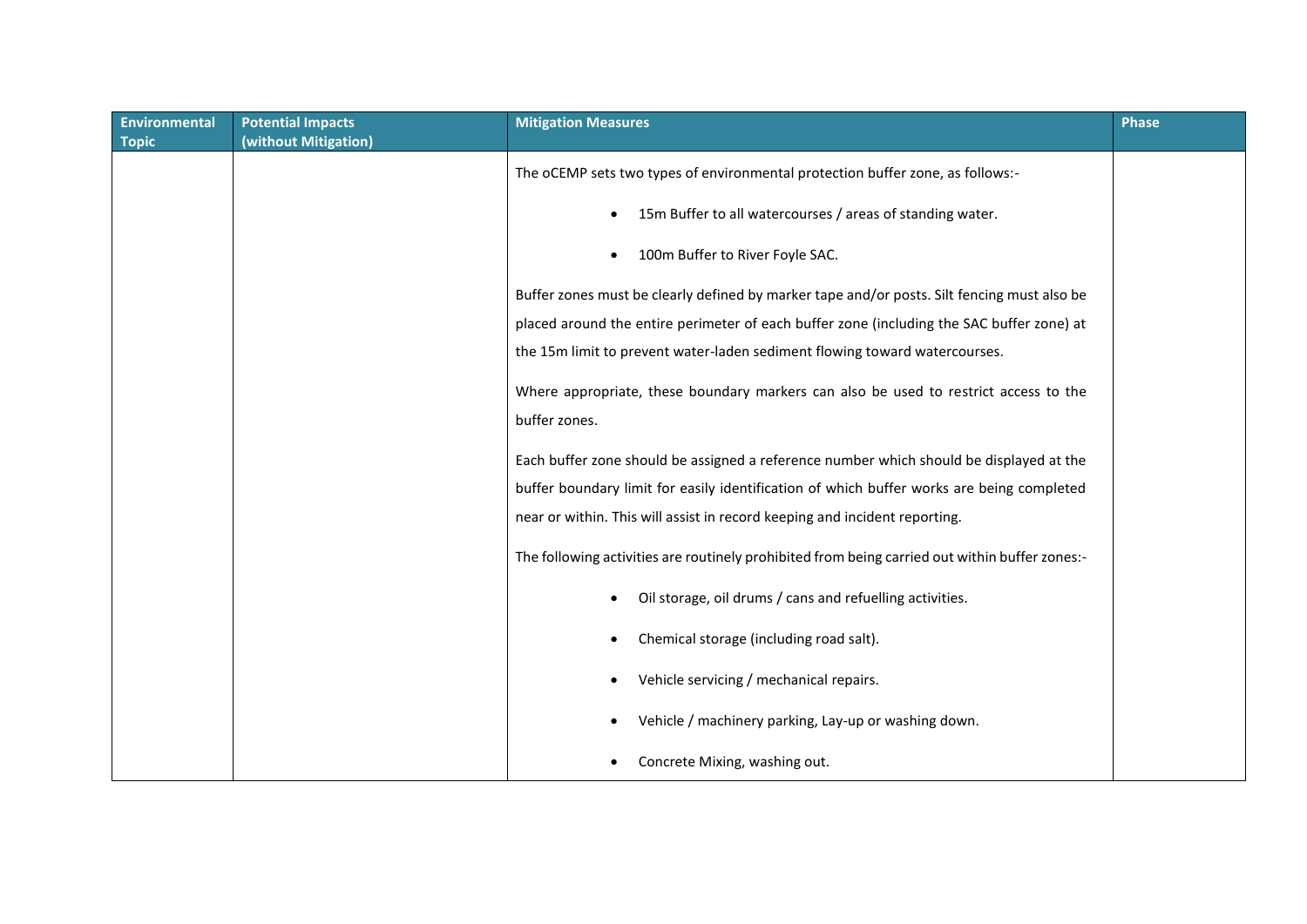| Environmental Topic | Potential Impacts (without Mitigation) | Mitigation Measures | Phase |
|---|---|---|---|
| | | The oCEMP sets two types of environmental protection buffer zone, as follows:-<br><br>• 15m Buffer to all watercourses / areas of standing water.<br>• 100m Buffer to River Foyle SAC.<br><br>Buffer zones must be clearly defined by marker tape and/or posts. Silt fencing must also be placed around the entire perimeter of each buffer zone (including the SAC buffer zone) at the 15m limit to prevent water-laden sediment flowing toward watercourses.<br><br>Where appropriate, these boundary markers can also be used to restrict access to the buffer zones.<br><br>Each buffer zone should be assigned a reference number which should be displayed at the buffer boundary limit for easily identification of which buffer works are being completed near or within. This will assist in record keeping and incident reporting.<br><br>The following activities are routinely prohibited from being carried out within buffer zones:-<br><br>• Oil storage, oil drums / cans and refuelling activities.<br>• Chemical storage (including road salt).<br>• Vehicle servicing / mechanical repairs.<br>• Vehicle / machinery parking, Lay-up or washing down.<br>• Concrete Mixing, washing out. | |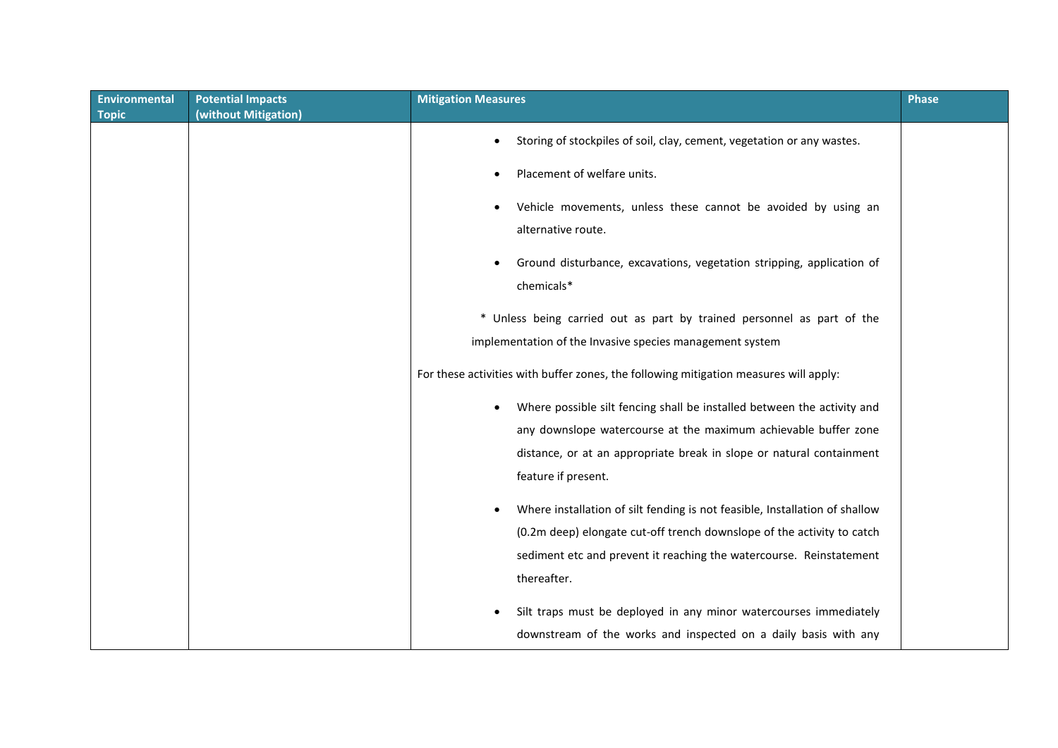| Environmental Topic | Potential Impacts (without Mitigation) | Mitigation Measures | Phase |
|---|---|---|---|
| | | <ul><li>Storing of stockpiles of soil, clay, cement, vegetation or any wastes.</li><li>Placement of welfare units.</li><li>Vehicle movements, unless these cannot be avoided by using an alternative route.</li><li>Ground disturbance, excavations, vegetation stripping, application of chemicals*</li></ul>* Unless being carried out as part by trained personnel as part of the implementation of the Invasive species management system<br><br>For these activities with buffer zones, the following mitigation measures will apply:<ul><li>Where possible silt fencing shall be installed between the activity and any downslope watercourse at the maximum achievable buffer zone distance, or at an appropriate break in slope or natural containment feature if present.</li><li>Where installation of silt fending is not feasible, Installation of shallow (0.2m deep) elongate cut-off trench downslope of the activity to catch sediment etc and prevent it reaching the watercourse. Reinstatement thereafter.</li><li>Silt traps must be deployed in any minor watercourses immediately downstream of the works and inspected on a daily basis with any</li></ul> | |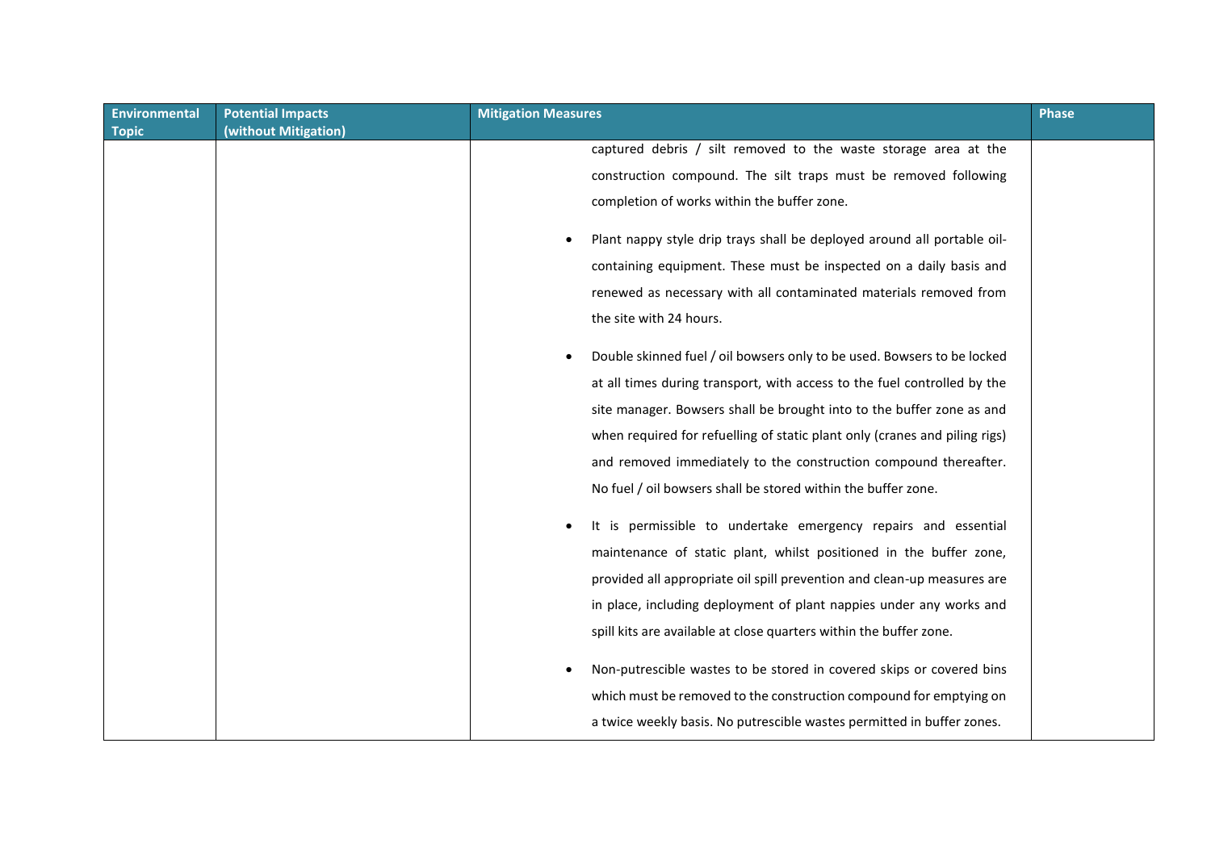| Environmental Topic | Potential Impacts (without Mitigation) | Mitigation Measures | Phase |
|---|---|---|---|
| | | captured debris / silt removed to the waste storage area at the construction compound. The silt traps must be removed following completion of works within the buffer zone.<br><br>• Plant nappy style drip trays shall be deployed around all portable oil-containing equipment. These must be inspected on a daily basis and renewed as necessary with all contaminated materials removed from the site with 24 hours.<br><br>• Double skinned fuel / oil bowsers only to be used. Bowsers to be locked at all times during transport, with access to the fuel controlled by the site manager. Bowsers shall be brought into to the buffer zone as and when required for refuelling of static plant only (cranes and piling rigs) and removed immediately to the construction compound thereafter. No fuel / oil bowsers shall be stored within the buffer zone.<br><br>• It is permissible to undertake emergency repairs and essential maintenance of static plant, whilst positioned in the buffer zone, provided all appropriate oil spill prevention and clean-up measures are in place, including deployment of plant nappies under any works and spill kits are available at close quarters within the buffer zone.<br><br>• Non-putrescible wastes to be stored in covered skips or covered bins which must be removed to the construction compound for emptying on a twice weekly basis. No putrescible wastes permitted in buffer zones. | |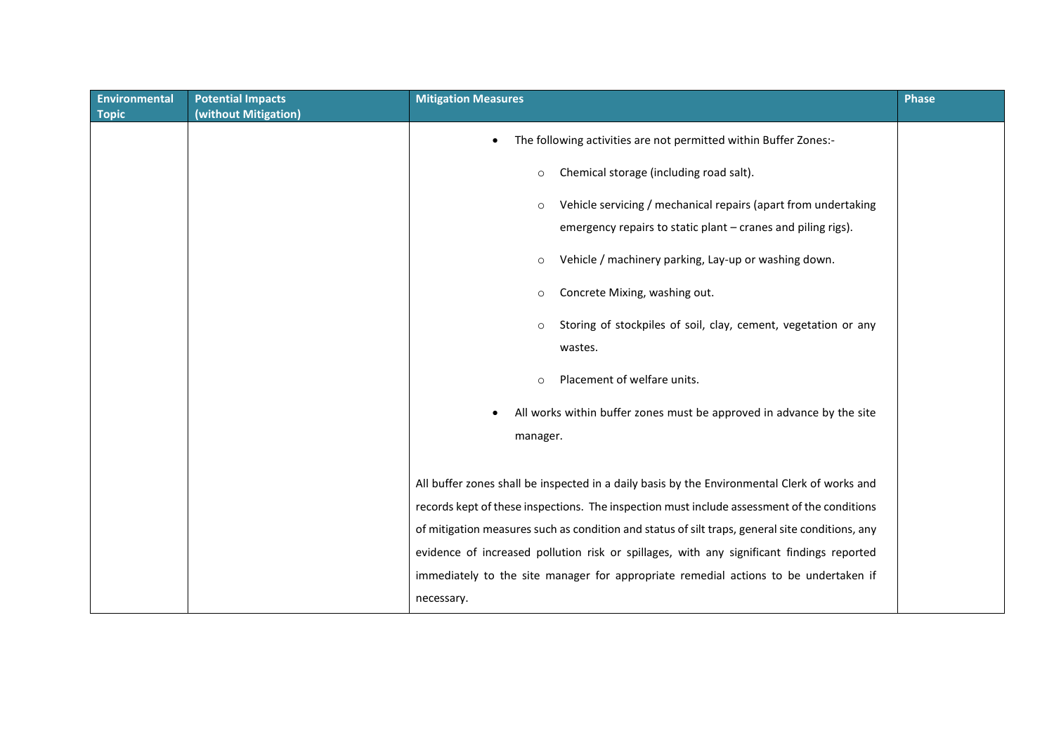| Environmental Topic | Potential Impacts (without Mitigation) | Mitigation Measures | Phase |
|---|---|---|---|
| | | • The following activities are not permitted within Buffer Zones:-<br>  ○ Chemical storage (including road salt).<br>  ○ Vehicle servicing / mechanical repairs (apart from undertaking emergency repairs to static plant – cranes and piling rigs).<br>  ○ Vehicle / machinery parking, Lay-up or washing down.<br>  ○ Concrete Mixing, washing out.<br>  ○ Storing of stockpiles of soil, clay, cement, vegetation or any wastes.<br>  ○ Placement of welfare units.<br>• All works within buffer zones must be approved in advance by the site manager.<br><br>All buffer zones shall be inspected in a daily basis by the Environmental Clerk of works and records kept of these inspections. The inspection must include assessment of the conditions of mitigation measures such as condition and status of silt traps, general site conditions, any evidence of increased pollution risk or spillages, with any significant findings reported immediately to the site manager for appropriate remedial actions to be undertaken if necessary. | |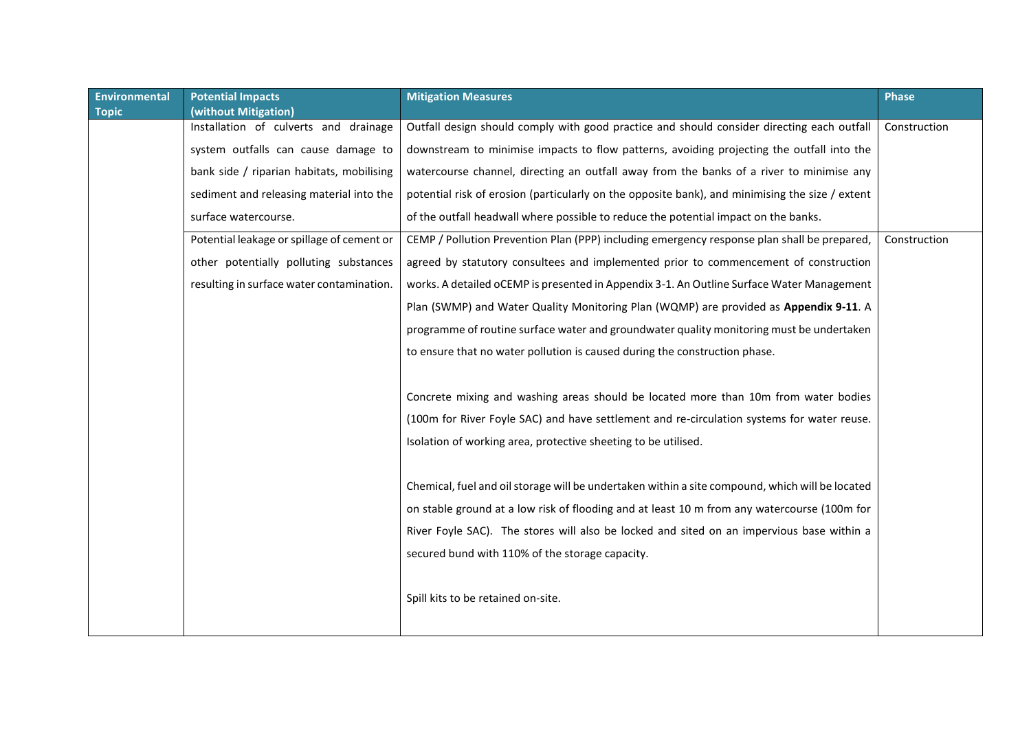| Environmental Topic | Potential Impacts (without Mitigation) | Mitigation Measures | Phase |
|---|---|---|---|
| | Installation of culverts and drainage system outfalls can cause damage to bank side / riparian habitats, mobilising sediment and releasing material into the surface watercourse. | Outfall design should comply with good practice and should consider directing each outfall downstream to minimise impacts to flow patterns, avoiding projecting the outfall into the watercourse channel, directing an outfall away from the banks of a river to minimise any potential risk of erosion (particularly on the opposite bank), and minimising the size / extent of the outfall headwall where possible to reduce the potential impact on the banks. | Construction |
| | Potential leakage or spillage of cement or other potentially polluting substances resulting in surface water contamination. | CEMP / Pollution Prevention Plan (PPP) including emergency response plan shall be prepared, agreed by statutory consultees and implemented prior to commencement of construction works. A detailed oCEMP is presented in Appendix 3-1. An Outline Surface Water Management Plan (SWMP) and Water Quality Monitoring Plan (WQMP) are provided as **Appendix 9-11**. A programme of routine surface water and groundwater quality monitoring must be undertaken to ensure that no water pollution is caused during the construction phase.<br><br>Concrete mixing and washing areas should be located more than 10m from water bodies (100m for River Foyle SAC) and have settlement and re-circulation systems for water reuse. Isolation of working area, protective sheeting to be utilised.<br><br>Chemical, fuel and oil storage will be undertaken within a site compound, which will be located on stable ground at a low risk of flooding and at least 10 m from any watercourse (100m for River Foyle SAC). The stores will also be locked and sited on an impervious base within a secured bund with 110% of the storage capacity.<br><br>Spill kits to be retained on-site. | Construction |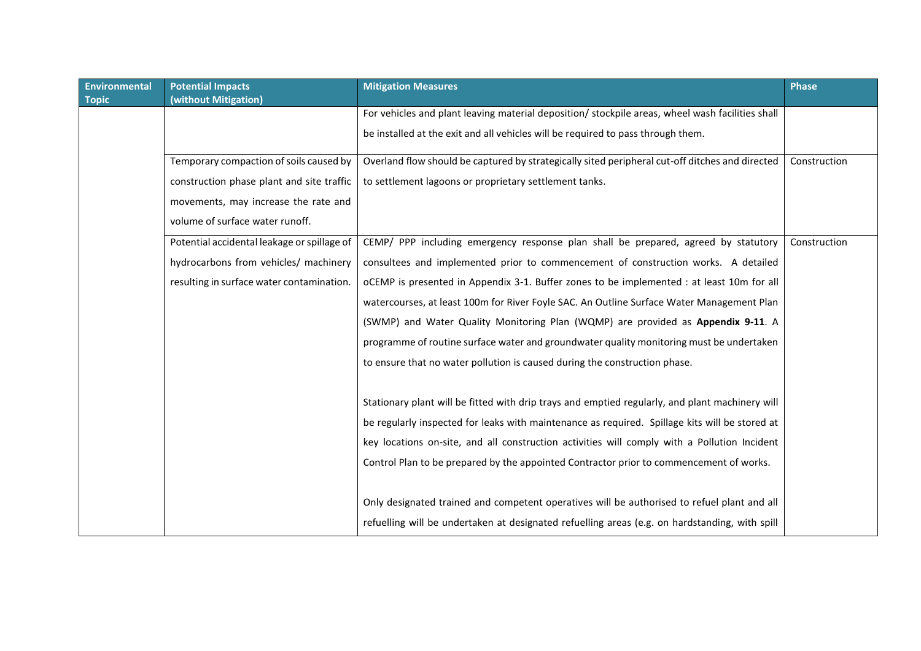| Environmental Topic | Potential Impacts (without Mitigation) | Mitigation Measures | Phase |
| --- | --- | --- | --- |
| | | For vehicles and plant leaving material deposition/ stockpile areas, wheel wash facilities shall be installed at the exit and all vehicles will be required to pass through them. | |
| | Temporary compaction of soils caused by construction phase plant and site traffic movements, may increase the rate and volume of surface water runoff. | Overland flow should be captured by strategically sited peripheral cut-off ditches and directed to settlement lagoons or proprietary settlement tanks. | Construction |
| | Potential accidental leakage or spillage of hydrocarbons from vehicles/ machinery resulting in surface water contamination. | CEMP/ PPP including emergency response plan shall be prepared, agreed by statutory consultees and implemented prior to commencement of construction works. A detailed oCEMP is presented in Appendix 3-1. Buffer zones to be implemented : at least 10m for all watercourses, at least 100m for River Foyle SAC. An Outline Surface Water Management Plan (SWMP) and Water Quality Monitoring Plan (WQMP) are provided as **Appendix 9-11**. A programme of routine surface water and groundwater quality monitoring must be undertaken to ensure that no water pollution is caused during the construction phase.<br><br>Stationary plant will be fitted with drip trays and emptied regularly, and plant machinery will be regularly inspected for leaks with maintenance as required. Spillage kits will be stored at key locations on-site, and all construction activities will comply with a Pollution Incident Control Plan to be prepared by the appointed Contractor prior to commencement of works.<br><br>Only designated trained and competent operatives will be authorised to refuel plant and all refuelling will be undertaken at designated refuelling areas (e.g. on hardstanding, with spill | Construction |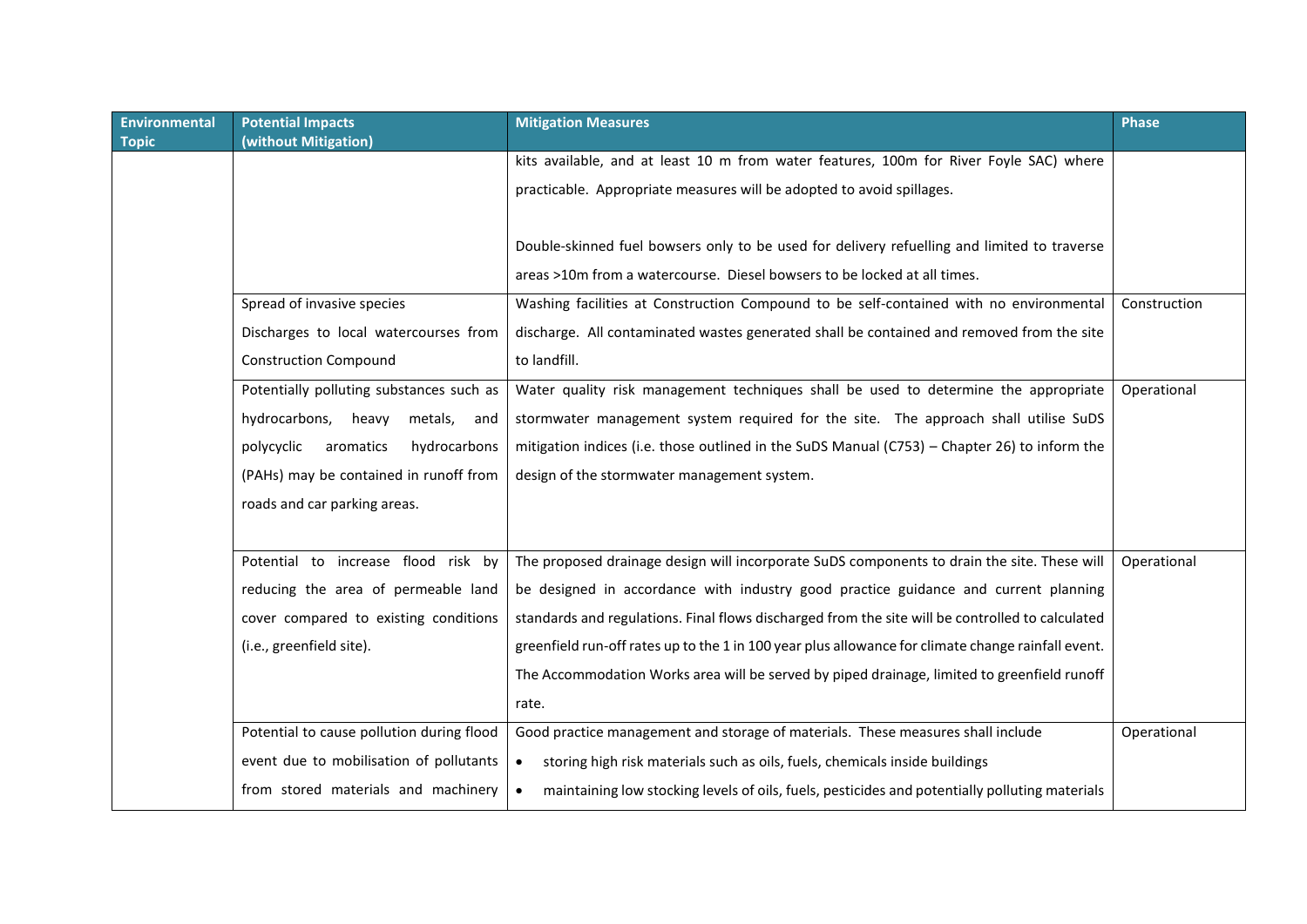| Environmental Topic | Potential Impacts (without Mitigation) | Mitigation Measures | Phase |
|---|---|---|---|
| | | kits available, and at least 10 m from water features, 100m for River Foyle SAC) where practicable. Appropriate measures will be adopted to avoid spillages.<br><br>Double-skinned fuel bowsers only to be used for delivery refuelling and limited to traverse areas >10m from a watercourse. Diesel bowsers to be locked at all times. | |
| | Spread of invasive species<br>Discharges to local watercourses from Construction Compound | Washing facilities at Construction Compound to be self-contained with no environmental discharge. All contaminated wastes generated shall be contained and removed from the site to landfill. | Construction |
| | Potentially polluting substances such as hydrocarbons, heavy metals, and polycyclic aromatics hydrocarbons (PAHs) may be contained in runoff from roads and car parking areas. | Water quality risk management techniques shall be used to determine the appropriate stormwater management system required for the site. The approach shall utilise SuDS mitigation indices (i.e. those outlined in the SuDS Manual (C753) – Chapter 26) to inform the design of the stormwater management system. | Operational |
| | Potential to increase flood risk by reducing the area of permeable land cover compared to existing conditions (i.e., greenfield site). | The proposed drainage design will incorporate SuDS components to drain the site. These will be designed in accordance with industry good practice guidance and current planning standards and regulations. Final flows discharged from the site will be controlled to calculated greenfield run-off rates up to the 1 in 100 year plus allowance for climate change rainfall event. The Accommodation Works area will be served by piped drainage, limited to greenfield runoff rate. | Operational |
| | Potential to cause pollution during flood event due to mobilisation of pollutants from stored materials and machinery | Good practice management and storage of materials. These measures shall include<br>• storing high risk materials such as oils, fuels, chemicals inside buildings<br>• maintaining low stocking levels of oils, fuels, pesticides and potentially polluting materials | Operational |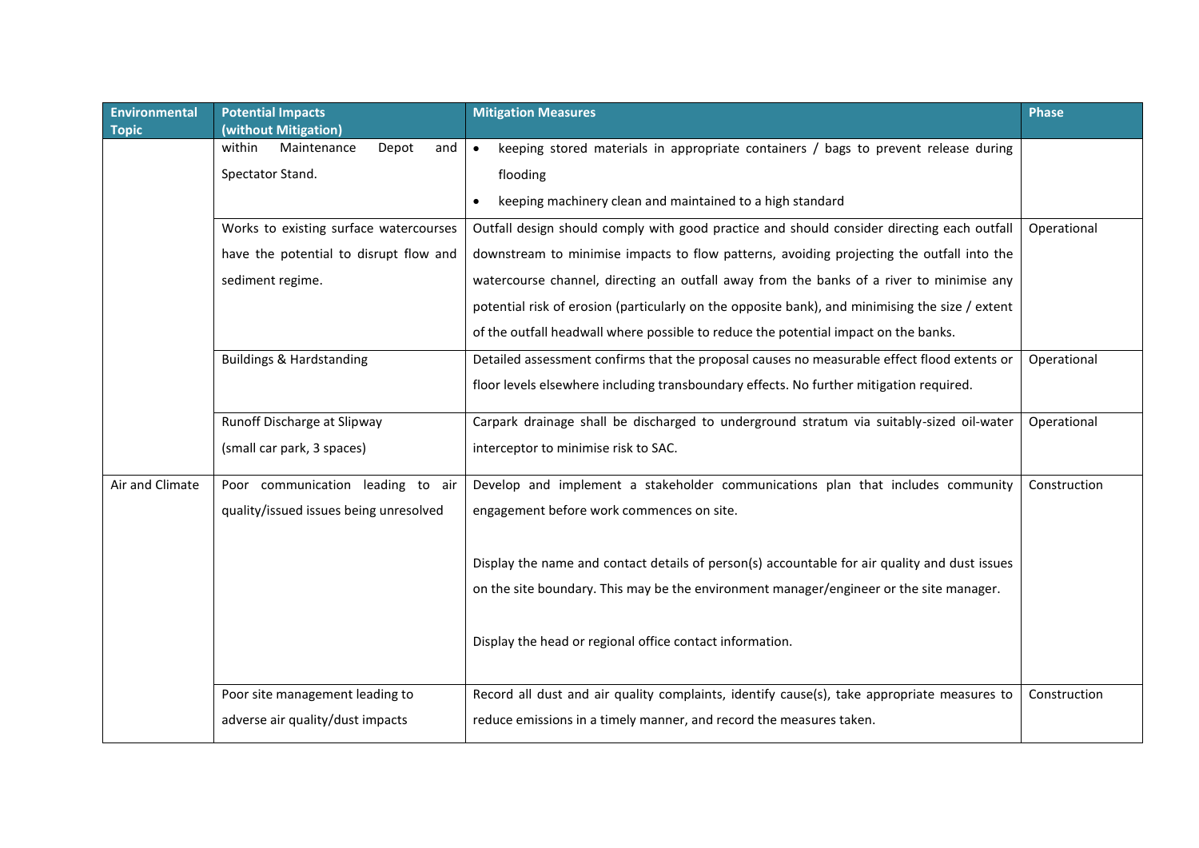| Environmental Topic | Potential Impacts (without Mitigation) | Mitigation Measures | Phase |
|---|---|---|---|
| | within Maintenance Depot and Spectator Stand. | • keeping stored materials in appropriate containers / bags to prevent release during flooding<br>• keeping machinery clean and maintained to a high standard | |
| | Works to existing surface watercourses have the potential to disrupt flow and sediment regime. | Outfall design should comply with good practice and should consider directing each outfall downstream to minimise impacts to flow patterns, avoiding projecting the outfall into the watercourse channel, directing an outfall away from the banks of a river to minimise any potential risk of erosion (particularly on the opposite bank), and minimising the size / extent of the outfall headwall where possible to reduce the potential impact on the banks. | Operational |
| | Buildings & Hardstanding | Detailed assessment confirms that the proposal causes no measurable effect flood extents or floor levels elsewhere including transboundary effects. No further mitigation required. | Operational |
| | Runoff Discharge at Slipway<br>(small car park, 3 spaces) | Carpark drainage shall be discharged to underground stratum via suitably-sized oil-water interceptor to minimise risk to SAC. | Operational |
| Air and Climate | Poor communication leading to air quality/issued issues being unresolved | Develop and implement a stakeholder communications plan that includes community engagement before work commences on site.<br><br>Display the name and contact details of person(s) accountable for air quality and dust issues on the site boundary. This may be the environment manager/engineer or the site manager.<br><br>Display the head or regional office contact information. | Construction |
| | Poor site management leading to adverse air quality/dust impacts | Record all dust and air quality complaints, identify cause(s), take appropriate measures to reduce emissions in a timely manner, and record the measures taken. | Construction |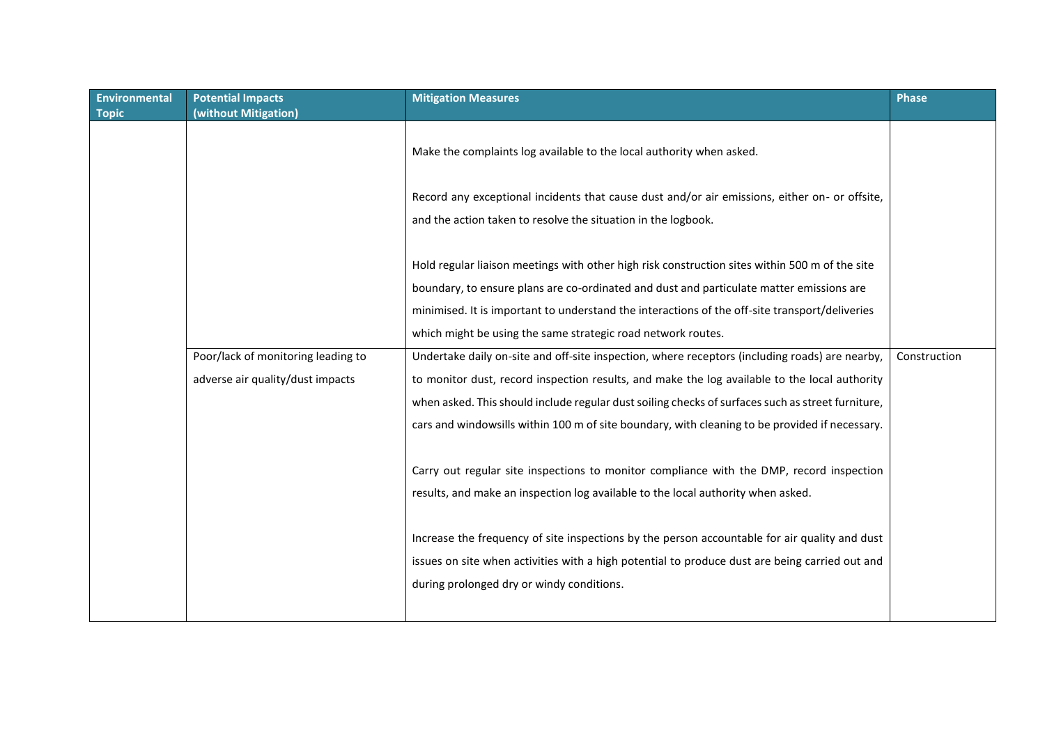| Environmental Topic | Potential Impacts (without Mitigation) | Mitigation Measures | Phase |
|---|---|---|---|
| | | Make the complaints log available to the local authority when asked.<br><br>Record any exceptional incidents that cause dust and/or air emissions, either on- or offsite, and the action taken to resolve the situation in the logbook.<br><br>Hold regular liaison meetings with other high risk construction sites within 500 m of the site boundary, to ensure plans are co-ordinated and dust and particulate matter emissions are minimised. It is important to understand the interactions of the off-site transport/deliveries which might be using the same strategic road network routes. | |
| | Poor/lack of monitoring leading to adverse air quality/dust impacts | Undertake daily on-site and off-site inspection, where receptors (including roads) are nearby, to monitor dust, record inspection results, and make the log available to the local authority when asked. This should include regular dust soiling checks of surfaces such as street furniture, cars and windowsills within 100 m of site boundary, with cleaning to be provided if necessary.<br><br>Carry out regular site inspections to monitor compliance with the DMP, record inspection results, and make an inspection log available to the local authority when asked.<br><br>Increase the frequency of site inspections by the person accountable for air quality and dust issues on site when activities with a high potential to produce dust are being carried out and during prolonged dry or windy conditions. | Construction |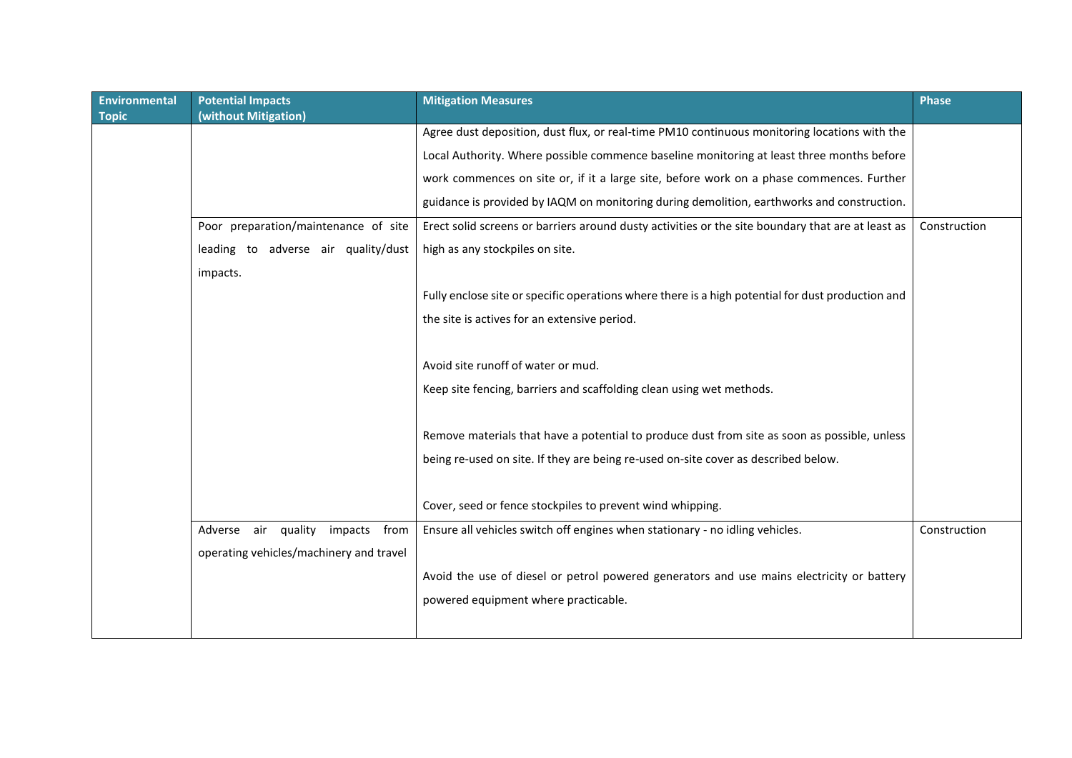| Environmental Topic | Potential Impacts (without Mitigation) | Mitigation Measures | Phase |
|---|---|---|---|
| | | Agree dust deposition, dust flux, or real-time PM10 continuous monitoring locations with the Local Authority. Where possible commence baseline monitoring at least three months before work commences on site or, if it a large site, before work on a phase commences. Further guidance is provided by IAQM on monitoring during demolition, earthworks and construction. | |
| | Poor preparation/maintenance of site leading to adverse air quality/dust impacts. | Erect solid screens or barriers around dusty activities or the site boundary that are at least as high as any stockpiles on site.<br><br>Fully enclose site or specific operations where there is a high potential for dust production and the site is actives for an extensive period.<br><br>Avoid site runoff of water or mud.<br>Keep site fencing, barriers and scaffolding clean using wet methods.<br><br>Remove materials that have a potential to produce dust from site as soon as possible, unless being re-used on site. If they are being re-used on-site cover as described below.<br><br>Cover, seed or fence stockpiles to prevent wind whipping. | Construction |
| | Adverse air quality impacts from operating vehicles/machinery and travel | Ensure all vehicles switch off engines when stationary - no idling vehicles.<br><br>Avoid the use of diesel or petrol powered generators and use mains electricity or battery powered equipment where practicable. | Construction |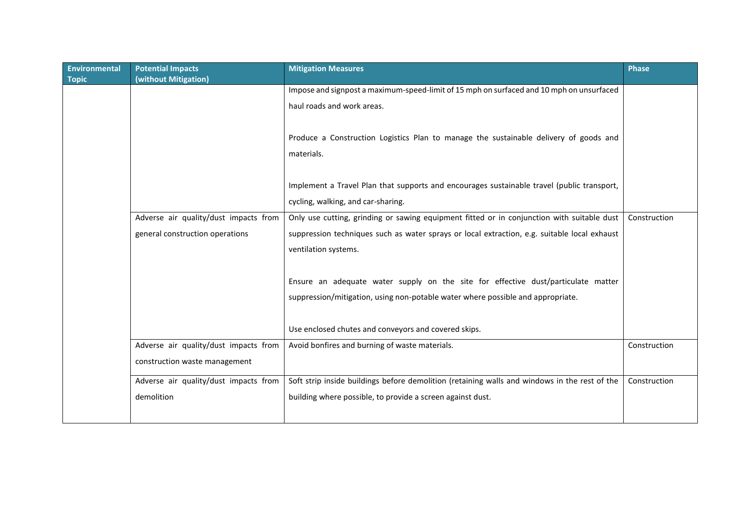| Environmental Topic | Potential Impacts (without Mitigation) | Mitigation Measures | Phase |
|---|---|---|---|
| | | Impose and signpost a maximum-speed-limit of 15 mph on surfaced and 10 mph on unsurfaced haul roads and work areas.<br><br>Produce a Construction Logistics Plan to manage the sustainable delivery of goods and materials.<br><br>Implement a Travel Plan that supports and encourages sustainable travel (public transport, cycling, walking, and car-sharing. | |
| | Adverse air quality/dust impacts from general construction operations | Only use cutting, grinding or sawing equipment fitted or in conjunction with suitable dust suppression techniques such as water sprays or local extraction, e.g. suitable local exhaust ventilation systems.<br><br>Ensure an adequate water supply on the site for effective dust/particulate matter suppression/mitigation, using non-potable water where possible and appropriate.<br><br>Use enclosed chutes and conveyors and covered skips. | Construction |
| | Adverse air quality/dust impacts from construction waste management | Avoid bonfires and burning of waste materials. | Construction |
| | Adverse air quality/dust impacts from demolition | Soft strip inside buildings before demolition (retaining walls and windows in the rest of the building where possible, to provide a screen against dust. | Construction |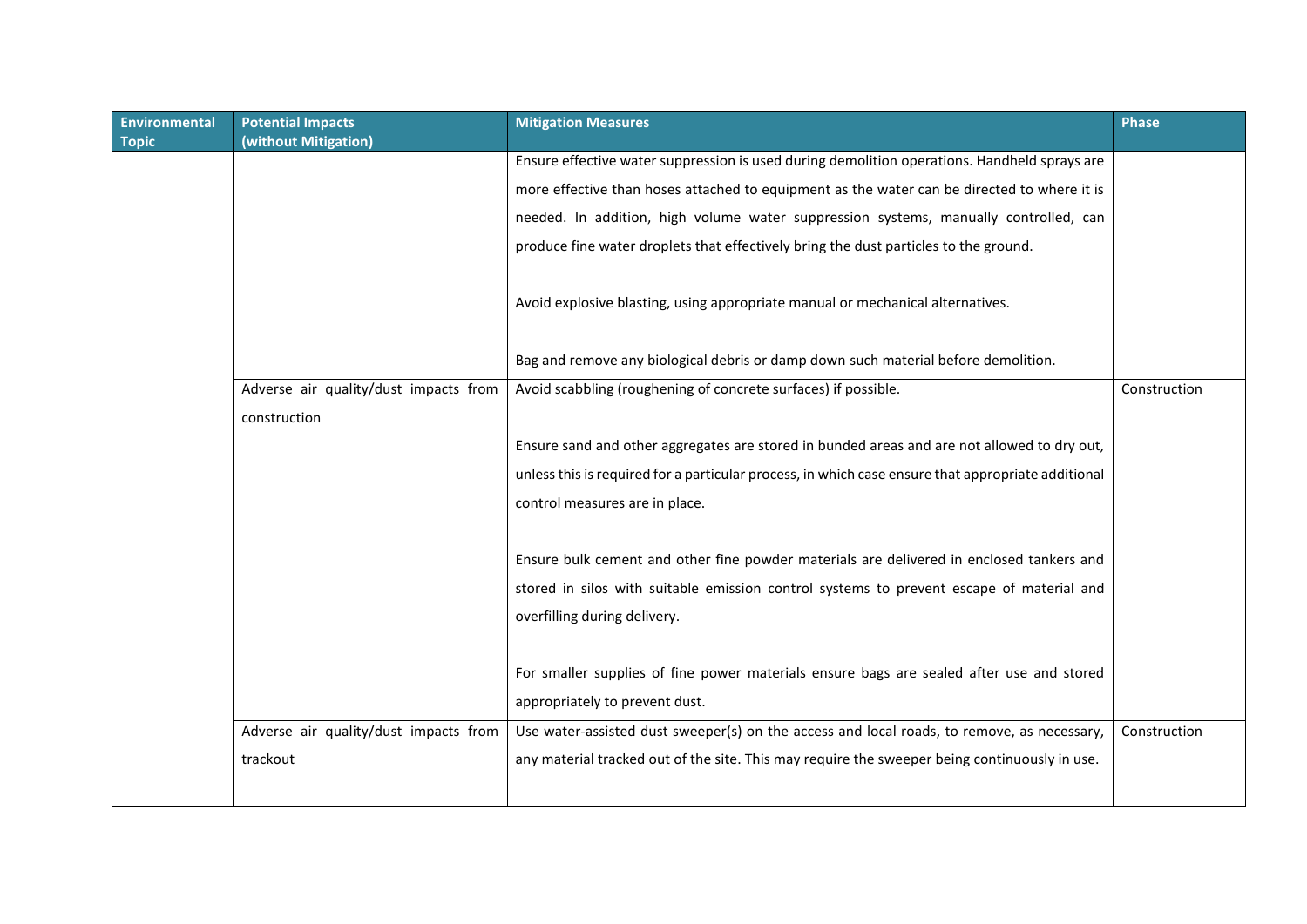| Environmental Topic | Potential Impacts (without Mitigation) | Mitigation Measures | Phase |
|---|---|---|---|
| | | Ensure effective water suppression is used during demolition operations. Handheld sprays are more effective than hoses attached to equipment as the water can be directed to where it is needed. In addition, high volume water suppression systems, manually controlled, can produce fine water droplets that effectively bring the dust particles to the ground.<br><br>Avoid explosive blasting, using appropriate manual or mechanical alternatives.<br><br>Bag and remove any biological debris or damp down such material before demolition. | |
| | Adverse air quality/dust impacts from construction | Avoid scabbling (roughening of concrete surfaces) if possible.<br><br>Ensure sand and other aggregates are stored in bunded areas and are not allowed to dry out, unless this is required for a particular process, in which case ensure that appropriate additional control measures are in place.<br><br>Ensure bulk cement and other fine powder materials are delivered in enclosed tankers and stored in silos with suitable emission control systems to prevent escape of material and overfilling during delivery.<br><br>For smaller supplies of fine power materials ensure bags are sealed after use and stored appropriately to prevent dust. | Construction |
| | Adverse air quality/dust impacts from trackout | Use water-assisted dust sweeper(s) on the access and local roads, to remove, as necessary, any material tracked out of the site. This may require the sweeper being continuously in use. | Construction |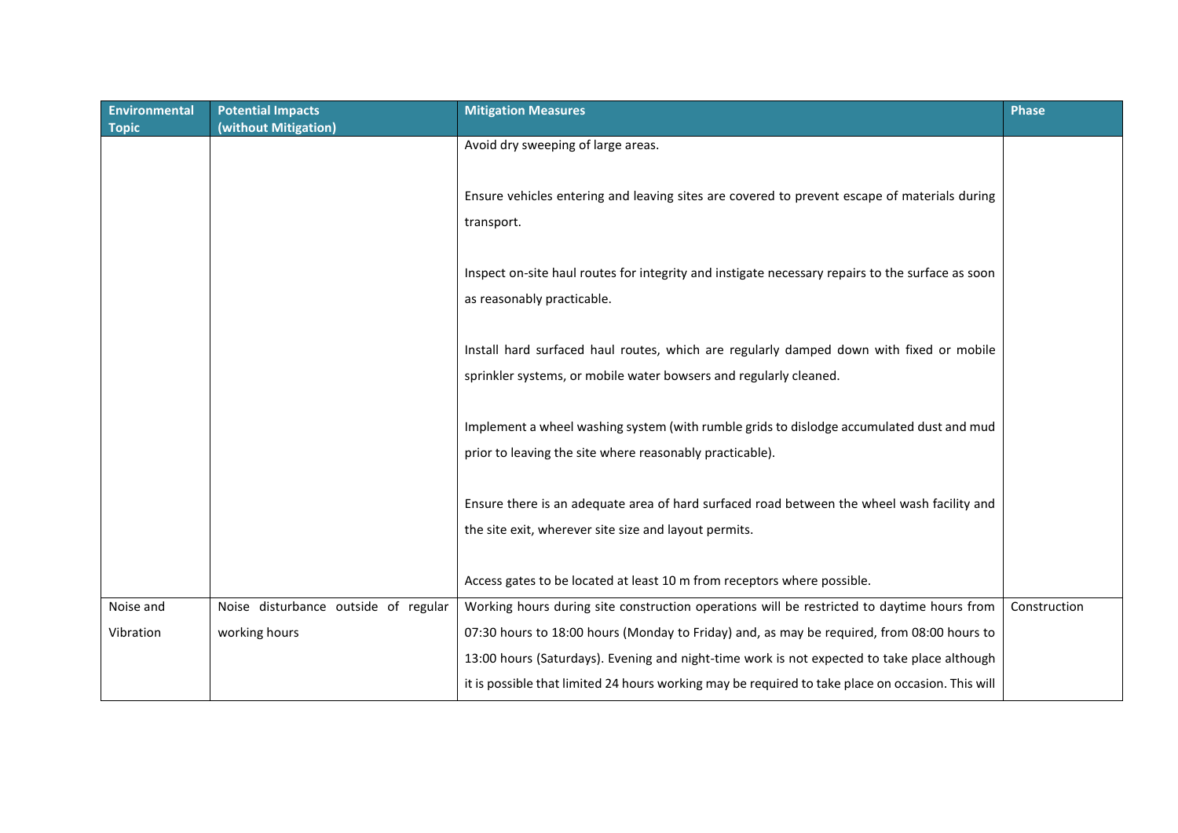| Environmental Topic | Potential Impacts (without Mitigation) | Mitigation Measures | Phase |
| --- | --- | --- | --- |
| | | Avoid dry sweeping of large areas.<br><br>Ensure vehicles entering and leaving sites are covered to prevent escape of materials during transport.<br><br>Inspect on-site haul routes for integrity and instigate necessary repairs to the surface as soon as reasonably practicable.<br><br>Install hard surfaced haul routes, which are regularly damped down with fixed or mobile sprinkler systems, or mobile water bowsers and regularly cleaned.<br><br>Implement a wheel washing system (with rumble grids to dislodge accumulated dust and mud prior to leaving the site where reasonably practicable).<br><br>Ensure there is an adequate area of hard surfaced road between the wheel wash facility and the site exit, wherever site size and layout permits.<br><br>Access gates to be located at least 10 m from receptors where possible. | |
| Noise and Vibration | Noise disturbance outside of regular working hours | Working hours during site construction operations will be restricted to daytime hours from 07:30 hours to 18:00 hours (Monday to Friday) and, as may be required, from 08:00 hours to 13:00 hours (Saturdays). Evening and night-time work is not expected to take place although it is possible that limited 24 hours working may be required to take place on occasion. This will | Construction |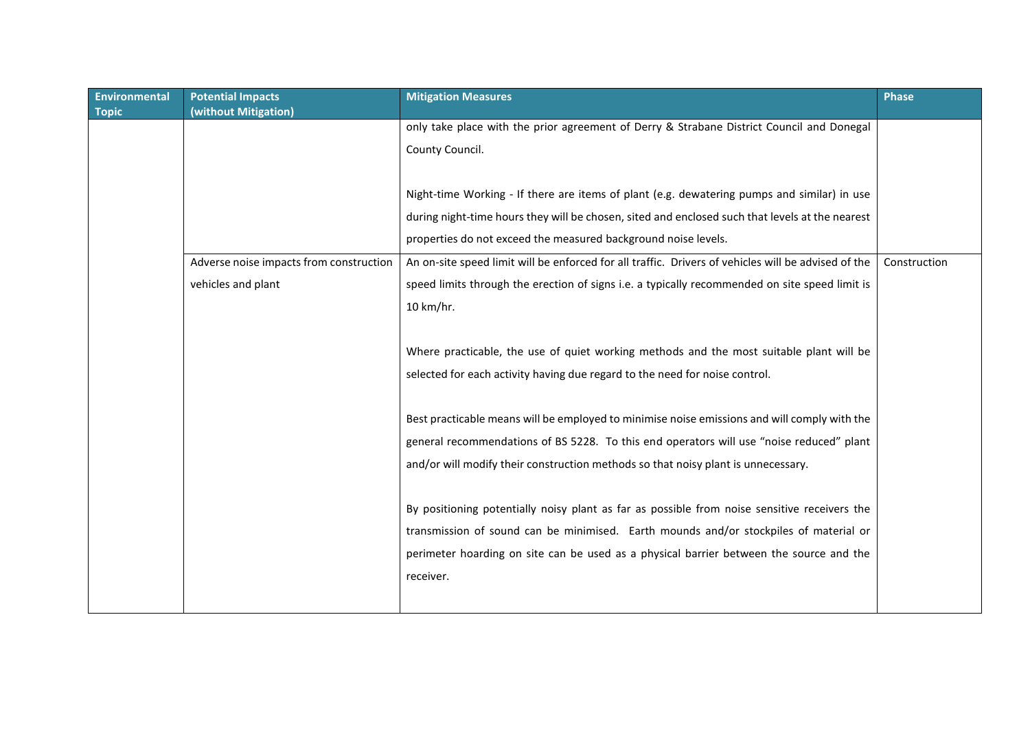| Environmental Topic | Potential Impacts (without Mitigation) | Mitigation Measures | Phase |
|---|---|---|---|
| | | only take place with the prior agreement of Derry & Strabane District Council and Donegal County Council.<br><br>Night-time Working - If there are items of plant (e.g. dewatering pumps and similar) in use during night-time hours they will be chosen, sited and enclosed such that levels at the nearest properties do not exceed the measured background noise levels. | |
| | Adverse noise impacts from construction vehicles and plant | An on-site speed limit will be enforced for all traffic. Drivers of vehicles will be advised of the speed limits through the erection of signs i.e. a typically recommended on site speed limit is 10 km/hr.<br><br>Where practicable, the use of quiet working methods and the most suitable plant will be selected for each activity having due regard to the need for noise control.<br><br>Best practicable means will be employed to minimise noise emissions and will comply with the general recommendations of BS 5228. To this end operators will use "noise reduced" plant and/or will modify their construction methods so that noisy plant is unnecessary.<br><br>By positioning potentially noisy plant as far as possible from noise sensitive receivers the transmission of sound can be minimised. Earth mounds and/or stockpiles of material or perimeter hoarding on site can be used as a physical barrier between the source and the receiver. | Construction |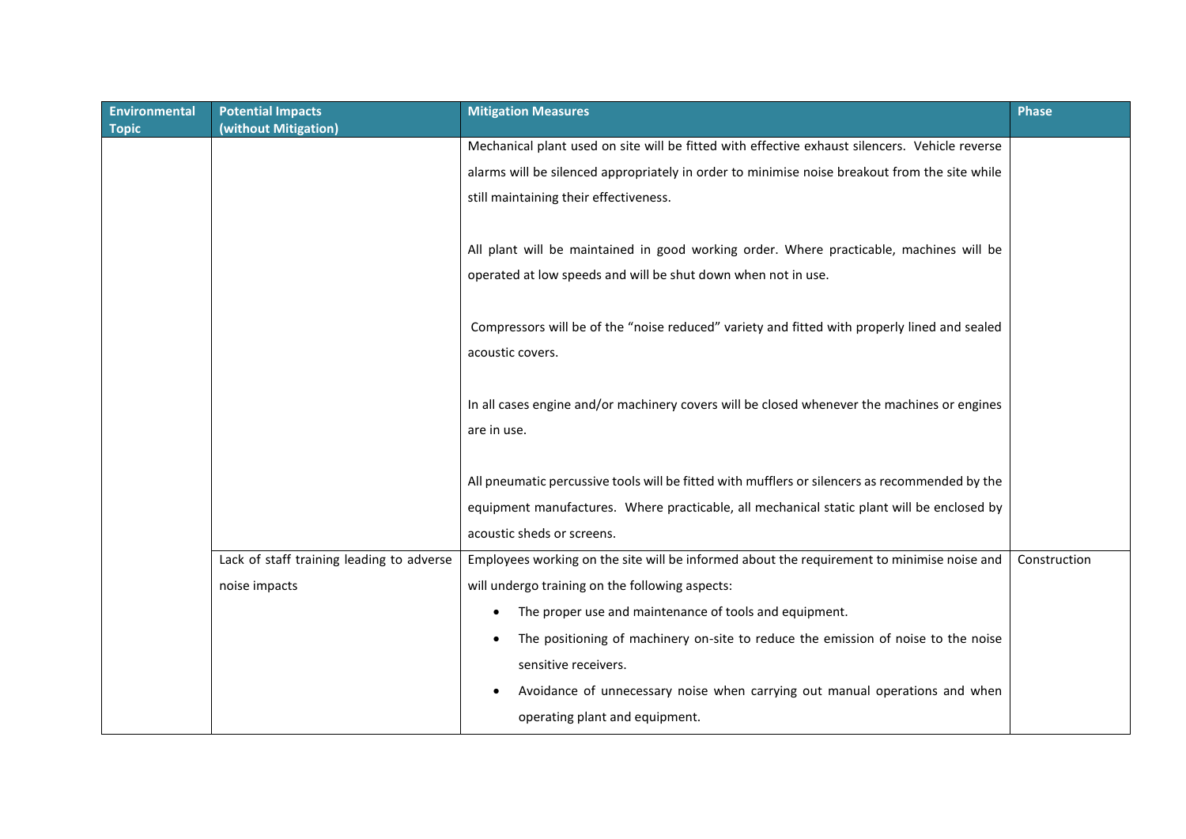| Environmental Topic | Potential Impacts (without Mitigation) | Mitigation Measures | Phase |
|---|---|---|---|
| | | Mechanical plant used on site will be fitted with effective exhaust silencers. Vehicle reverse alarms will be silenced appropriately in order to minimise noise breakout from the site while still maintaining their effectiveness.<br><br>All plant will be maintained in good working order. Where practicable, machines will be operated at low speeds and will be shut down when not in use.<br><br>Compressors will be of the "noise reduced" variety and fitted with properly lined and sealed acoustic covers.<br><br>In all cases engine and/or machinery covers will be closed whenever the machines or engines are in use.<br><br>All pneumatic percussive tools will be fitted with mufflers or silencers as recommended by the equipment manufactures. Where practicable, all mechanical static plant will be enclosed by acoustic sheds or screens. | |
| | Lack of staff training leading to adverse noise impacts | Employees working on the site will be informed about the requirement to minimise noise and will undergo training on the following aspects:<br>• The proper use and maintenance of tools and equipment.<br>• The positioning of machinery on-site to reduce the emission of noise to the noise sensitive receivers.<br>• Avoidance of unnecessary noise when carrying out manual operations and when operating plant and equipment. | Construction |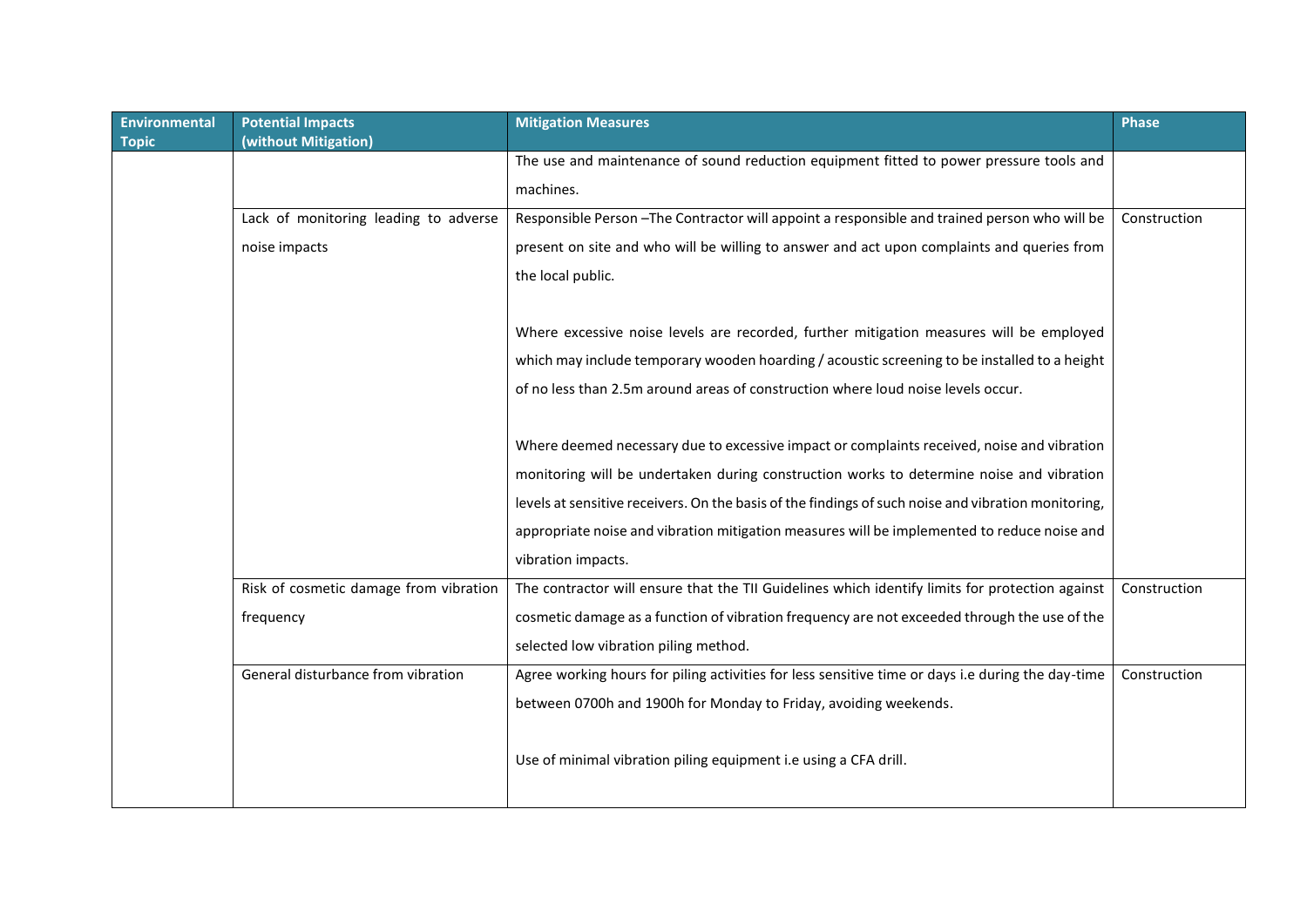| Environmental Topic | Potential Impacts (without Mitigation) | Mitigation Measures | Phase |
|---|---|---|---|
| | | The use and maintenance of sound reduction equipment fitted to power pressure tools and machines. | |
| | Lack of monitoring leading to adverse noise impacts | Responsible Person –The Contractor will appoint a responsible and trained person who will be present on site and who will be willing to answer and act upon complaints and queries from the local public.<br><br>Where excessive noise levels are recorded, further mitigation measures will be employed which may include temporary wooden hoarding / acoustic screening to be installed to a height of no less than 2.5m around areas of construction where loud noise levels occur.<br><br>Where deemed necessary due to excessive impact or complaints received, noise and vibration monitoring will be undertaken during construction works to determine noise and vibration levels at sensitive receivers. On the basis of the findings of such noise and vibration monitoring, appropriate noise and vibration mitigation measures will be implemented to reduce noise and vibration impacts. | Construction |
| | Risk of cosmetic damage from vibration frequency | The contractor will ensure that the TII Guidelines which identify limits for protection against cosmetic damage as a function of vibration frequency are not exceeded through the use of the selected low vibration piling method. | Construction |
| | General disturbance from vibration | Agree working hours for piling activities for less sensitive time or days i.e during the day-time between 0700h and 1900h for Monday to Friday, avoiding weekends.<br><br>Use of minimal vibration piling equipment i.e using a CFA drill. | Construction |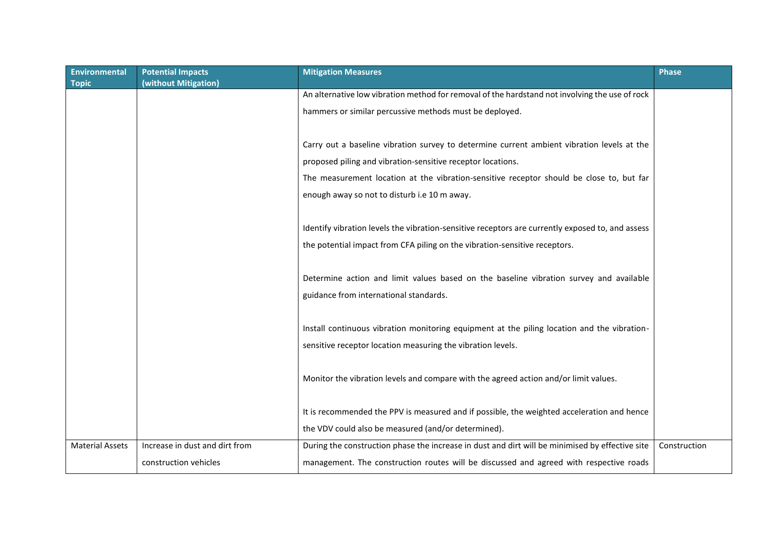| Environmental Topic | Potential Impacts (without Mitigation) | Mitigation Measures | Phase |
|---|---|---|---|
| | | An alternative low vibration method for removal of the hardstand not involving the use of rock hammers or similar percussive methods must be deployed.<br><br>Carry out a baseline vibration survey to determine current ambient vibration levels at the proposed piling and vibration-sensitive receptor locations.<br>The measurement location at the vibration-sensitive receptor should be close to, but far enough away so not to disturb i.e 10 m away.<br><br>Identify vibration levels the vibration-sensitive receptors are currently exposed to, and assess the potential impact from CFA piling on the vibration-sensitive receptors.<br><br>Determine action and limit values based on the baseline vibration survey and available guidance from international standards.<br><br>Install continuous vibration monitoring equipment at the piling location and the vibration-sensitive receptor location measuring the vibration levels.<br><br>Monitor the vibration levels and compare with the agreed action and/or limit values.<br><br>It is recommended the PPV is measured and if possible, the weighted acceleration and hence the VDV could also be measured (and/or determined). | |
| Material Assets | Increase in dust and dirt from construction vehicles | During the construction phase the increase in dust and dirt will be minimised by effective site management. The construction routes will be discussed and agreed with respective roads | Construction |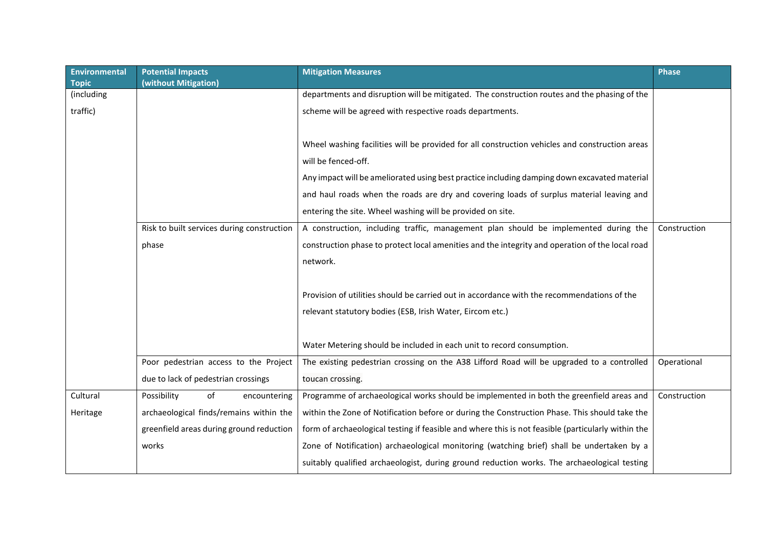| Environmental Topic | Potential Impacts (without Mitigation) | Mitigation Measures | Phase |
|---|---|---|---|
| (including traffic) | | departments and disruption will be mitigated. The construction routes and the phasing of the scheme will be agreed with respective roads departments.<br><br>Wheel washing facilities will be provided for all construction vehicles and construction areas will be fenced-off.<br>Any impact will be ameliorated using best practice including damping down excavated material and haul roads when the roads are dry and covering loads of surplus material leaving and entering the site. Wheel washing will be provided on site. | |
| | Risk to built services during construction phase | A construction, including traffic, management plan should be implemented during the construction phase to protect local amenities and the integrity and operation of the local road network.<br><br>Provision of utilities should be carried out in accordance with the recommendations of the relevant statutory bodies (ESB, Irish Water, Eircom etc.)<br><br>Water Metering should be included in each unit to record consumption. | Construction |
| | Poor pedestrian access to the Project due to lack of pedestrian crossings | The existing pedestrian crossing on the A38 Lifford Road will be upgraded to a controlled toucan crossing. | Operational |
| Cultural Heritage | Possibility of encountering archaeological finds/remains within the greenfield areas during ground reduction works | Programme of archaeological works should be implemented in both the greenfield areas and within the Zone of Notification before or during the Construction Phase. This should take the form of archaeological testing if feasible and where this is not feasible (particularly within the Zone of Notification) archaeological monitoring (watching brief) shall be undertaken by a suitably qualified archaeologist, during ground reduction works. The archaeological testing | Construction |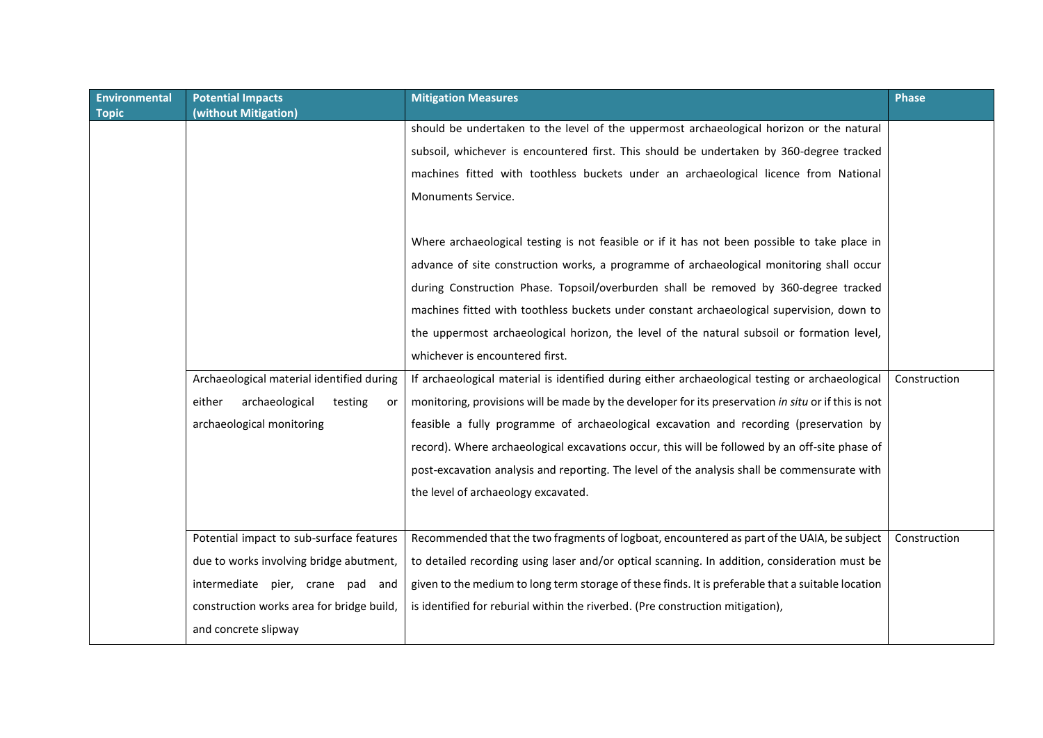| Environmental Topic | Potential Impacts (without Mitigation) | Mitigation Measures | Phase |
|---|---|---|---|
| | | should be undertaken to the level of the uppermost archaeological horizon or the natural subsoil, whichever is encountered first. This should be undertaken by 360-degree tracked machines fitted with toothless buckets under an archaeological licence from National Monuments Service.<br><br>Where archaeological testing is not feasible or if it has not been possible to take place in advance of site construction works, a programme of archaeological monitoring shall occur during Construction Phase. Topsoil/overburden shall be removed by 360-degree tracked machines fitted with toothless buckets under constant archaeological supervision, down to the uppermost archaeological horizon, the level of the natural subsoil or formation level, whichever is encountered first. | |
| | Archaeological material identified during either archaeological testing or archaeological monitoring | If archaeological material is identified during either archaeological testing or archaeological monitoring, provisions will be made by the developer for its preservation *in situ* or if this is not feasible a fully programme of archaeological excavation and recording (preservation by record). Where archaeological excavations occur, this will be followed by an off-site phase of post-excavation analysis and reporting. The level of the analysis shall be commensurate with the level of archaeology excavated. | Construction |
| | Potential impact to sub-surface features due to works involving bridge abutment, intermediate pier, crane pad and construction works area for bridge build, and concrete slipway | Recommended that the two fragments of logboat, encountered as part of the UAIA, be subject to detailed recording using laser and/or optical scanning. In addition, consideration must be given to the medium to long term storage of these finds. It is preferable that a suitable location is identified for reburial within the riverbed. (Pre construction mitigation), | Construction |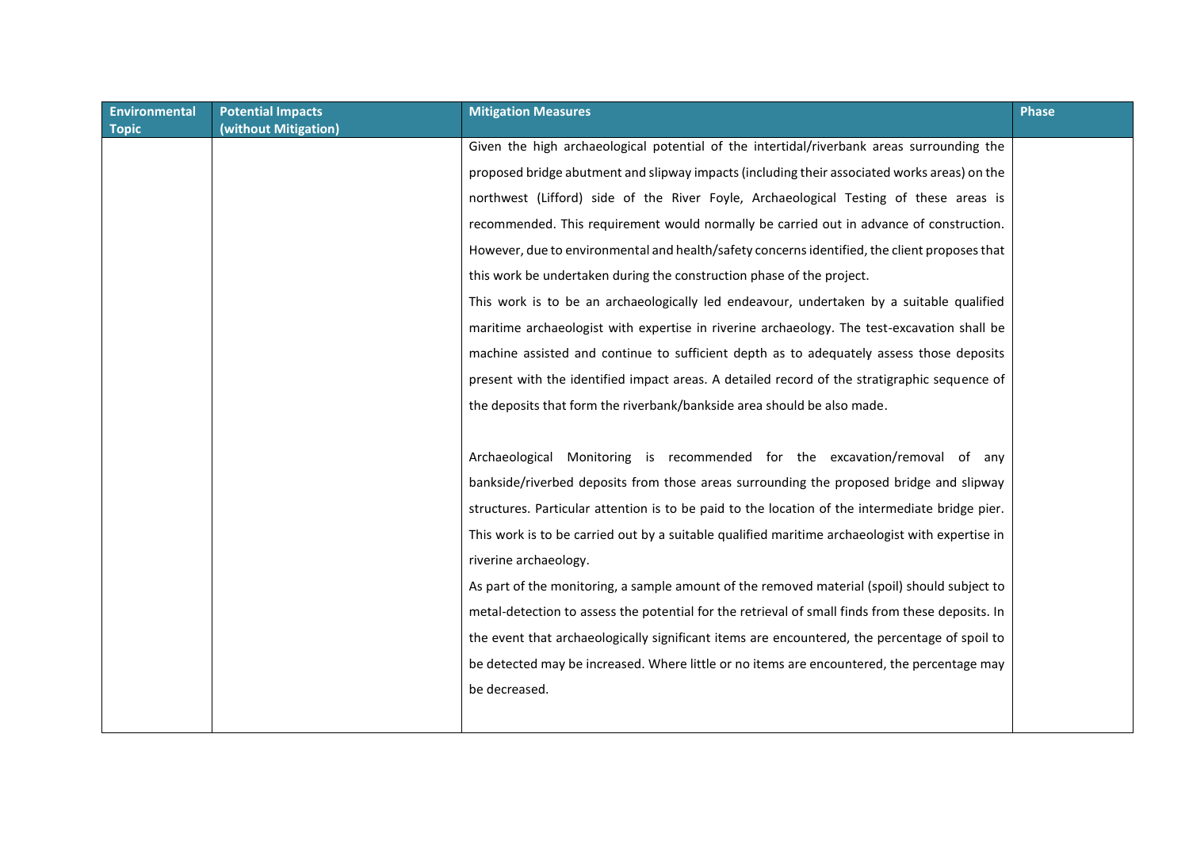| Environmental Topic | Potential Impacts (without Mitigation) | Mitigation Measures | Phase |
|---|---|---|---|
| | | Given the high archaeological potential of the intertidal/riverbank areas surrounding the proposed bridge abutment and slipway impacts (including their associated works areas) on the northwest (Lifford) side of the River Foyle, Archaeological Testing of these areas is recommended. This requirement would normally be carried out in advance of construction. However, due to environmental and health/safety concerns identified, the client proposes that this work be undertaken during the construction phase of the project.<br>This work is to be an archaeologically led endeavour, undertaken by a suitable qualified maritime archaeologist with expertise in riverine archaeology. The test-excavation shall be machine assisted and continue to sufficient depth as to adequately assess those deposits present with the identified impact areas. A detailed record of the stratigraphic sequence of the deposits that form the riverbank/bankside area should be also made.<br><br>Archaeological Monitoring is recommended for the excavation/removal of any bankside/riverbed deposits from those areas surrounding the proposed bridge and slipway structures. Particular attention is to be paid to the location of the intermediate bridge pier. This work is to be carried out by a suitable qualified maritime archaeologist with expertise in riverine archaeology.<br>As part of the monitoring, a sample amount of the removed material (spoil) should subject to metal-detection to assess the potential for the retrieval of small finds from these deposits. In the event that archaeologically significant items are encountered, the percentage of spoil to be detected may be increased. Where little or no items are encountered, the percentage may be decreased. | |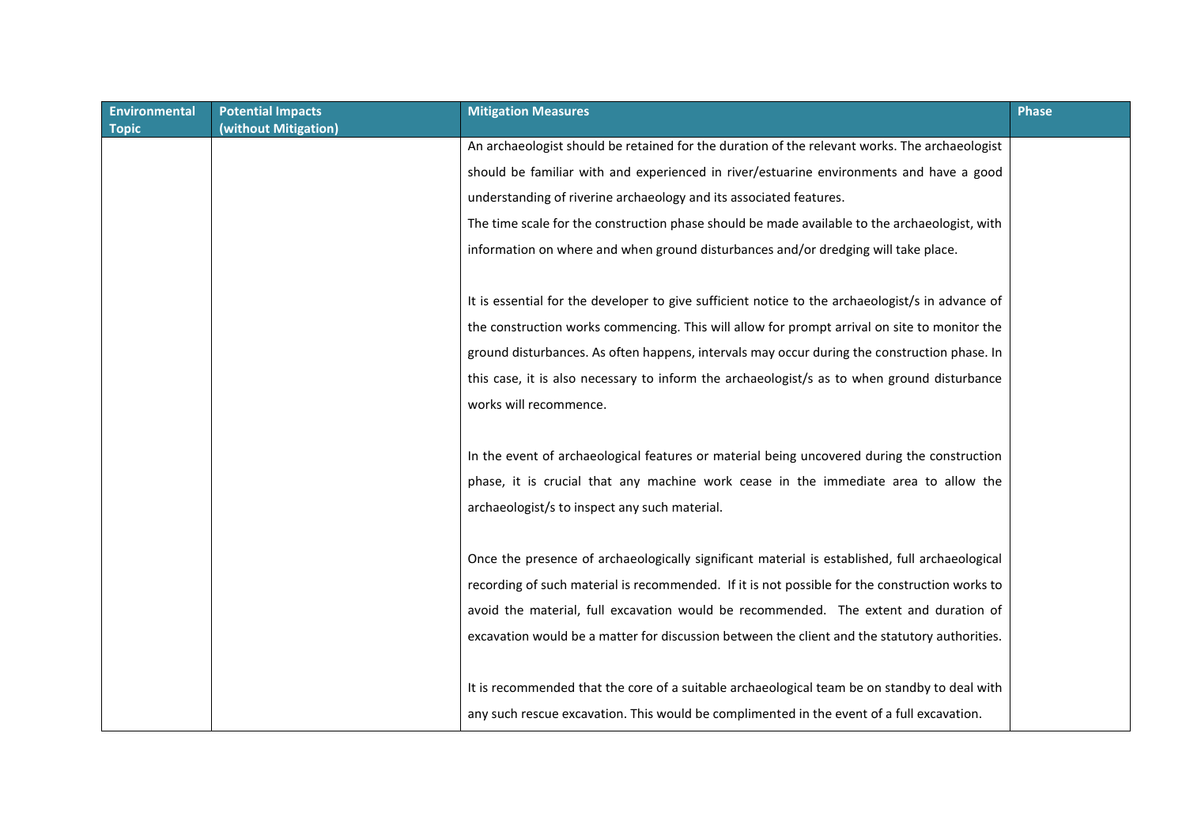| Environmental Topic | Potential Impacts (without Mitigation) | Mitigation Measures | Phase |
|---|---|---|---|
| | | An archaeologist should be retained for the duration of the relevant works. The archaeologist should be familiar with and experienced in river/estuarine environments and have a good understanding of riverine archaeology and its associated features.<br>The time scale for the construction phase should be made available to the archaeologist, with information on where and when ground disturbances and/or dredging will take place.<br><br>It is essential for the developer to give sufficient notice to the archaeologist/s in advance of the construction works commencing. This will allow for prompt arrival on site to monitor the ground disturbances. As often happens, intervals may occur during the construction phase. In this case, it is also necessary to inform the archaeologist/s as to when ground disturbance works will recommence.<br><br>In the event of archaeological features or material being uncovered during the construction phase, it is crucial that any machine work cease in the immediate area to allow the archaeologist/s to inspect any such material.<br><br>Once the presence of archaeologically significant material is established, full archaeological recording of such material is recommended. If it is not possible for the construction works to avoid the material, full excavation would be recommended. The extent and duration of excavation would be a matter for discussion between the client and the statutory authorities.<br><br>It is recommended that the core of a suitable archaeological team be on standby to deal with any such rescue excavation. This would be complimented in the event of a full excavation. | |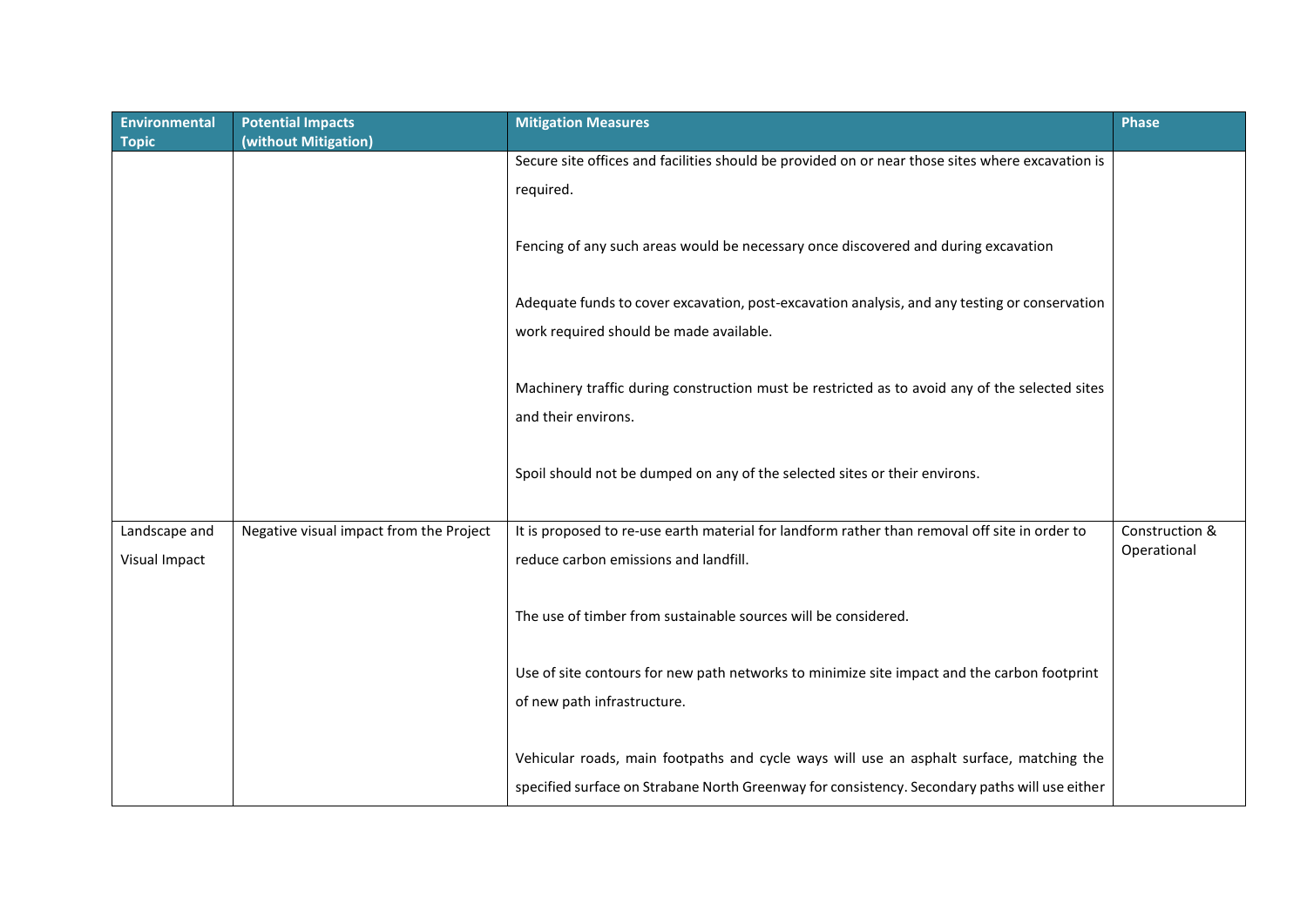| Environmental Topic | Potential Impacts (without Mitigation) | Mitigation Measures | Phase |
|---|---|---|---|
| | | Secure site offices and facilities should be provided on or near those sites where excavation is required.<br><br>Fencing of any such areas would be necessary once discovered and during excavation<br><br>Adequate funds to cover excavation, post-excavation analysis, and any testing or conservation work required should be made available.<br><br>Machinery traffic during construction must be restricted as to avoid any of the selected sites and their environs.<br><br>Spoil should not be dumped on any of the selected sites or their environs. | |
| Landscape and Visual Impact | Negative visual impact from the Project | It is proposed to re-use earth material for landform rather than removal off site in order to reduce carbon emissions and landfill.<br><br>The use of timber from sustainable sources will be considered.<br><br>Use of site contours for new path networks to minimize site impact and the carbon footprint of new path infrastructure.<br><br>Vehicular roads, main footpaths and cycle ways will use an asphalt surface, matching the specified surface on Strabane North Greenway for consistency. Secondary paths will use either | Construction & Operational |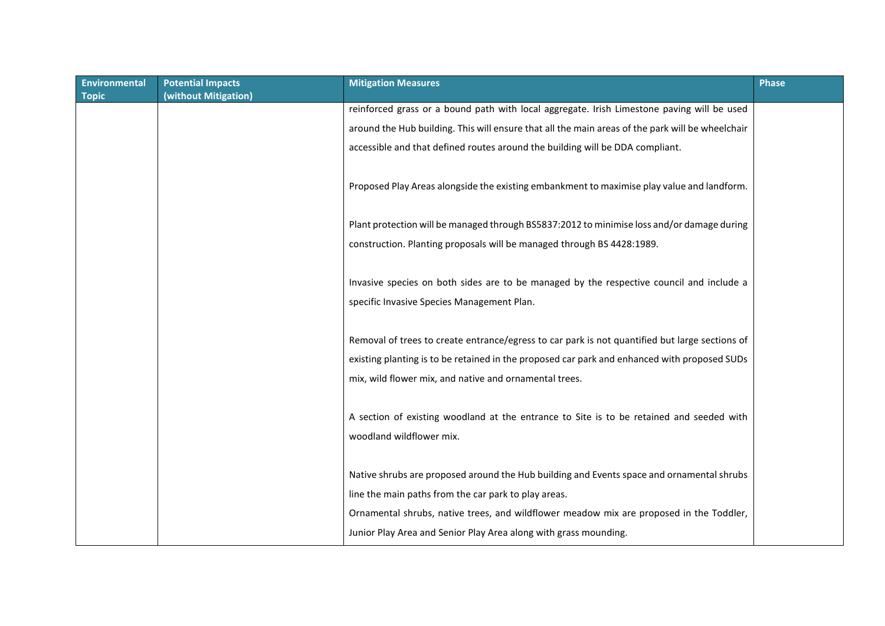| Environmental Topic | Potential Impacts (without Mitigation) | Mitigation Measures | Phase |
|---|---|---|---|
| | | reinforced grass or a bound path with local aggregate. Irish Limestone paving will be used around the Hub building. This will ensure that all the main areas of the park will be wheelchair accessible and that defined routes around the building will be DDA compliant.<br><br>Proposed Play Areas alongside the existing embankment to maximise play value and landform.<br><br>Plant protection will be managed through BS5837:2012 to minimise loss and/or damage during construction. Planting proposals will be managed through BS 4428:1989.<br><br>Invasive species on both sides are to be managed by the respective council and include a specific Invasive Species Management Plan.<br><br>Removal of trees to create entrance/egress to car park is not quantified but large sections of existing planting is to be retained in the proposed car park and enhanced with proposed SUDs mix, wild flower mix, and native and ornamental trees.<br><br>A section of existing woodland at the entrance to Site is to be retained and seeded with woodland wildflower mix.<br><br>Native shrubs are proposed around the Hub building and Events space and ornamental shrubs line the main paths from the car park to play areas.<br>Ornamental shrubs, native trees, and wildflower meadow mix are proposed in the Toddler, Junior Play Area and Senior Play Area along with grass mounding. | |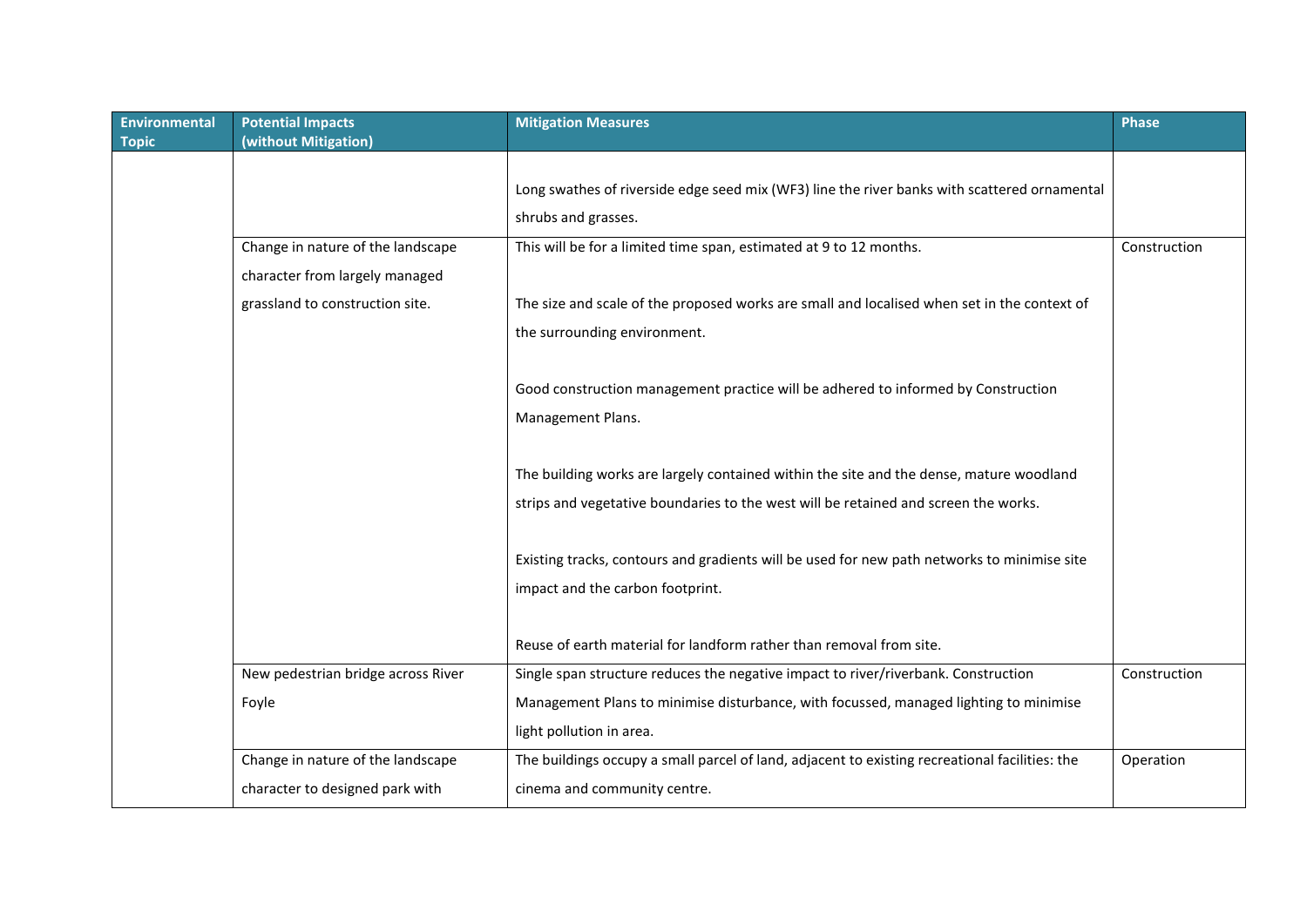| Environmental Topic | Potential Impacts (without Mitigation) | Mitigation Measures | Phase |
|---|---|---|---|
| | | Long swathes of riverside edge seed mix (WF3) line the river banks with scattered ornamental shrubs and grasses. | |
| | Change in nature of the landscape character from largely managed grassland to construction site. | This will be for a limited time span, estimated at 9 to 12 months.<br><br>The size and scale of the proposed works are small and localised when set in the context of the surrounding environment.<br><br>Good construction management practice will be adhered to informed by Construction Management Plans.<br><br>The building works are largely contained within the site and the dense, mature woodland strips and vegetative boundaries to the west will be retained and screen the works.<br><br>Existing tracks, contours and gradients will be used for new path networks to minimise site impact and the carbon footprint.<br><br>Reuse of earth material for landform rather than removal from site. | Construction |
| | New pedestrian bridge across River Foyle | Single span structure reduces the negative impact to river/riverbank. Construction Management Plans to minimise disturbance, with focussed, managed lighting to minimise light pollution in area. | Construction |
| | Change in nature of the landscape character to designed park with | The buildings occupy a small parcel of land, adjacent to existing recreational facilities: the cinema and community centre. | Operation |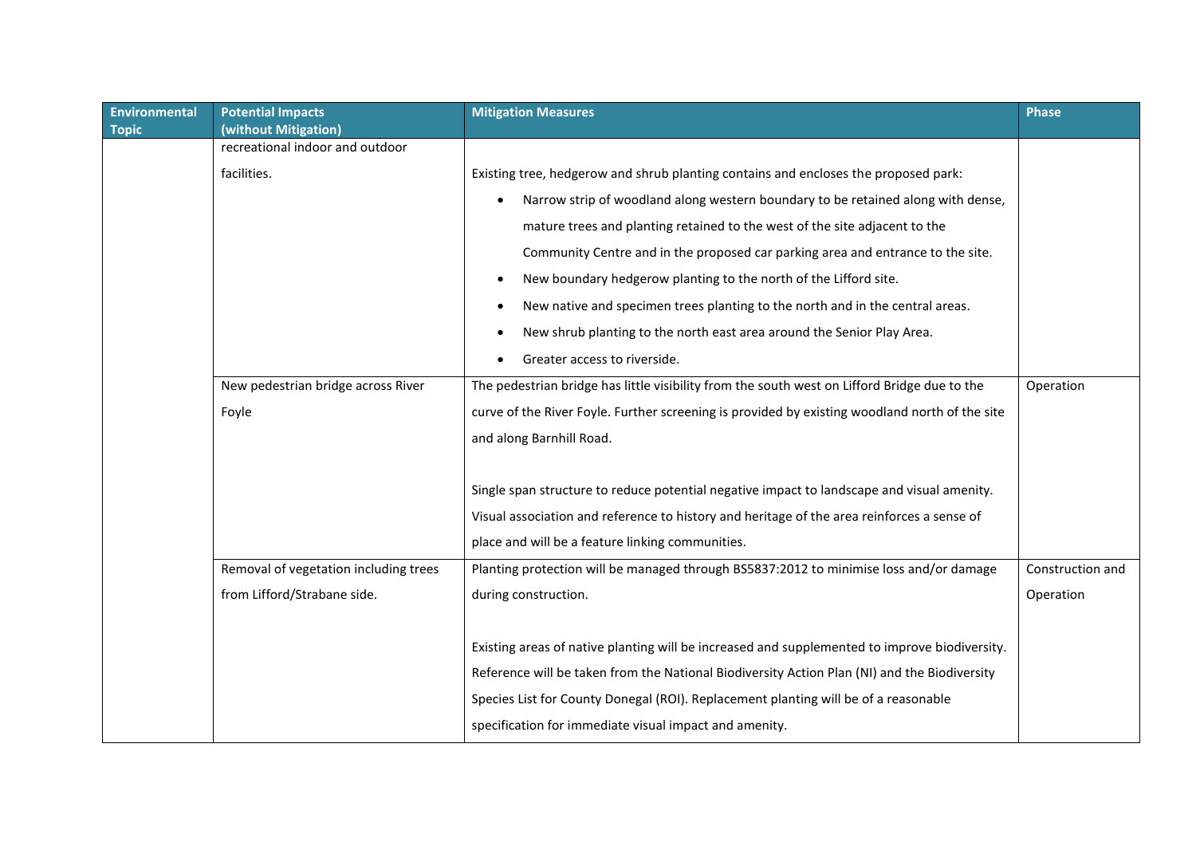| Environmental Topic | Potential Impacts (without Mitigation) | Mitigation Measures | Phase |
|---|---|---|---|
| | recreational indoor and outdoor facilities. | Existing tree, hedgerow and shrub planting contains and encloses the proposed park:<br>• Narrow strip of woodland along western boundary to be retained along with dense, mature trees and planting retained to the west of the site adjacent to the Community Centre and in the proposed car parking area and entrance to the site.<br>• New boundary hedgerow planting to the north of the Lifford site.<br>• New native and specimen trees planting to the north and in the central areas.<br>• New shrub planting to the north east area around the Senior Play Area.<br>• Greater access to riverside. | |
| | New pedestrian bridge across River Foyle | The pedestrian bridge has little visibility from the south west on Lifford Bridge due to the curve of the River Foyle. Further screening is provided by existing woodland north of the site and along Barnhill Road.<br><br>Single span structure to reduce potential negative impact to landscape and visual amenity. Visual association and reference to history and heritage of the area reinforces a sense of place and will be a feature linking communities. | Operation |
| | Removal of vegetation including trees from Lifford/Strabane side. | Planting protection will be managed through BS5837:2012 to minimise loss and/or damage during construction.<br><br>Existing areas of native planting will be increased and supplemented to improve biodiversity. Reference will be taken from the National Biodiversity Action Plan (NI) and the Biodiversity Species List for County Donegal (ROI). Replacement planting will be of a reasonable specification for immediate visual impact and amenity. | Construction and Operation |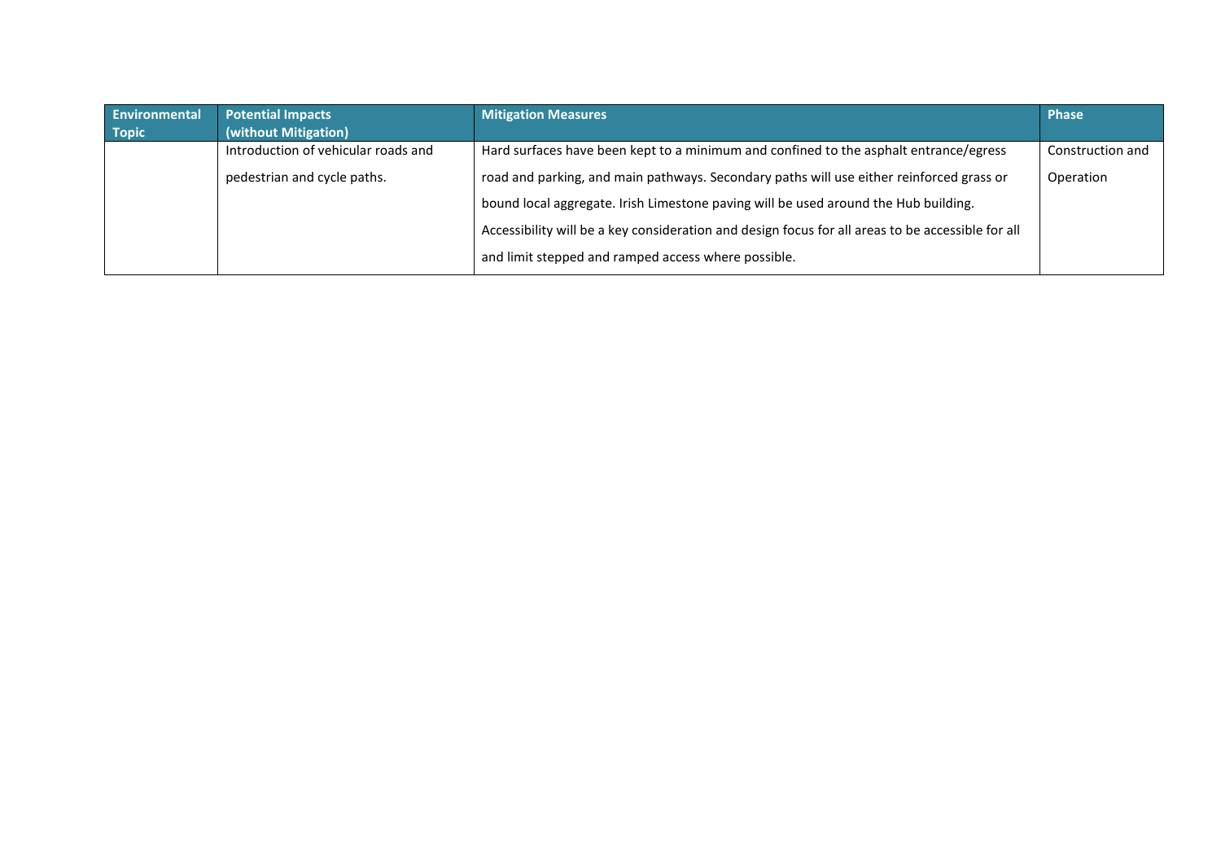| Environmental Topic | Potential Impacts (without Mitigation) | Mitigation Measures | Phase |
| --- | --- | --- | --- |
| | Introduction of vehicular roads and pedestrian and cycle paths. | Hard surfaces have been kept to a minimum and confined to the asphalt entrance/egress road and parking, and main pathways. Secondary paths will use either reinforced grass or bound local aggregate. Irish Limestone paving will be used around the Hub building. Accessibility will be a key consideration and design focus for all areas to be accessible for all and limit stepped and ramped access where possible. | Construction and Operation |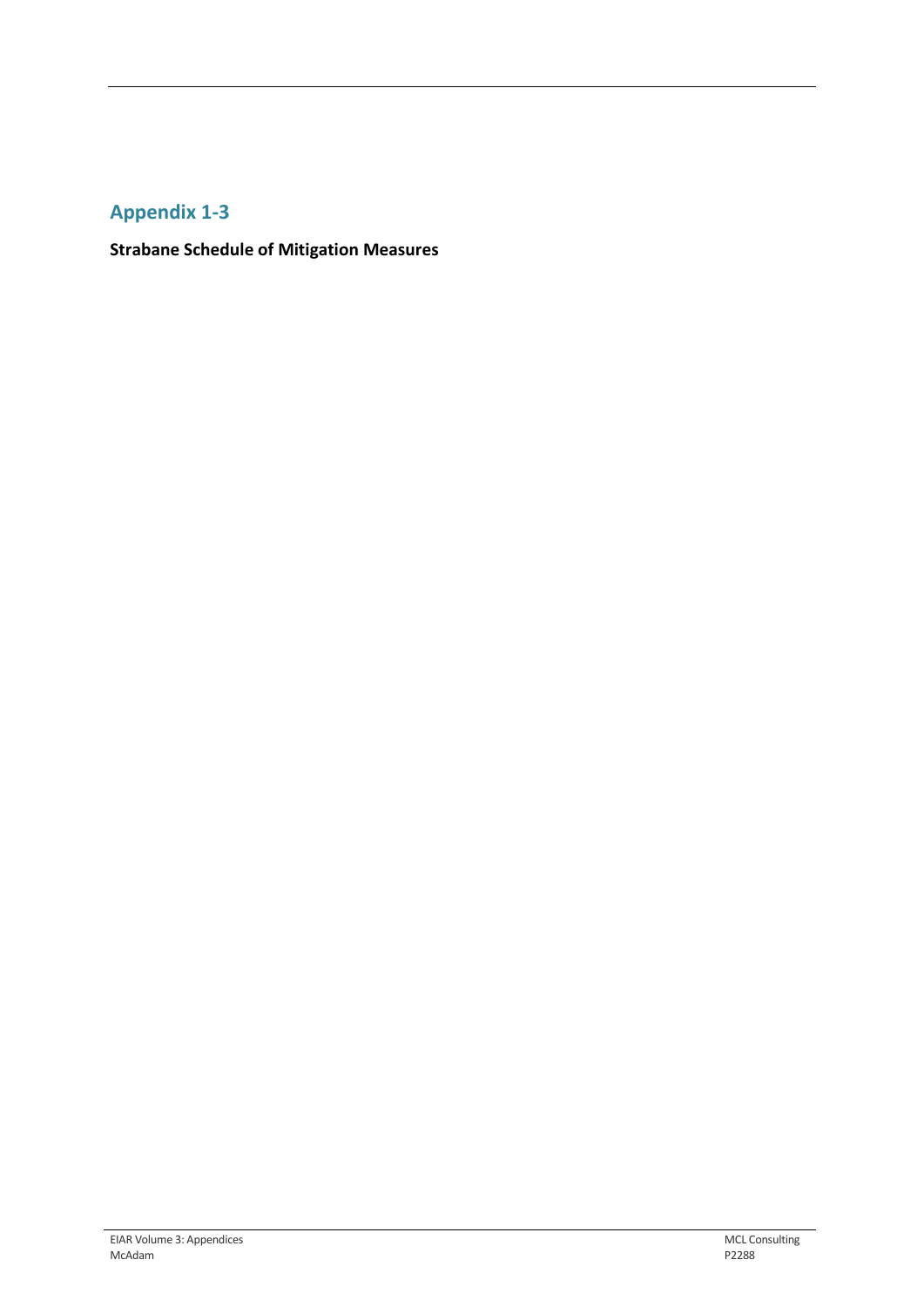## Appendix 1-3

**Strabane Schedule of Mitigation Measures**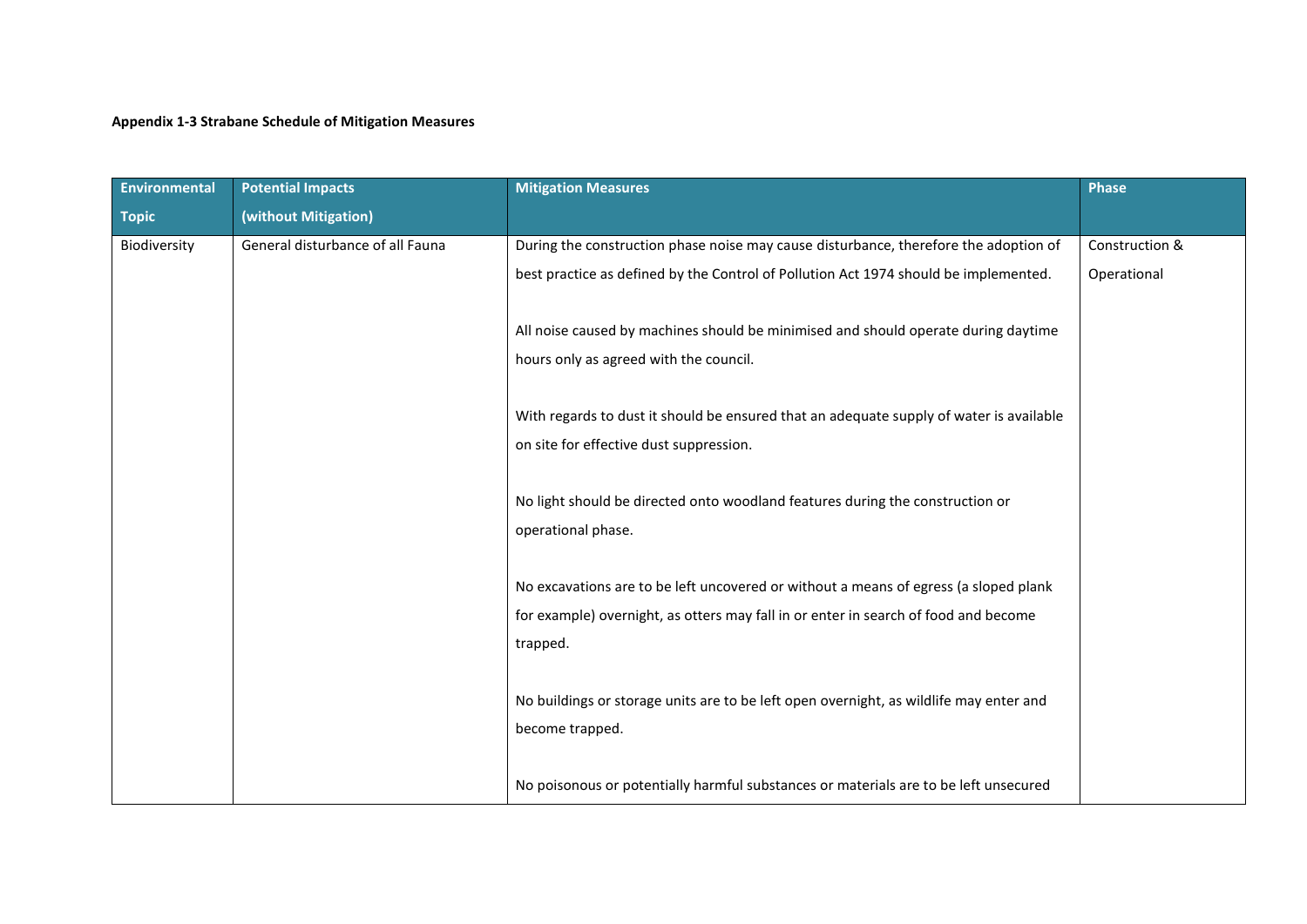**Appendix 1-3 Strabane Schedule of Mitigation Measures**

| Environmental Topic | Potential Impacts (without Mitigation) | Mitigation Measures | Phase |
|---|---|---|---|
| Biodiversity | General disturbance of all Fauna | During the construction phase noise may cause disturbance, therefore the adoption of best practice as defined by the Control of Pollution Act 1974 should be implemented.<br><br>All noise caused by machines should be minimised and should operate during daytime hours only as agreed with the council.<br><br>With regards to dust it should be ensured that an adequate supply of water is available on site for effective dust suppression.<br><br>No light should be directed onto woodland features during the construction or operational phase.<br><br>No excavations are to be left uncovered or without a means of egress (a sloped plank for example) overnight, as otters may fall in or enter in search of food and become trapped.<br><br>No buildings or storage units are to be left open overnight, as wildlife may enter and become trapped.<br><br>No poisonous or potentially harmful substances or materials are to be left unsecured | Construction & Operational |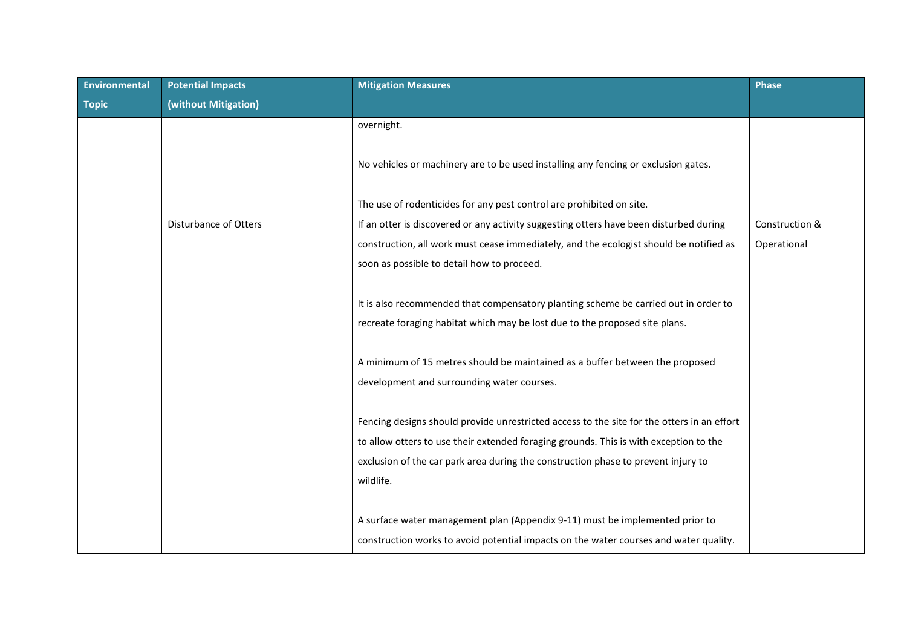| Environmental Topic | Potential Impacts (without Mitigation) | Mitigation Measures | Phase |
|---|---|---|---|
| | | overnight.<br><br>No vehicles or machinery are to be used installing any fencing or exclusion gates.<br><br>The use of rodenticides for any pest control are prohibited on site. | |
| | Disturbance of Otters | If an otter is discovered or any activity suggesting otters have been disturbed during construction, all work must cease immediately, and the ecologist should be notified as soon as possible to detail how to proceed.<br><br>It is also recommended that compensatory planting scheme be carried out in order to recreate foraging habitat which may be lost due to the proposed site plans.<br><br>A minimum of 15 metres should be maintained as a buffer between the proposed development and surrounding water courses.<br><br>Fencing designs should provide unrestricted access to the site for the otters in an effort to allow otters to use their extended foraging grounds. This is with exception to the exclusion of the car park area during the construction phase to prevent injury to wildlife.<br><br>A surface water management plan (Appendix 9-11) must be implemented prior to construction works to avoid potential impacts on the water courses and water quality. | Construction & Operational |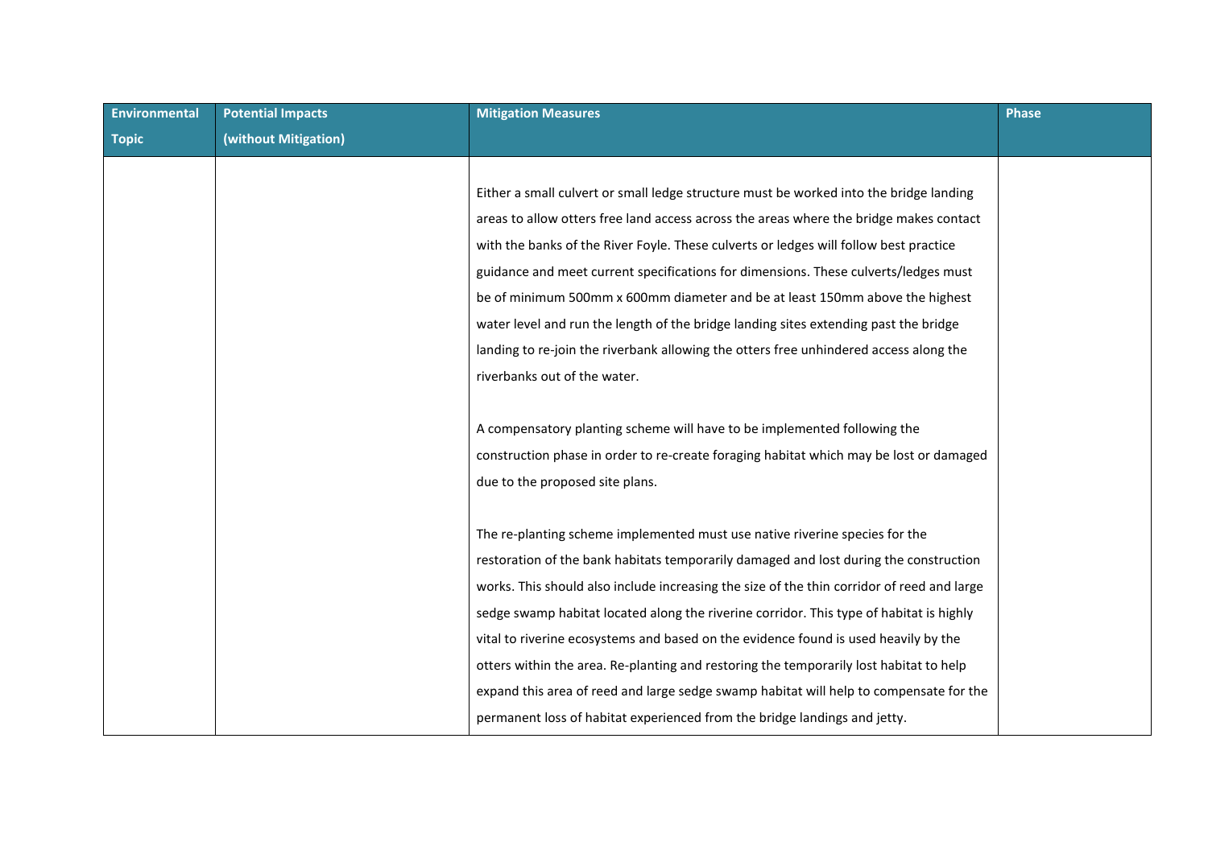| Environmental Topic | Potential Impacts (without Mitigation) | Mitigation Measures | Phase |
|---|---|---|---|
| | | Either a small culvert or small ledge structure must be worked into the bridge landing areas to allow otters free land access across the areas where the bridge makes contact with the banks of the River Foyle. These culverts or ledges will follow best practice guidance and meet current specifications for dimensions. These culverts/ledges must be of minimum 500mm x 600mm diameter and be at least 150mm above the highest water level and run the length of the bridge landing sites extending past the bridge landing to re-join the riverbank allowing the otters free unhindered access along the riverbanks out of the water.<br><br>A compensatory planting scheme will have to be implemented following the construction phase in order to re-create foraging habitat which may be lost or damaged due to the proposed site plans.<br><br>The re-planting scheme implemented must use native riverine species for the restoration of the bank habitats temporarily damaged and lost during the construction works. This should also include increasing the size of the thin corridor of reed and large sedge swamp habitat located along the riverine corridor. This type of habitat is highly vital to riverine ecosystems and based on the evidence found is used heavily by the otters within the area. Re-planting and restoring the temporarily lost habitat to help expand this area of reed and large sedge swamp habitat will help to compensate for the permanent loss of habitat experienced from the bridge landings and jetty. | |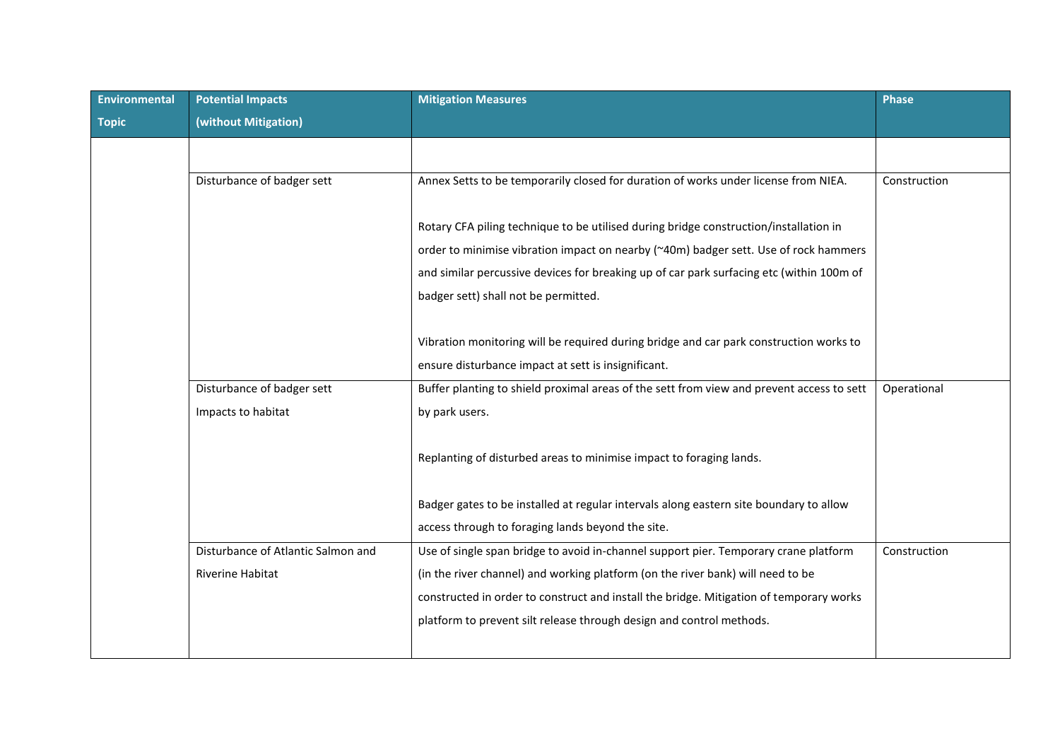| Environmental Topic | Potential Impacts (without Mitigation) | Mitigation Measures | Phase |
|---|---|---|---|
| | | | |
| | Disturbance of badger sett | Annex Setts to be temporarily closed for duration of works under license from NIEA.<br><br>Rotary CFA piling technique to be utilised during bridge construction/installation in order to minimise vibration impact on nearby (~40m) badger sett. Use of rock hammers and similar percussive devices for breaking up of car park surfacing etc (within 100m of badger sett) shall not be permitted.<br><br>Vibration monitoring will be required during bridge and car park construction works to ensure disturbance impact at sett is insignificant. | Construction |
| | Disturbance of badger sett<br>Impacts to habitat | Buffer planting to shield proximal areas of the sett from view and prevent access to sett by park users.<br><br>Replanting of disturbed areas to minimise impact to foraging lands.<br><br>Badger gates to be installed at regular intervals along eastern site boundary to allow access through to foraging lands beyond the site. | Operational |
| | Disturbance of Atlantic Salmon and Riverine Habitat | Use of single span bridge to avoid in-channel support pier. Temporary crane platform (in the river channel) and working platform (on the river bank) will need to be constructed in order to construct and install the bridge. Mitigation of temporary works platform to prevent silt release through design and control methods. | Construction |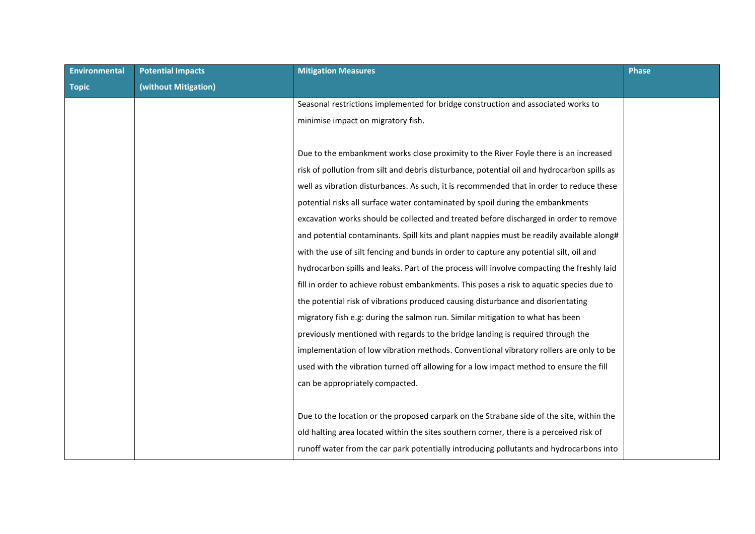| Environmental Topic | Potential Impacts (without Mitigation) | Mitigation Measures | Phase |
|---|---|---|---|
| | | Seasonal restrictions implemented for bridge construction and associated works to minimise impact on migratory fish.<br><br>Due to the embankment works close proximity to the River Foyle there is an increased risk of pollution from silt and debris disturbance, potential oil and hydrocarbon spills as well as vibration disturbances. As such, it is recommended that in order to reduce these potential risks all surface water contaminated by spoil during the embankments excavation works should be collected and treated before discharged in order to remove and potential contaminants. Spill kits and plant nappies must be readily available along# with the use of silt fencing and bunds in order to capture any potential silt, oil and hydrocarbon spills and leaks. Part of the process will involve compacting the freshly laid fill in order to achieve robust embankments. This poses a risk to aquatic species due to the potential risk of vibrations produced causing disturbance and disorientating migratory fish e.g: during the salmon run. Similar mitigation to what has been previously mentioned with regards to the bridge landing is required through the implementation of low vibration methods. Conventional vibratory rollers are only to be used with the vibration turned off allowing for a low impact method to ensure the fill can be appropriately compacted.<br><br>Due to the location or the proposed carpark on the Strabane side of the site, within the old halting area located within the sites southern corner, there is a perceived risk of runoff water from the car park potentially introducing pollutants and hydrocarbons into | |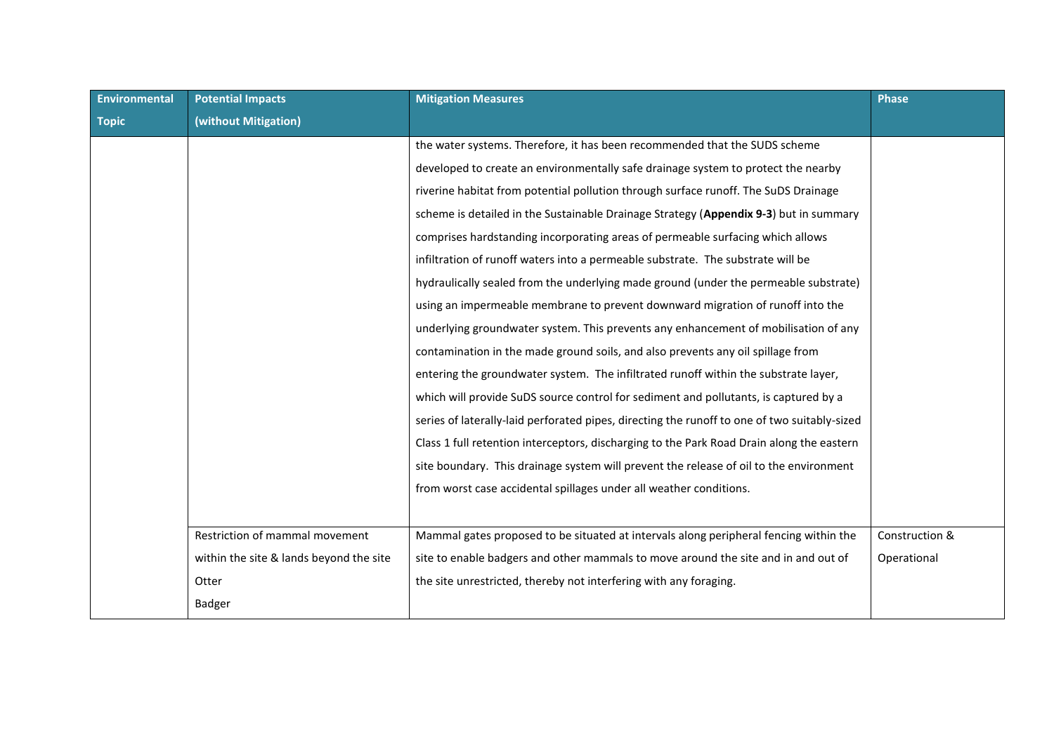| Environmental Topic | Potential Impacts (without Mitigation) | Mitigation Measures | Phase |
|---|---|---|---|
| | | the water systems. Therefore, it has been recommended that the SUDS scheme developed to create an environmentally safe drainage system to protect the nearby riverine habitat from potential pollution through surface runoff. The SuDS Drainage scheme is detailed in the Sustainable Drainage Strategy (**Appendix 9-3**) but in summary comprises hardstanding incorporating areas of permeable surfacing which allows infiltration of runoff waters into a permeable substrate. The substrate will be hydraulically sealed from the underlying made ground (under the permeable substrate) using an impermeable membrane to prevent downward migration of runoff into the underlying groundwater system. This prevents any enhancement of mobilisation of any contamination in the made ground soils, and also prevents any oil spillage from entering the groundwater system. The infiltrated runoff within the substrate layer, which will provide SuDS source control for sediment and pollutants, is captured by a series of laterally-laid perforated pipes, directing the runoff to one of two suitably-sized Class 1 full retention interceptors, discharging to the Park Road Drain along the eastern site boundary. This drainage system will prevent the release of oil to the environment from worst case accidental spillages under all weather conditions. | |
| | Restriction of mammal movement within the site & lands beyond the site<br>Otter<br>Badger | Mammal gates proposed to be situated at intervals along peripheral fencing within the site to enable badgers and other mammals to move around the site and in and out of the site unrestricted, thereby not interfering with any foraging. | Construction & Operational |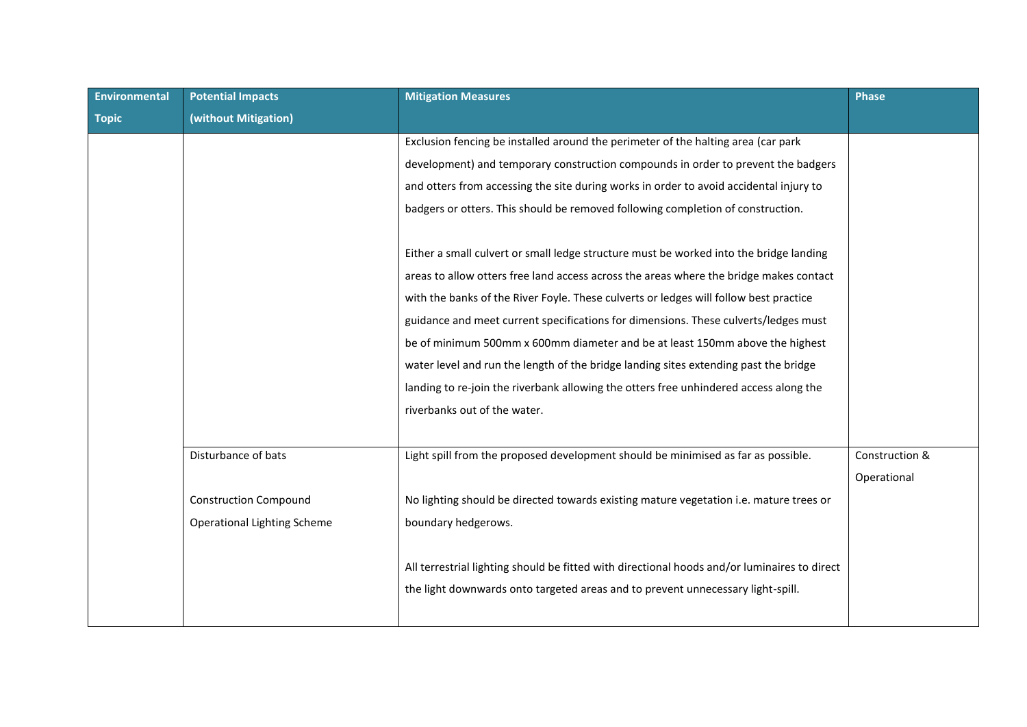| Environmental Topic | Potential Impacts (without Mitigation) | Mitigation Measures | Phase |
|---|---|---|---|
| | | Exclusion fencing be installed around the perimeter of the halting area (car park development) and temporary construction compounds in order to prevent the badgers and otters from accessing the site during works in order to avoid accidental injury to badgers or otters. This should be removed following completion of construction.<br><br>Either a small culvert or small ledge structure must be worked into the bridge landing areas to allow otters free land access across the areas where the bridge makes contact with the banks of the River Foyle. These culverts or ledges will follow best practice guidance and meet current specifications for dimensions. These culverts/ledges must be of minimum 500mm x 600mm diameter and be at least 150mm above the highest water level and run the length of the bridge landing sites extending past the bridge landing to re-join the riverbank allowing the otters free unhindered access along the riverbanks out of the water. | |
| | Disturbance of bats<br><br>Construction Compound<br>Operational Lighting Scheme | Light spill from the proposed development should be minimised as far as possible.<br><br>No lighting should be directed towards existing mature vegetation i.e. mature trees or boundary hedgerows.<br><br>All terrestrial lighting should be fitted with directional hoods and/or luminaires to direct the light downwards onto targeted areas and to prevent unnecessary light-spill. | Construction & Operational |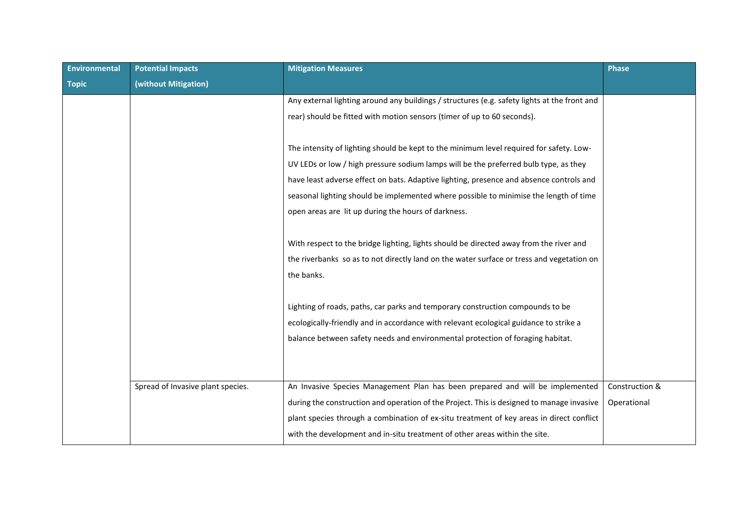| Environmental Topic | Potential Impacts (without Mitigation) | Mitigation Measures | Phase |
|---|---|---|---|
| | | Any external lighting around any buildings / structures (e.g. safety lights at the front and rear) should be fitted with motion sensors (timer of up to 60 seconds).<br><br>The intensity of lighting should be kept to the minimum level required for safety. Low-UV LEDs or low / high pressure sodium lamps will be the preferred bulb type, as they have least adverse effect on bats. Adaptive lighting, presence and absence controls and seasonal lighting should be implemented where possible to minimise the length of time open areas are lit up during the hours of darkness.<br><br>With respect to the bridge lighting, lights should be directed away from the river and the riverbanks so as to not directly land on the water surface or tress and vegetation on the banks.<br><br>Lighting of roads, paths, car parks and temporary construction compounds to be ecologically-friendly and in accordance with relevant ecological guidance to strike a balance between safety needs and environmental protection of foraging habitat. | |
| | Spread of Invasive plant species. | An Invasive Species Management Plan has been prepared and will be implemented during the construction and operation of the Project. This is designed to manage invasive plant species through a combination of ex-situ treatment of key areas in direct conflict with the development and in-situ treatment of other areas within the site. | Construction & Operational |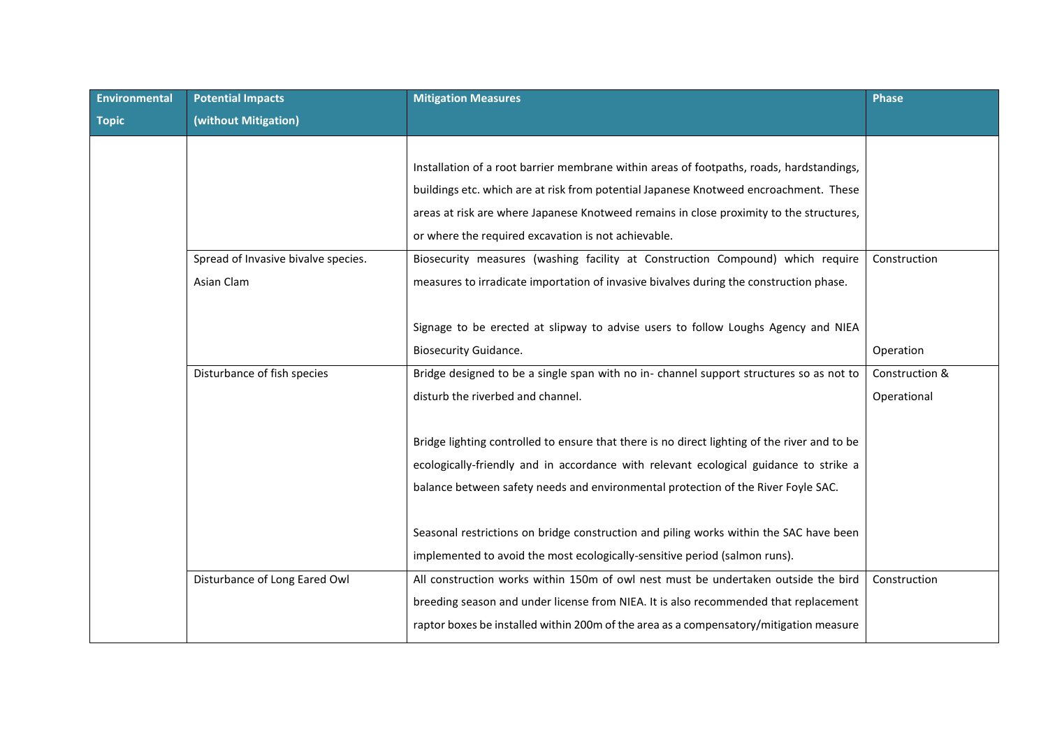| Environmental Topic | Potential Impacts (without Mitigation) | Mitigation Measures | Phase |
|---|---|---|---|
| | | Installation of a root barrier membrane within areas of footpaths, roads, hardstandings, buildings etc. which are at risk from potential Japanese Knotweed encroachment. These areas at risk are where Japanese Knotweed remains in close proximity to the structures, or where the required excavation is not achievable. | |
| | Spread of Invasive bivalve species. Asian Clam | Biosecurity measures (washing facility at Construction Compound) which require measures to irradicate importation of invasive bivalves during the construction phase.<br><br>Signage to be erected at slipway to advise users to follow Loughs Agency and NIEA Biosecurity Guidance. | Construction<br><br>Operation |
| | Disturbance of fish species | Bridge designed to be a single span with no in- channel support structures so as not to disturb the riverbed and channel.<br><br>Bridge lighting controlled to ensure that there is no direct lighting of the river and to be ecologically-friendly and in accordance with relevant ecological guidance to strike a balance between safety needs and environmental protection of the River Foyle SAC.<br><br>Seasonal restrictions on bridge construction and piling works within the SAC have been implemented to avoid the most ecologically-sensitive period (salmon runs). | Construction & Operational |
| | Disturbance of Long Eared Owl | All construction works within 150m of owl nest must be undertaken outside the bird breeding season and under license from NIEA. It is also recommended that replacement raptor boxes be installed within 200m of the area as a compensatory/mitigation measure | Construction |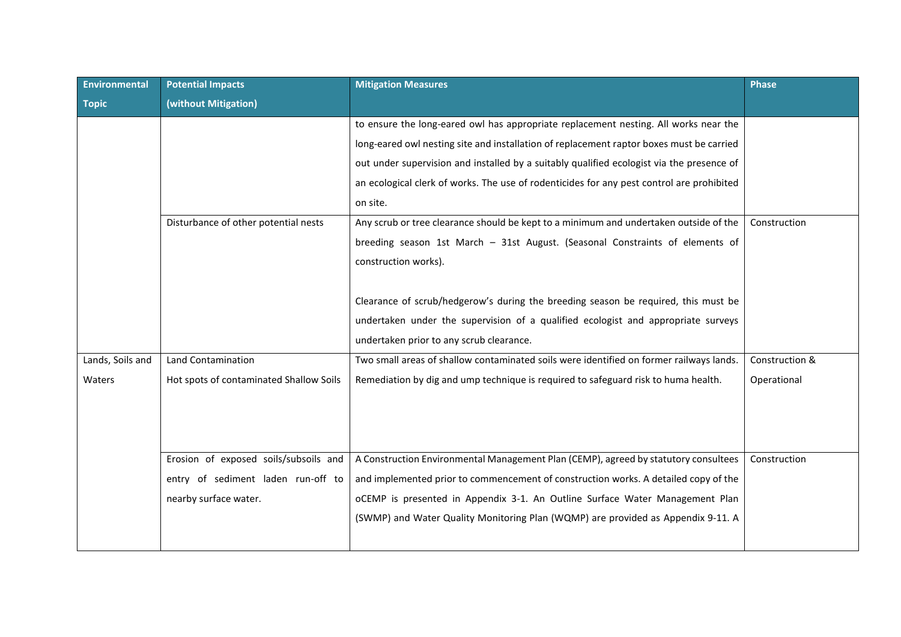| Environmental Topic | Potential Impacts (without Mitigation) | Mitigation Measures | Phase |
|---|---|---|---|
| | | to ensure the long-eared owl has appropriate replacement nesting. All works near the long-eared owl nesting site and installation of replacement raptor boxes must be carried out under supervision and installed by a suitably qualified ecologist via the presence of an ecological clerk of works. The use of rodenticides for any pest control are prohibited on site. | |
| | Disturbance of other potential nests | Any scrub or tree clearance should be kept to a minimum and undertaken outside of the breeding season 1st March – 31st August. (Seasonal Constraints of elements of construction works).<br><br>Clearance of scrub/hedgerow's during the breeding season be required, this must be undertaken under the supervision of a qualified ecologist and appropriate surveys undertaken prior to any scrub clearance. | Construction |
| Lands, Soils and Waters | Land Contamination<br>Hot spots of contaminated Shallow Soils | Two small areas of shallow contaminated soils were identified on former railways lands. Remediation by dig and ump technique is required to safeguard risk to huma health. | Construction & Operational |
| | Erosion of exposed soils/subsoils and entry of sediment laden run-off to nearby surface water. | A Construction Environmental Management Plan (CEMP), agreed by statutory consultees and implemented prior to commencement of construction works. A detailed copy of the oCEMP is presented in Appendix 3-1. An Outline Surface Water Management Plan (SWMP) and Water Quality Monitoring Plan (WQMP) are provided as Appendix 9-11. A | Construction |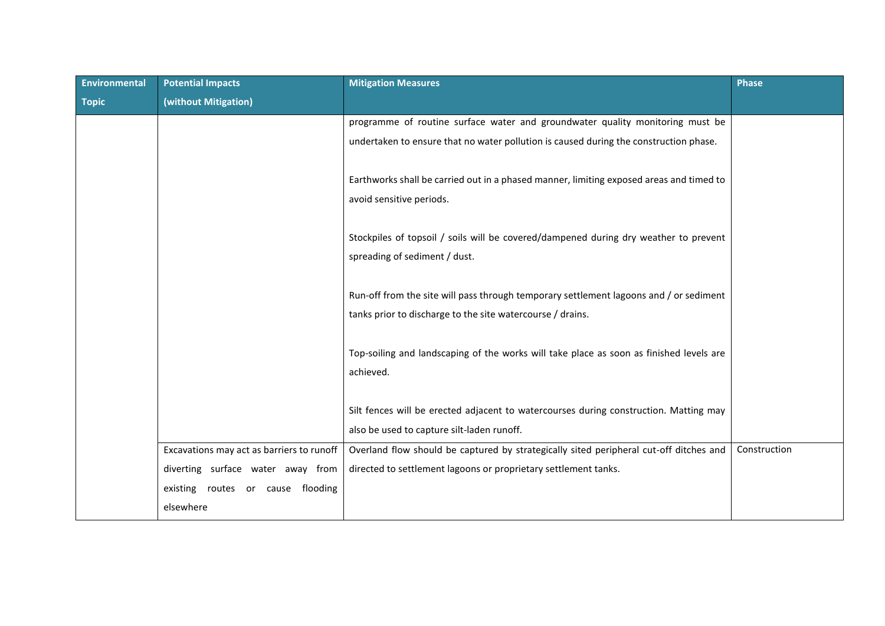| Environmental Topic | Potential Impacts (without Mitigation) | Mitigation Measures | Phase |
|---|---|---|---|
| | | programme of routine surface water and groundwater quality monitoring must be undertaken to ensure that no water pollution is caused during the construction phase.<br><br>Earthworks shall be carried out in a phased manner, limiting exposed areas and timed to avoid sensitive periods.<br><br>Stockpiles of topsoil / soils will be covered/dampened during dry weather to prevent spreading of sediment / dust.<br><br>Run-off from the site will pass through temporary settlement lagoons and / or sediment tanks prior to discharge to the site watercourse / drains.<br><br>Top-soiling and landscaping of the works will take place as soon as finished levels are achieved.<br><br>Silt fences will be erected adjacent to watercourses during construction. Matting may also be used to capture silt-laden runoff. | |
| | Excavations may act as barriers to runoff diverting surface water away from existing routes or cause flooding elsewhere | Overland flow should be captured by strategically sited peripheral cut-off ditches and directed to settlement lagoons or proprietary settlement tanks. | Construction |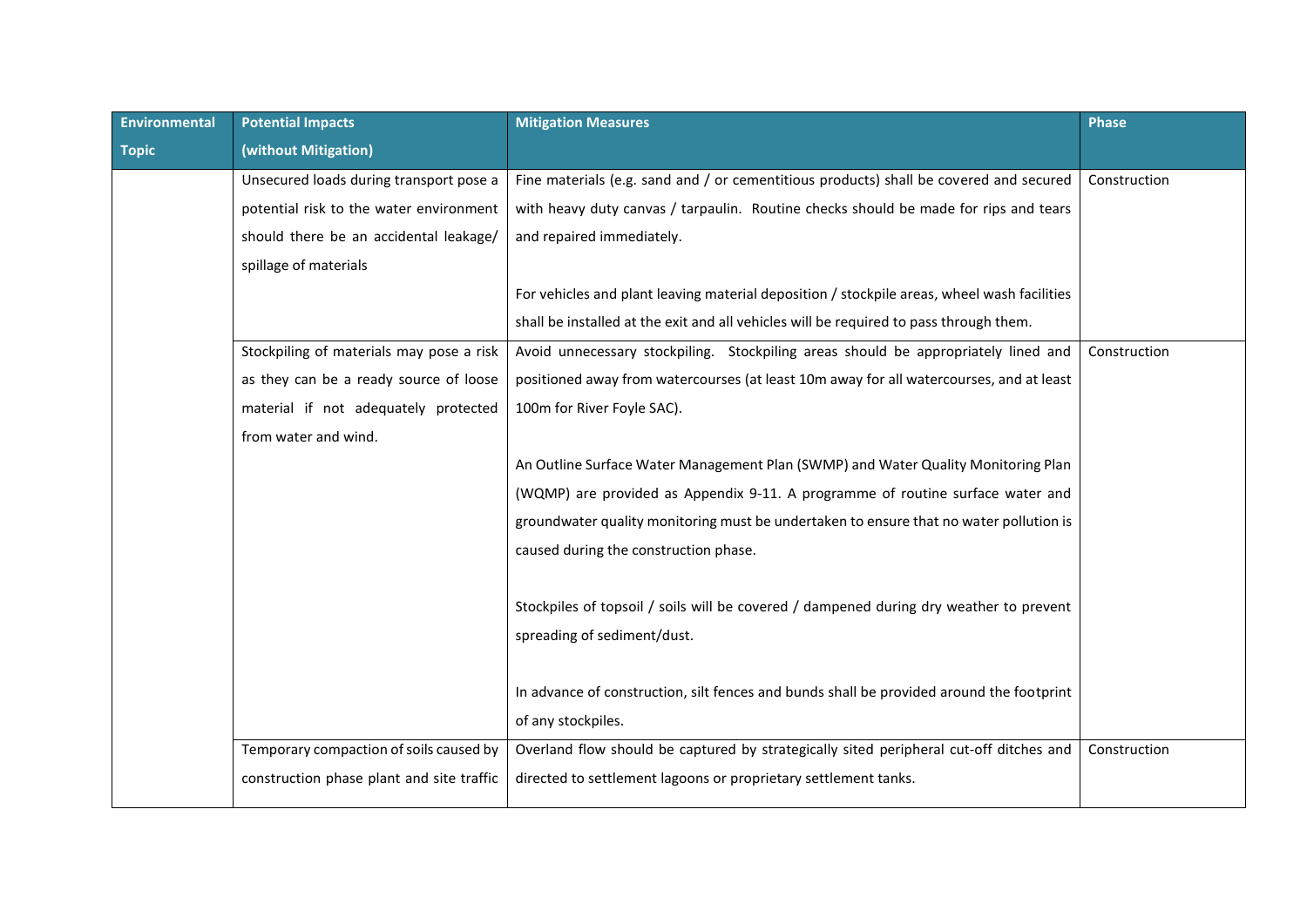| Environmental Topic | Potential Impacts (without Mitigation) | Mitigation Measures | Phase |
| --- | --- | --- | --- |
| | Unsecured loads during transport pose a potential risk to the water environment should there be an accidental leakage/ spillage of materials | Fine materials (e.g. sand and / or cementitious products) shall be covered and secured with heavy duty canvas / tarpaulin. Routine checks should be made for rips and tears and repaired immediately.<br><br>For vehicles and plant leaving material deposition / stockpile areas, wheel wash facilities shall be installed at the exit and all vehicles will be required to pass through them. | Construction |
| | Stockpiling of materials may pose a risk as they can be a ready source of loose material if not adequately protected from water and wind. | Avoid unnecessary stockpiling. Stockpiling areas should be appropriately lined and positioned away from watercourses (at least 10m away for all watercourses, and at least 100m for River Foyle SAC).<br><br>An Outline Surface Water Management Plan (SWMP) and Water Quality Monitoring Plan (WQMP) are provided as Appendix 9-11. A programme of routine surface water and groundwater quality monitoring must be undertaken to ensure that no water pollution is caused during the construction phase.<br><br>Stockpiles of topsoil / soils will be covered / dampened during dry weather to prevent spreading of sediment/dust.<br><br>In advance of construction, silt fences and bunds shall be provided around the footprint of any stockpiles. | Construction |
| | Temporary compaction of soils caused by construction phase plant and site traffic | Overland flow should be captured by strategically sited peripheral cut-off ditches and directed to settlement lagoons or proprietary settlement tanks. | Construction |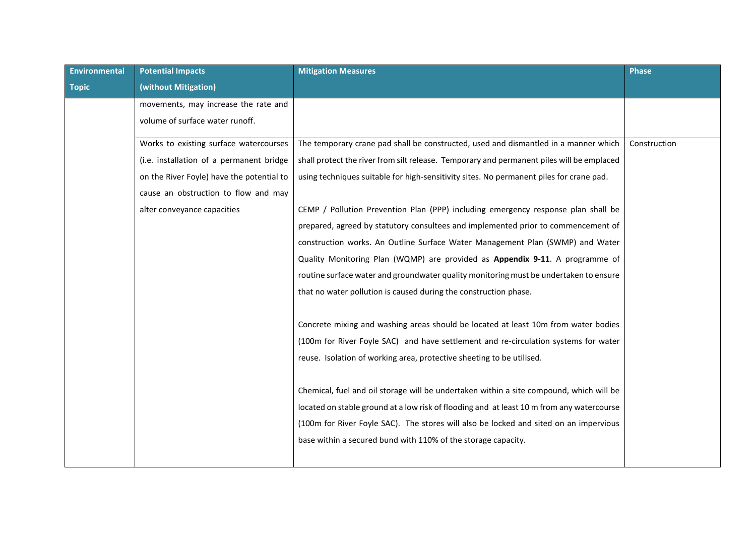| Environmental Topic | Potential Impacts (without Mitigation) | Mitigation Measures | Phase |
| --- | --- | --- | --- |
| | movements, may increase the rate and volume of surface water runoff. | | |
| | Works to existing surface watercourses (i.e. installation of a permanent bridge on the River Foyle) have the potential to cause an obstruction to flow and may alter conveyance capacities | The temporary crane pad shall be constructed, used and dismantled in a manner which shall protect the river from silt release. Temporary and permanent piles will be emplaced using techniques suitable for high-sensitivity sites. No permanent piles for crane pad.<br><br>CEMP / Pollution Prevention Plan (PPP) including emergency response plan shall be prepared, agreed by statutory consultees and implemented prior to commencement of construction works. An Outline Surface Water Management Plan (SWMP) and Water Quality Monitoring Plan (WQMP) are provided as **Appendix 9-11**. A programme of routine surface water and groundwater quality monitoring must be undertaken to ensure that no water pollution is caused during the construction phase.<br><br>Concrete mixing and washing areas should be located at least 10m from water bodies (100m for River Foyle SAC) and have settlement and re-circulation systems for water reuse. Isolation of working area, protective sheeting to be utilised.<br><br>Chemical, fuel and oil storage will be undertaken within a site compound, which will be located on stable ground at a low risk of flooding and at least 10 m from any watercourse (100m for River Foyle SAC). The stores will also be locked and sited on an impervious base within a secured bund with 110% of the storage capacity. | Construction |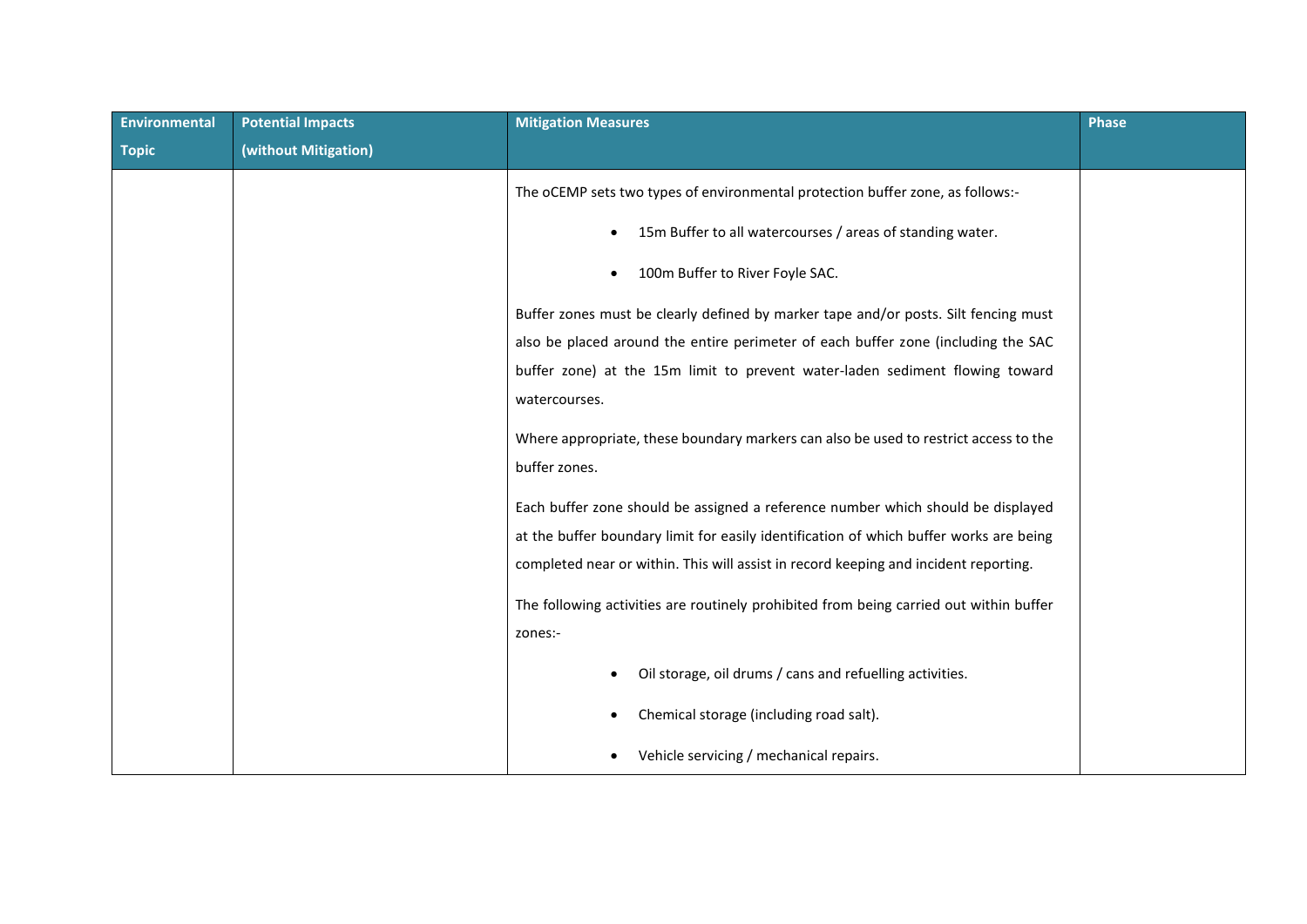| Environmental Topic | Potential Impacts (without Mitigation) | Mitigation Measures | Phase |
|---|---|---|---|
| | | The oCEMP sets two types of environmental protection buffer zone, as follows:-<br><br>• 15m Buffer to all watercourses / areas of standing water.<br>• 100m Buffer to River Foyle SAC.<br><br>Buffer zones must be clearly defined by marker tape and/or posts. Silt fencing must also be placed around the entire perimeter of each buffer zone (including the SAC buffer zone) at the 15m limit to prevent water-laden sediment flowing toward watercourses.<br><br>Where appropriate, these boundary markers can also be used to restrict access to the buffer zones.<br><br>Each buffer zone should be assigned a reference number which should be displayed at the buffer boundary limit for easily identification of which buffer works are being completed near or within. This will assist in record keeping and incident reporting.<br><br>The following activities are routinely prohibited from being carried out within buffer zones:-<br><br>• Oil storage, oil drums / cans and refuelling activities.<br>• Chemical storage (including road salt).<br>• Vehicle servicing / mechanical repairs. | |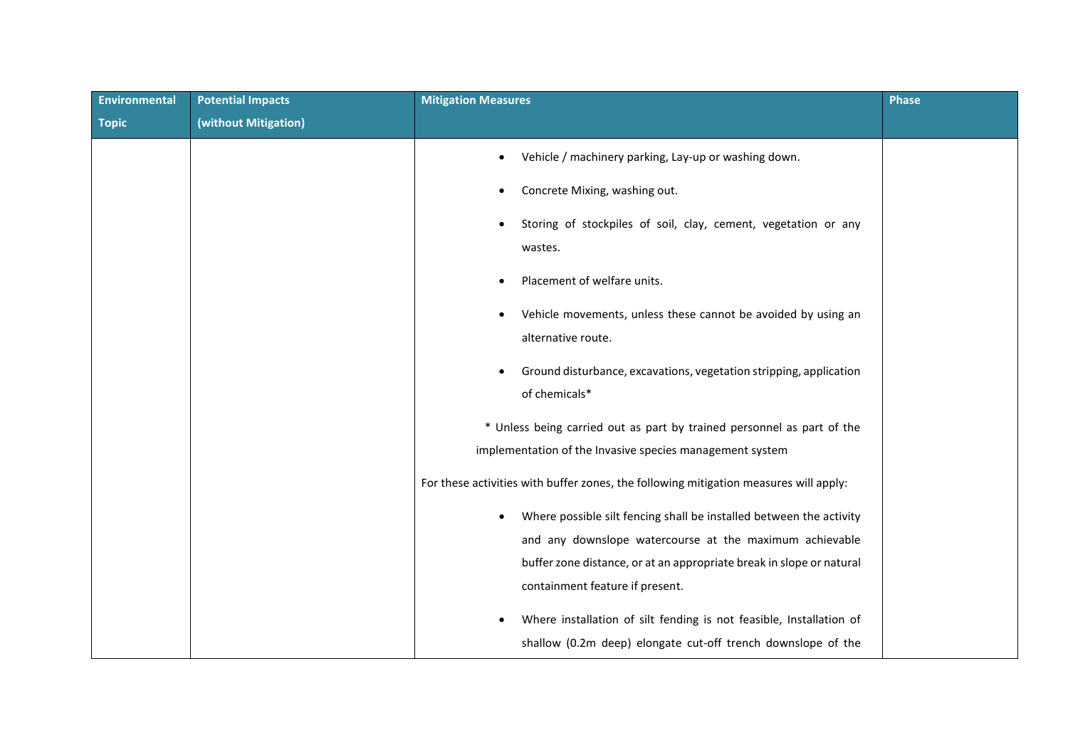| Environmental Topic | Potential Impacts (without Mitigation) | Mitigation Measures | Phase |
|---|---|---|---|
| | | <ul><li>Vehicle / machinery parking, Lay-up or washing down.</li><li>Concrete Mixing, washing out.</li><li>Storing of stockpiles of soil, clay, cement, vegetation or any wastes.</li><li>Placement of welfare units.</li><li>Vehicle movements, unless these cannot be avoided by using an alternative route.</li><li>Ground disturbance, excavations, vegetation stripping, application of chemicals*</li></ul>* Unless being carried out as part by trained personnel as part of the implementation of the Invasive species management system<br><br>For these activities with buffer zones, the following mitigation measures will apply:<ul><li>Where possible silt fencing shall be installed between the activity and any downslope watercourse at the maximum achievable buffer zone distance, or at an appropriate break in slope or natural containment feature if present.</li><li>Where installation of silt fending is not feasible, Installation of shallow (0.2m deep) elongate cut-off trench downslope of the</li></ul> | |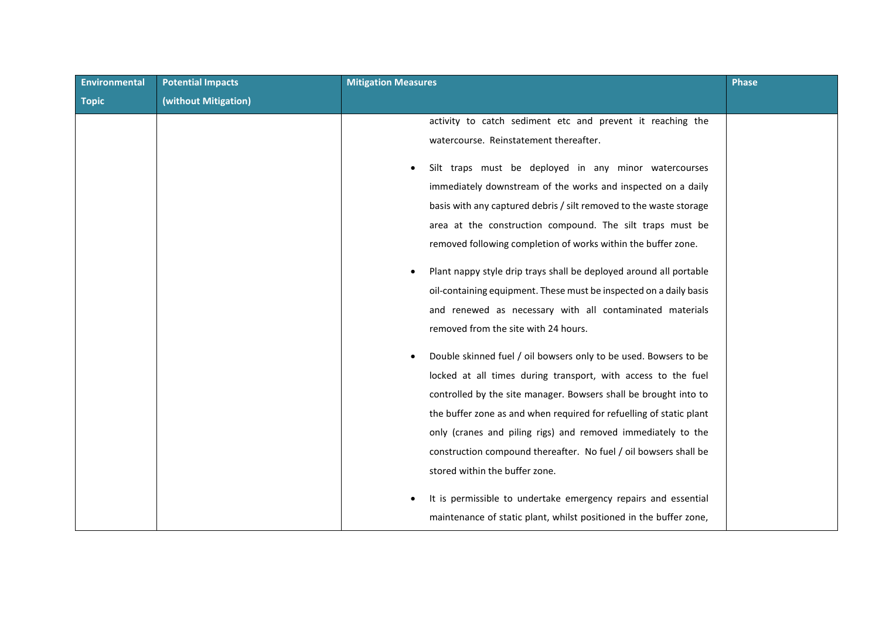| Environmental Topic | Potential Impacts (without Mitigation) | Mitigation Measures | Phase |
|---|---|---|---|
| | | activity to catch sediment etc and prevent it reaching the watercourse. Reinstatement thereafter.<br><br>• Silt traps must be deployed in any minor watercourses immediately downstream of the works and inspected on a daily basis with any captured debris / silt removed to the waste storage area at the construction compound. The silt traps must be removed following completion of works within the buffer zone.<br><br>• Plant nappy style drip trays shall be deployed around all portable oil-containing equipment. These must be inspected on a daily basis and renewed as necessary with all contaminated materials removed from the site with 24 hours.<br><br>• Double skinned fuel / oil bowsers only to be used. Bowsers to be locked at all times during transport, with access to the fuel controlled by the site manager. Bowsers shall be brought into to the buffer zone as and when required for refuelling of static plant only (cranes and piling rigs) and removed immediately to the construction compound thereafter. No fuel / oil bowsers shall be stored within the buffer zone.<br><br>• It is permissible to undertake emergency repairs and essential maintenance of static plant, whilst positioned in the buffer zone, | |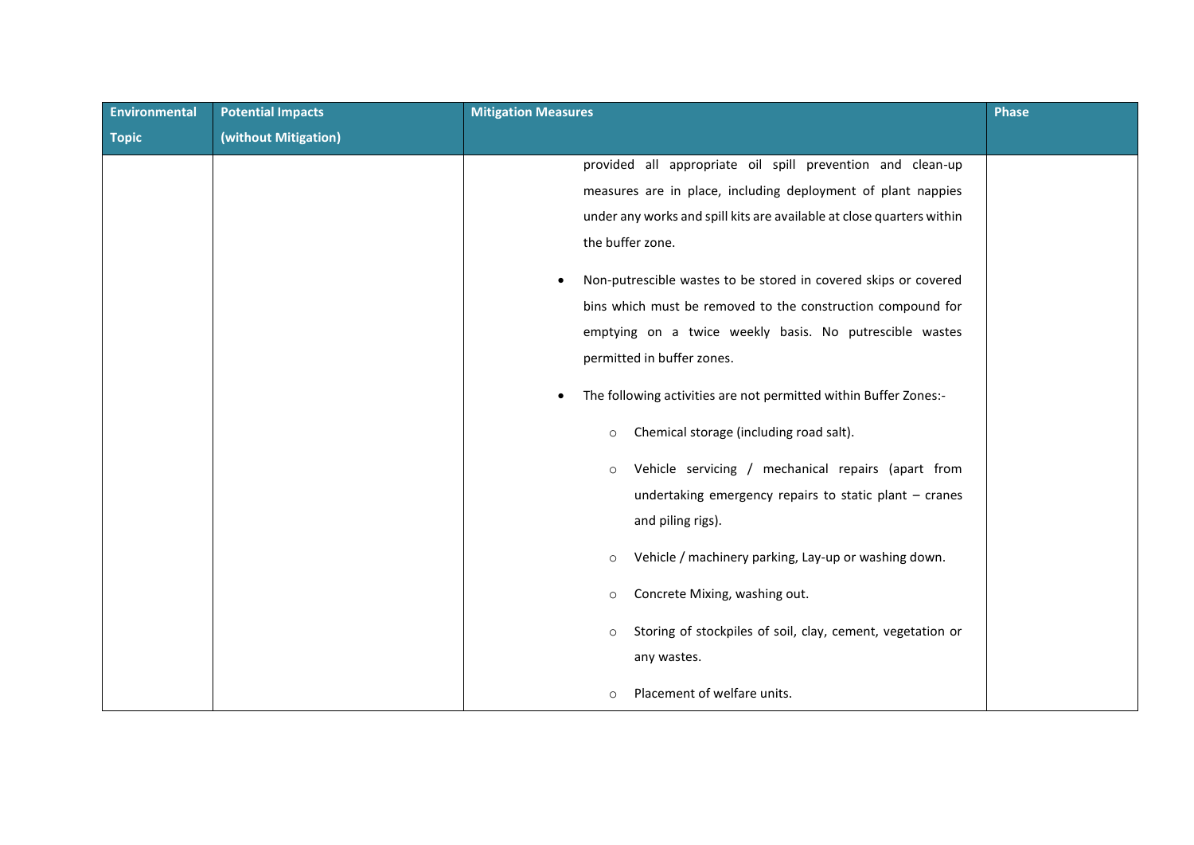| Environmental Topic | Potential Impacts (without Mitigation) | Mitigation Measures | Phase |
|---|---|---|---|
| | | provided all appropriate oil spill prevention and clean-up measures are in place, including deployment of plant nappies under any works and spill kits are available at close quarters within the buffer zone.<br><br>• Non-putrescible wastes to be stored in covered skips or covered bins which must be removed to the construction compound for emptying on a twice weekly basis. No putrescible wastes permitted in buffer zones.<br><br>• The following activities are not permitted within Buffer Zones:-<br>  ○ Chemical storage (including road salt).<br>  ○ Vehicle servicing / mechanical repairs (apart from undertaking emergency repairs to static plant – cranes and piling rigs).<br>  ○ Vehicle / machinery parking, Lay-up or washing down.<br>  ○ Concrete Mixing, washing out.<br>  ○ Storing of stockpiles of soil, clay, cement, vegetation or any wastes.<br>  ○ Placement of welfare units. | |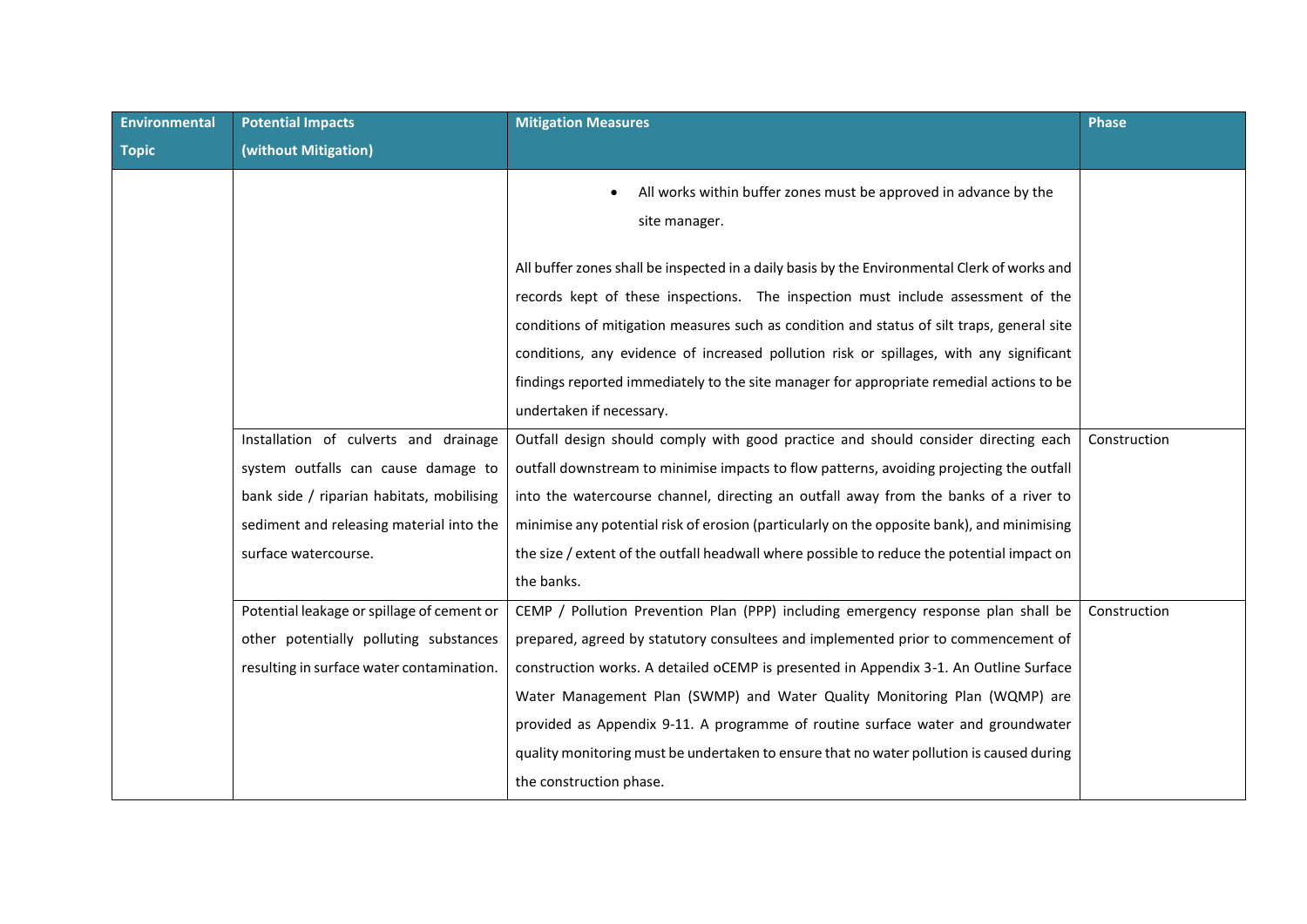| Environmental Topic | Potential Impacts (without Mitigation) | Mitigation Measures | Phase |
| --- | --- | --- | --- |
| | | • All works within buffer zones must be approved in advance by the site manager.<br><br>All buffer zones shall be inspected in a daily basis by the Environmental Clerk of works and records kept of these inspections. The inspection must include assessment of the conditions of mitigation measures such as condition and status of silt traps, general site conditions, any evidence of increased pollution risk or spillages, with any significant findings reported immediately to the site manager for appropriate remedial actions to be undertaken if necessary. | |
| | Installation of culverts and drainage system outfalls can cause damage to bank side / riparian habitats, mobilising sediment and releasing material into the surface watercourse. | Outfall design should comply with good practice and should consider directing each outfall downstream to minimise impacts to flow patterns, avoiding projecting the outfall into the watercourse channel, directing an outfall away from the banks of a river to minimise any potential risk of erosion (particularly on the opposite bank), and minimising the size / extent of the outfall headwall where possible to reduce the potential impact on the banks. | Construction |
| | Potential leakage or spillage of cement or other potentially polluting substances resulting in surface water contamination. | CEMP / Pollution Prevention Plan (PPP) including emergency response plan shall be prepared, agreed by statutory consultees and implemented prior to commencement of construction works. A detailed oCEMP is presented in Appendix 3-1. An Outline Surface Water Management Plan (SWMP) and Water Quality Monitoring Plan (WQMP) are provided as Appendix 9-11. A programme of routine surface water and groundwater quality monitoring must be undertaken to ensure that no water pollution is caused during the construction phase. | Construction |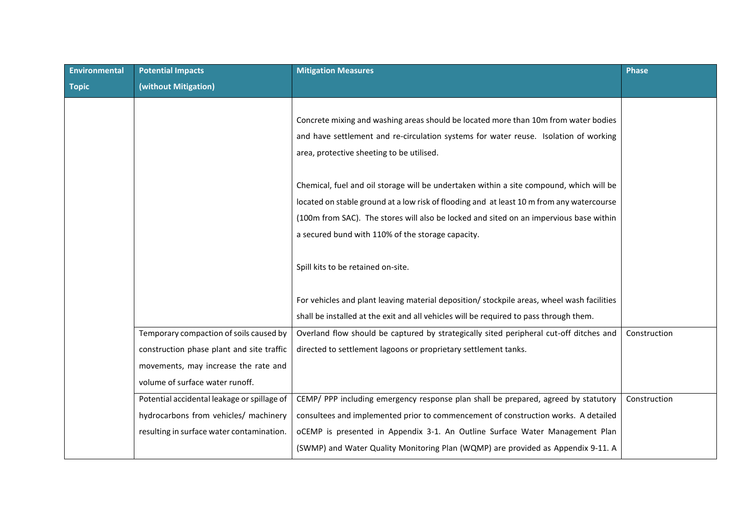| Environmental Topic | Potential Impacts (without Mitigation) | Mitigation Measures | Phase |
|---|---|---|---|
| | | Concrete mixing and washing areas should be located more than 10m from water bodies and have settlement and re-circulation systems for water reuse. Isolation of working area, protective sheeting to be utilised.<br><br>Chemical, fuel and oil storage will be undertaken within a site compound, which will be located on stable ground at a low risk of flooding and at least 10 m from any watercourse (100m from SAC). The stores will also be locked and sited on an impervious base within a secured bund with 110% of the storage capacity.<br><br>Spill kits to be retained on-site.<br><br>For vehicles and plant leaving material deposition/ stockpile areas, wheel wash facilities shall be installed at the exit and all vehicles will be required to pass through them. | |
| | Temporary compaction of soils caused by construction phase plant and site traffic movements, may increase the rate and volume of surface water runoff. | Overland flow should be captured by strategically sited peripheral cut-off ditches and directed to settlement lagoons or proprietary settlement tanks. | Construction |
| | Potential accidental leakage or spillage of hydrocarbons from vehicles/ machinery resulting in surface water contamination. | CEMP/ PPP including emergency response plan shall be prepared, agreed by statutory consultees and implemented prior to commencement of construction works. A detailed oCEMP is presented in Appendix 3-1. An Outline Surface Water Management Plan (SWMP) and Water Quality Monitoring Plan (WQMP) are provided as Appendix 9-11. A | Construction |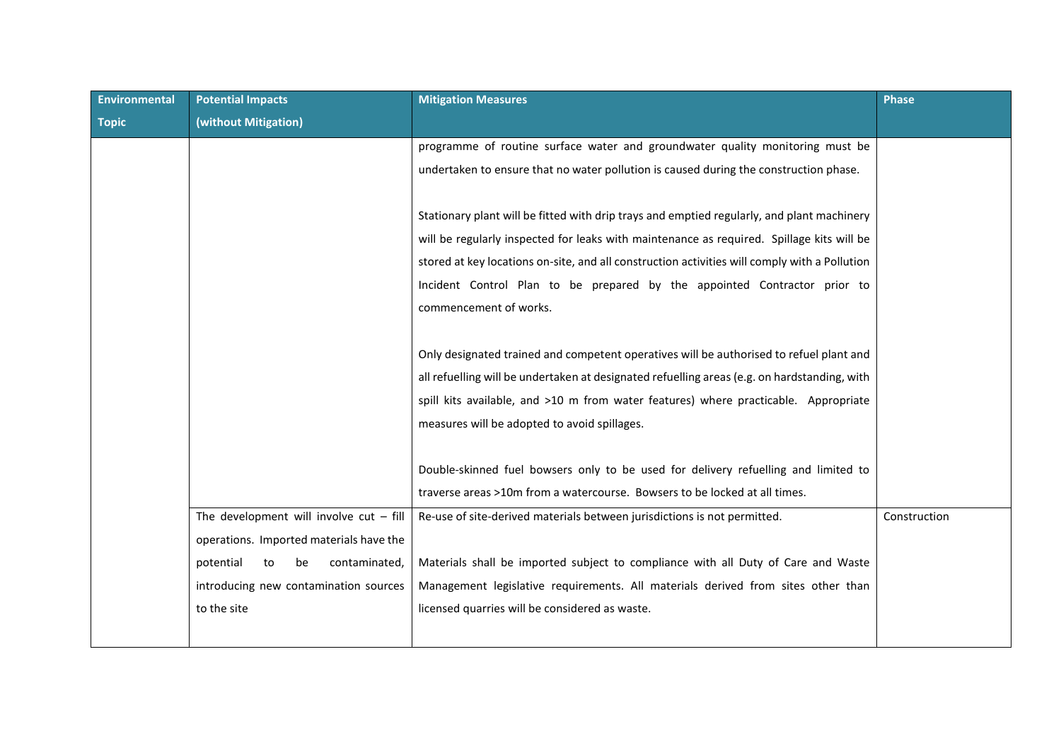| Environmental Topic | Potential Impacts (without Mitigation) | Mitigation Measures | Phase |
|---|---|---|---|
| | | programme of routine surface water and groundwater quality monitoring must be undertaken to ensure that no water pollution is caused during the construction phase.<br><br>Stationary plant will be fitted with drip trays and emptied regularly, and plant machinery will be regularly inspected for leaks with maintenance as required. Spillage kits will be stored at key locations on-site, and all construction activities will comply with a Pollution Incident Control Plan to be prepared by the appointed Contractor prior to commencement of works.<br><br>Only designated trained and competent operatives will be authorised to refuel plant and all refuelling will be undertaken at designated refuelling areas (e.g. on hardstanding, with spill kits available, and >10 m from water features) where practicable. Appropriate measures will be adopted to avoid spillages.<br><br>Double-skinned fuel bowsers only to be used for delivery refuelling and limited to traverse areas >10m from a watercourse. Bowsers to be locked at all times. | |
| | The development will involve cut – fill operations. Imported materials have the potential to be contaminated, introducing new contamination sources to the site | Re-use of site-derived materials between jurisdictions is not permitted.<br><br>Materials shall be imported subject to compliance with all Duty of Care and Waste Management legislative requirements. All materials derived from sites other than licensed quarries will be considered as waste. | Construction |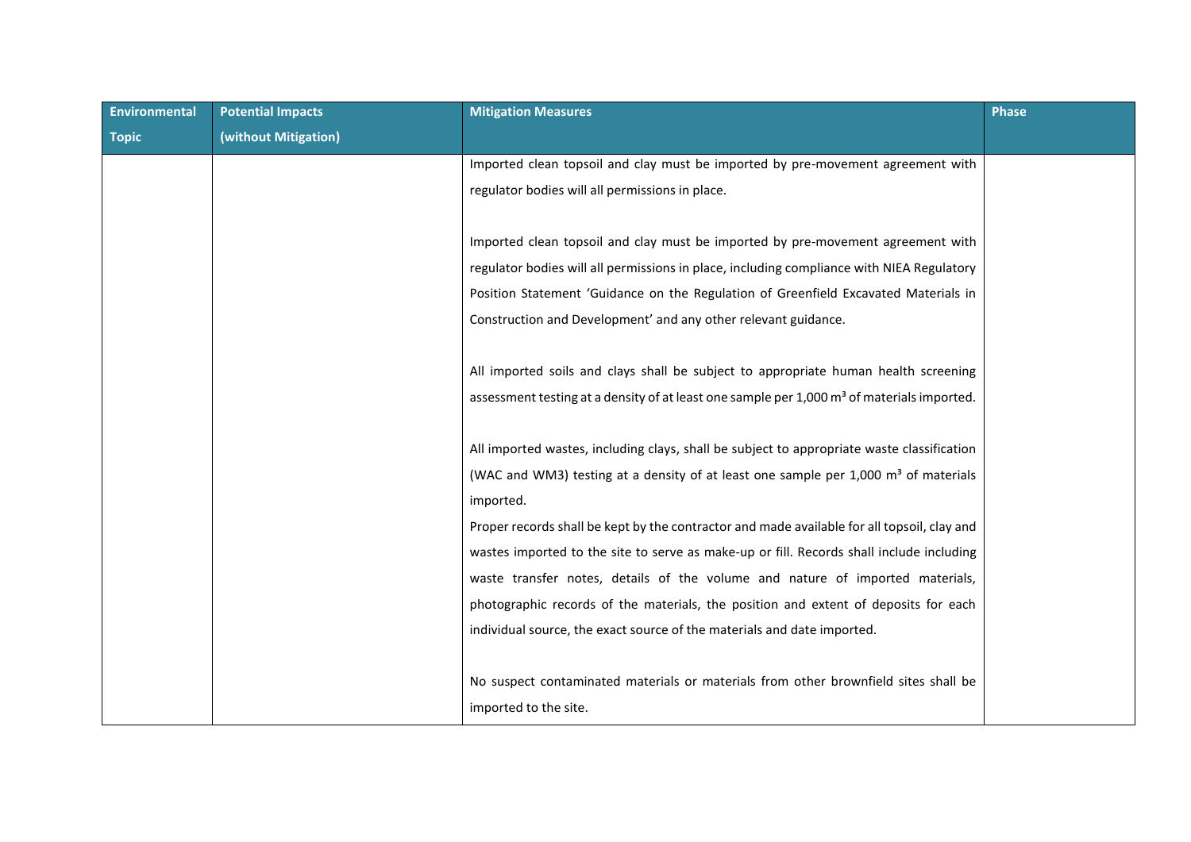| Environmental Topic | Potential Impacts (without Mitigation) | Mitigation Measures | Phase |
|---|---|---|---|
| | | Imported clean topsoil and clay must be imported by pre-movement agreement with regulator bodies will all permissions in place.<br><br>Imported clean topsoil and clay must be imported by pre-movement agreement with regulator bodies will all permissions in place, including compliance with NIEA Regulatory Position Statement 'Guidance on the Regulation of Greenfield Excavated Materials in Construction and Development' and any other relevant guidance.<br><br>All imported soils and clays shall be subject to appropriate human health screening assessment testing at a density of at least one sample per 1,000 m³ of materials imported.<br><br>All imported wastes, including clays, shall be subject to appropriate waste classification (WAC and WM3) testing at a density of at least one sample per 1,000 m³ of materials imported.<br>Proper records shall be kept by the contractor and made available for all topsoil, clay and wastes imported to the site to serve as make-up or fill. Records shall include including waste transfer notes, details of the volume and nature of imported materials, photographic records of the materials, the position and extent of deposits for each individual source, the exact source of the materials and date imported.<br><br>No suspect contaminated materials or materials from other brownfield sites shall be imported to the site. | |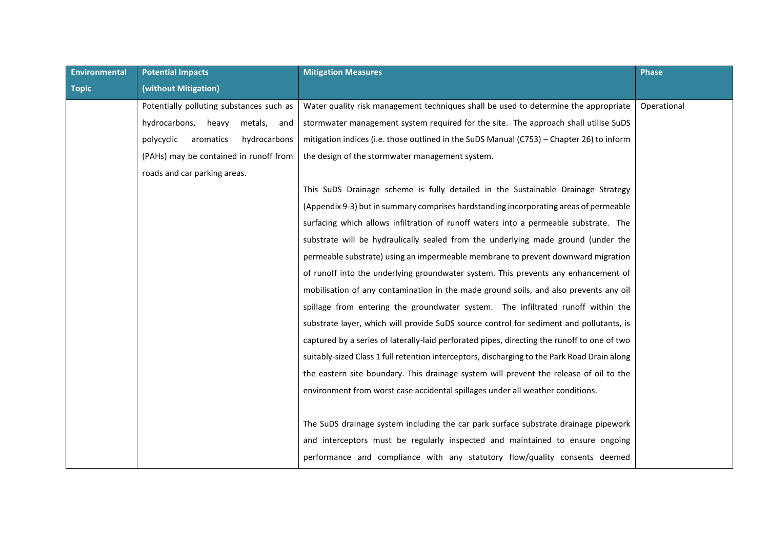| Environmental Topic | Potential Impacts (without Mitigation) | Mitigation Measures | Phase |
|---|---|---|---|
| | Potentially polluting substances such as hydrocarbons, heavy metals, and polycyclic aromatics hydrocarbons (PAHs) may be contained in runoff from roads and car parking areas. | Water quality risk management techniques shall be used to determine the appropriate stormwater management system required for the site. The approach shall utilise SuDS mitigation indices (i.e. those outlined in the SuDS Manual (C753) – Chapter 26) to inform the design of the stormwater management system.<br><br>This SuDS Drainage scheme is fully detailed in the Sustainable Drainage Strategy (Appendix 9-3) but in summary comprises hardstanding incorporating areas of permeable surfacing which allows infiltration of runoff waters into a permeable substrate. The substrate will be hydraulically sealed from the underlying made ground (under the permeable substrate) using an impermeable membrane to prevent downward migration of runoff into the underlying groundwater system. This prevents any enhancement of mobilisation of any contamination in the made ground soils, and also prevents any oil spillage from entering the groundwater system. The infiltrated runoff within the substrate layer, which will provide SuDS source control for sediment and pollutants, is captured by a series of laterally-laid perforated pipes, directing the runoff to one of two suitably-sized Class 1 full retention interceptors, discharging to the Park Road Drain along the eastern site boundary. This drainage system will prevent the release of oil to the environment from worst case accidental spillages under all weather conditions.<br><br>The SuDS drainage system including the car park surface substrate drainage pipework and interceptors must be regularly inspected and maintained to ensure ongoing performance and compliance with any statutory flow/quality consents deemed | Operational |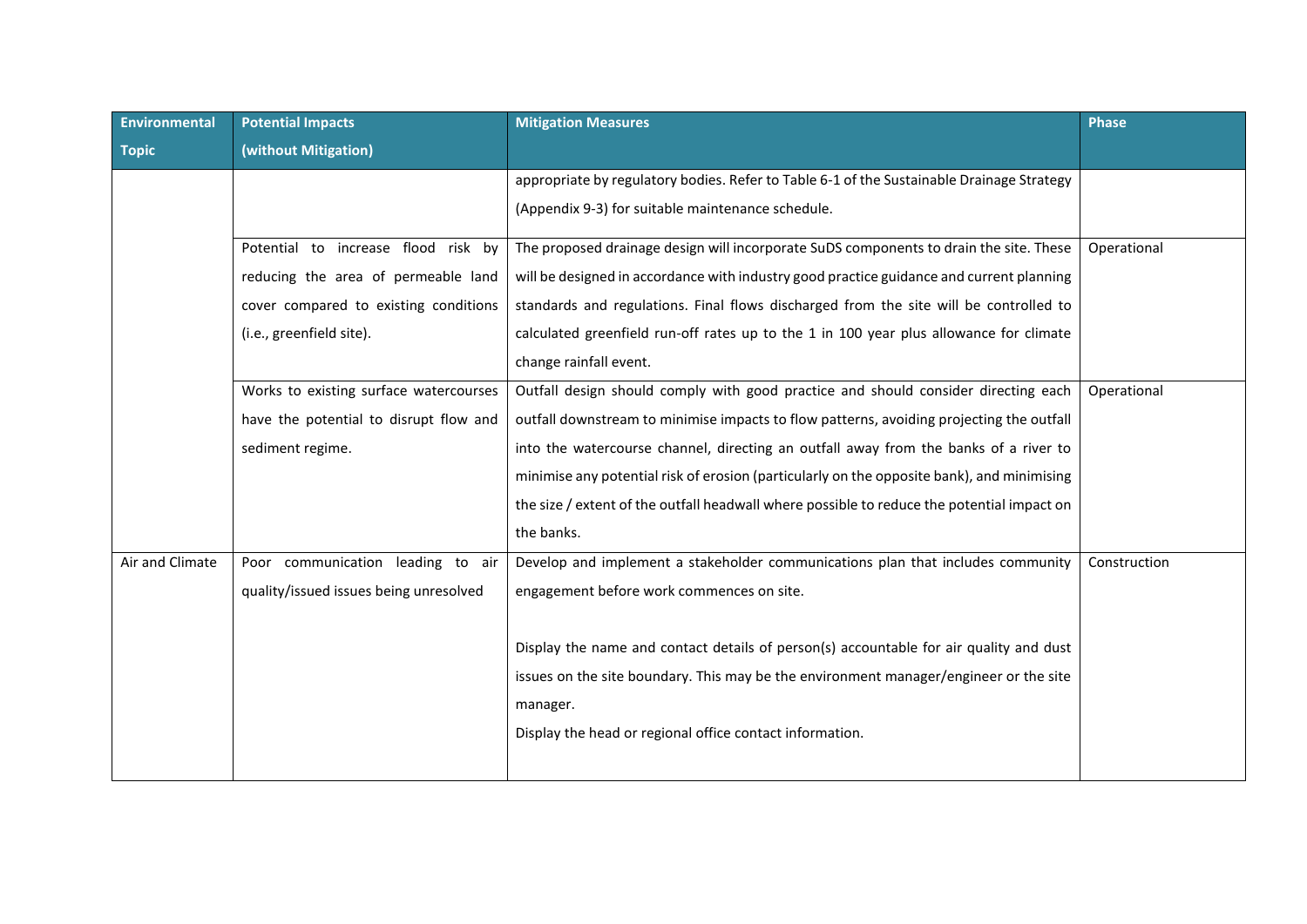| Environmental Topic | Potential Impacts (without Mitigation) | Mitigation Measures | Phase |
| --- | --- | --- | --- |
| | | appropriate by regulatory bodies. Refer to Table 6-1 of the Sustainable Drainage Strategy (Appendix 9-3) for suitable maintenance schedule. | |
| | Potential to increase flood risk by reducing the area of permeable land cover compared to existing conditions (i.e., greenfield site). | The proposed drainage design will incorporate SuDS components to drain the site. These will be designed in accordance with industry good practice guidance and current planning standards and regulations. Final flows discharged from the site will be controlled to calculated greenfield run-off rates up to the 1 in 100 year plus allowance for climate change rainfall event. | Operational |
| | Works to existing surface watercourses have the potential to disrupt flow and sediment regime. | Outfall design should comply with good practice and should consider directing each outfall downstream to minimise impacts to flow patterns, avoiding projecting the outfall into the watercourse channel, directing an outfall away from the banks of a river to minimise any potential risk of erosion (particularly on the opposite bank), and minimising the size / extent of the outfall headwall where possible to reduce the potential impact on the banks. | Operational |
| Air and Climate | Poor communication leading to air quality/issued issues being unresolved | Develop and implement a stakeholder communications plan that includes community engagement before work commences on site.<br><br>Display the name and contact details of person(s) accountable for air quality and dust issues on the site boundary. This may be the environment manager/engineer or the site manager.<br>Display the head or regional office contact information. | Construction |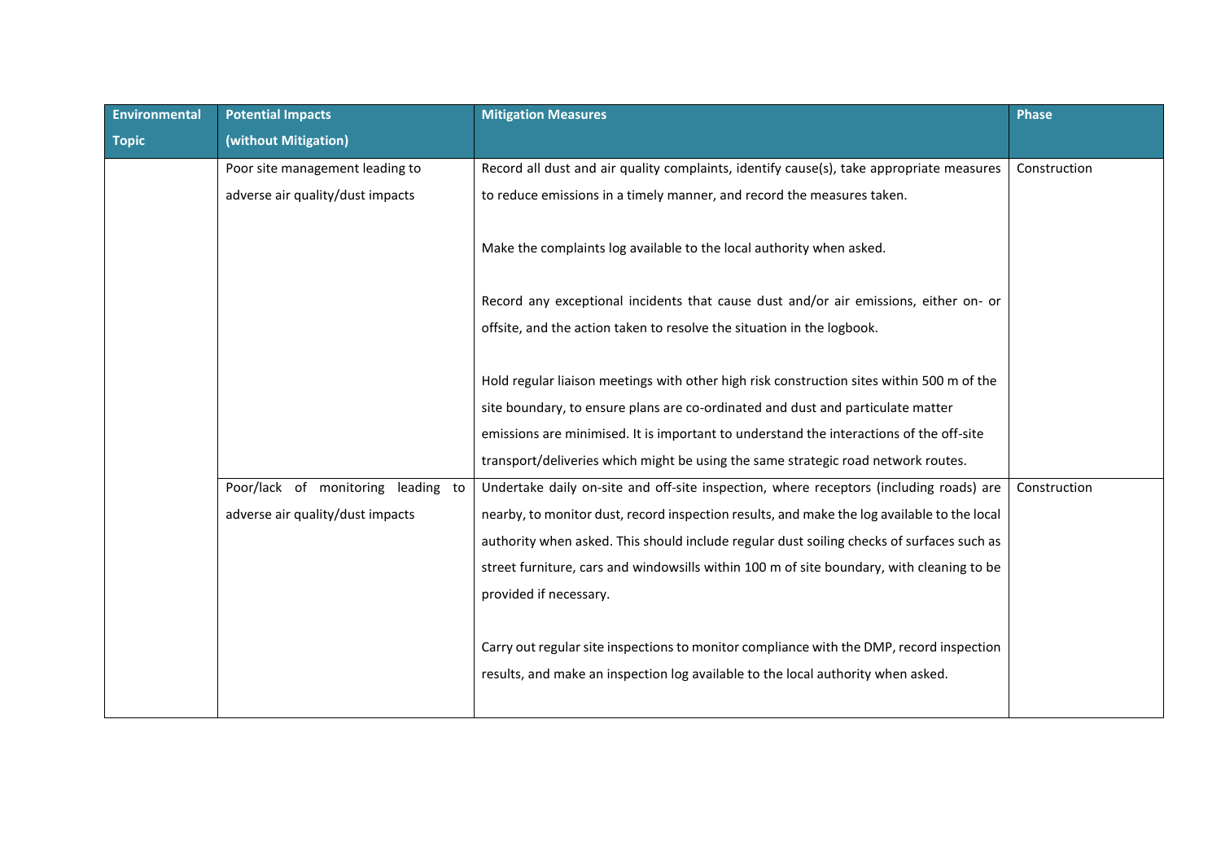| Environmental Topic | Potential Impacts (without Mitigation) | Mitigation Measures | Phase |
|---|---|---|---|
| | Poor site management leading to adverse air quality/dust impacts | Record all dust and air quality complaints, identify cause(s), take appropriate measures to reduce emissions in a timely manner, and record the measures taken.<br><br>Make the complaints log available to the local authority when asked.<br><br>Record any exceptional incidents that cause dust and/or air emissions, either on- or offsite, and the action taken to resolve the situation in the logbook.<br><br>Hold regular liaison meetings with other high risk construction sites within 500 m of the site boundary, to ensure plans are co-ordinated and dust and particulate matter emissions are minimised. It is important to understand the interactions of the off-site transport/deliveries which might be using the same strategic road network routes. | Construction |
| | Poor/lack of monitoring leading to adverse air quality/dust impacts | Undertake daily on-site and off-site inspection, where receptors (including roads) are nearby, to monitor dust, record inspection results, and make the log available to the local authority when asked. This should include regular dust soiling checks of surfaces such as street furniture, cars and windowsills within 100 m of site boundary, with cleaning to be provided if necessary.<br><br>Carry out regular site inspections to monitor compliance with the DMP, record inspection results, and make an inspection log available to the local authority when asked. | Construction |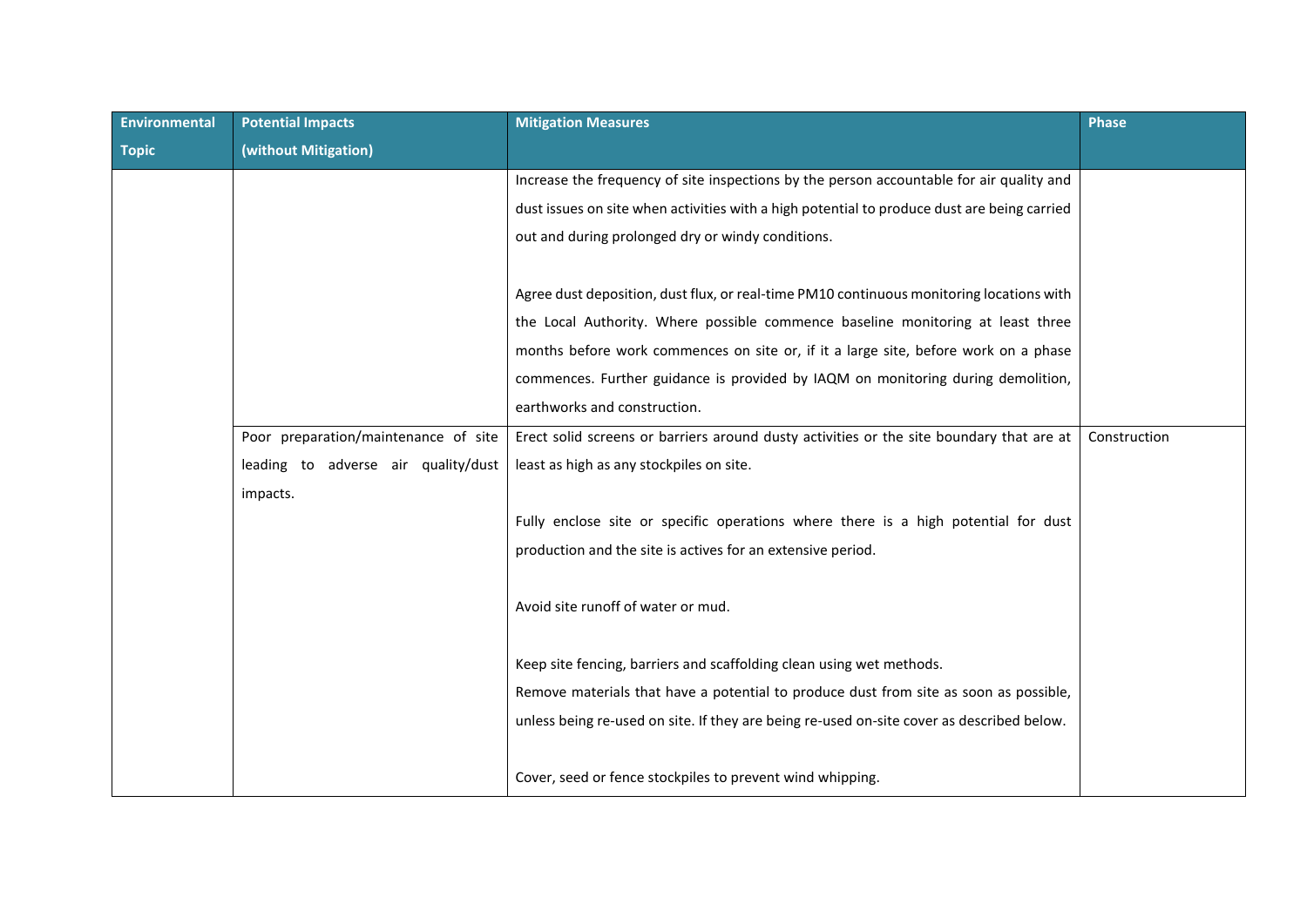| Environmental Topic | Potential Impacts (without Mitigation) | Mitigation Measures | Phase |
|---|---|---|---|
| | | Increase the frequency of site inspections by the person accountable for air quality and dust issues on site when activities with a high potential to produce dust are being carried out and during prolonged dry or windy conditions.<br><br>Agree dust deposition, dust flux, or real-time PM10 continuous monitoring locations with the Local Authority. Where possible commence baseline monitoring at least three months before work commences on site or, if it a large site, before work on a phase commences. Further guidance is provided by IAQM on monitoring during demolition, earthworks and construction. | |
| | Poor preparation/maintenance of site leading to adverse air quality/dust impacts. | Erect solid screens or barriers around dusty activities or the site boundary that are at least as high as any stockpiles on site.<br><br>Fully enclose site or specific operations where there is a high potential for dust production and the site is actives for an extensive period.<br><br>Avoid site runoff of water or mud.<br><br>Keep site fencing, barriers and scaffolding clean using wet methods.<br>Remove materials that have a potential to produce dust from site as soon as possible, unless being re-used on site. If they are being re-used on-site cover as described below.<br><br>Cover, seed or fence stockpiles to prevent wind whipping. | Construction |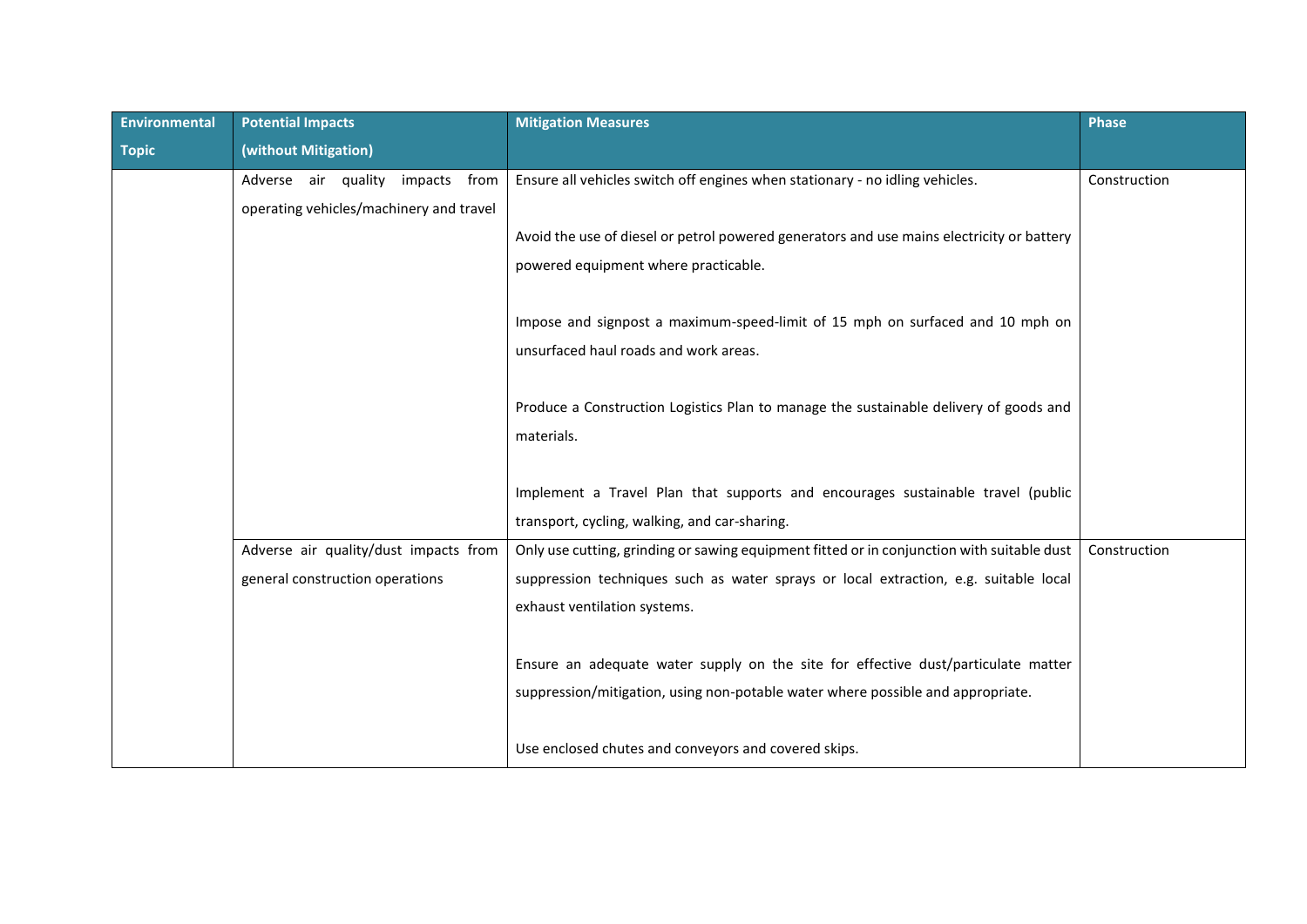| Environmental Topic | Potential Impacts (without Mitigation) | Mitigation Measures | Phase |
|---|---|---|---|
| | Adverse air quality impacts from operating vehicles/machinery and travel | Ensure all vehicles switch off engines when stationary - no idling vehicles.<br><br>Avoid the use of diesel or petrol powered generators and use mains electricity or battery powered equipment where practicable.<br><br>Impose and signpost a maximum-speed-limit of 15 mph on surfaced and 10 mph on unsurfaced haul roads and work areas.<br><br>Produce a Construction Logistics Plan to manage the sustainable delivery of goods and materials.<br><br>Implement a Travel Plan that supports and encourages sustainable travel (public transport, cycling, walking, and car-sharing. | Construction |
| | Adverse air quality/dust impacts from general construction operations | Only use cutting, grinding or sawing equipment fitted or in conjunction with suitable dust suppression techniques such as water sprays or local extraction, e.g. suitable local exhaust ventilation systems.<br><br>Ensure an adequate water supply on the site for effective dust/particulate matter suppression/mitigation, using non-potable water where possible and appropriate.<br><br>Use enclosed chutes and conveyors and covered skips. | Construction |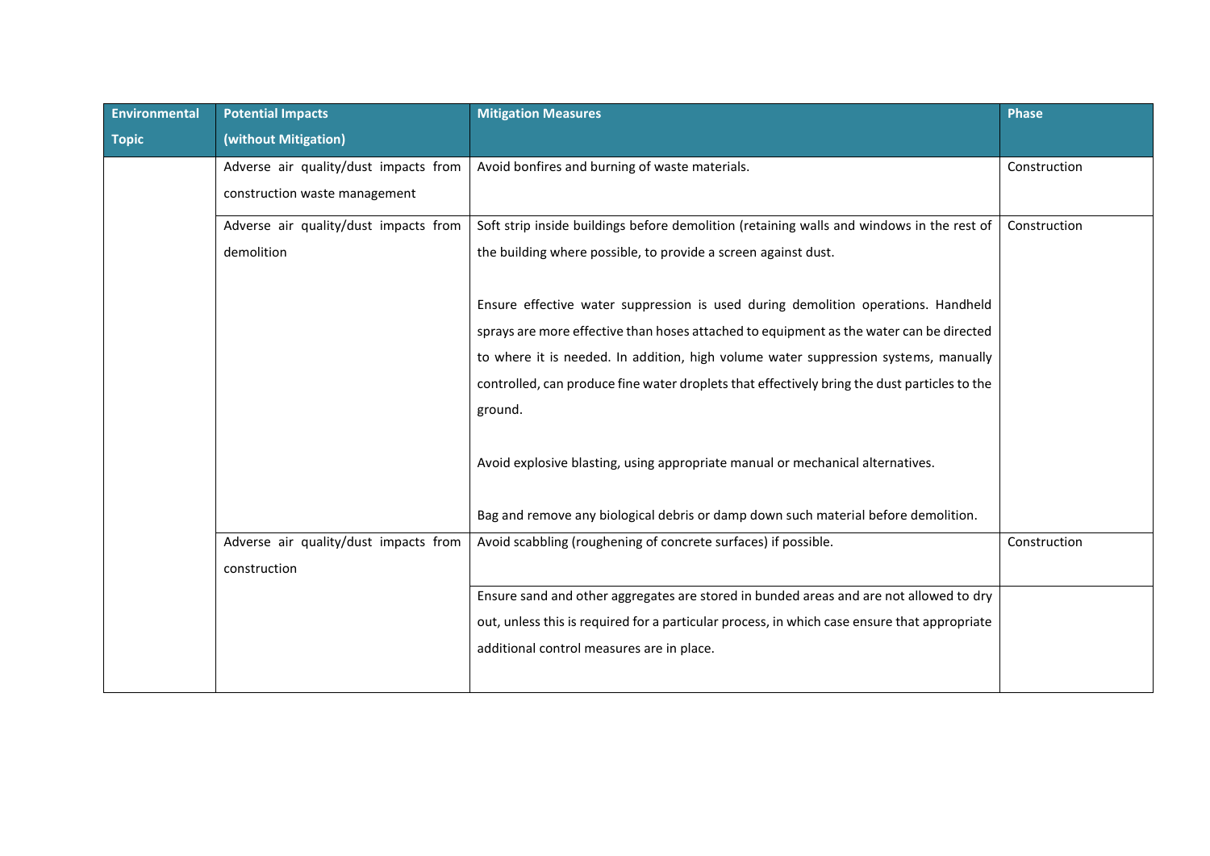| Environmental Topic | Potential Impacts (without Mitigation) | Mitigation Measures | Phase |
|---|---|---|---|
| | Adverse air quality/dust impacts from construction waste management | Avoid bonfires and burning of waste materials. | Construction |
| | Adverse air quality/dust impacts from demolition | Soft strip inside buildings before demolition (retaining walls and windows in the rest of the building where possible, to provide a screen against dust.<br><br>Ensure effective water suppression is used during demolition operations. Handheld sprays are more effective than hoses attached to equipment as the water can be directed to where it is needed. In addition, high volume water suppression systems, manually controlled, can produce fine water droplets that effectively bring the dust particles to the ground.<br><br>Avoid explosive blasting, using appropriate manual or mechanical alternatives.<br><br>Bag and remove any biological debris or damp down such material before demolition. | Construction |
| | Adverse air quality/dust impacts from construction | Avoid scabbling (roughening of concrete surfaces) if possible. | Construction |
| | | Ensure sand and other aggregates are stored in bunded areas and are not allowed to dry out, unless this is required for a particular process, in which case ensure that appropriate additional control measures are in place. | |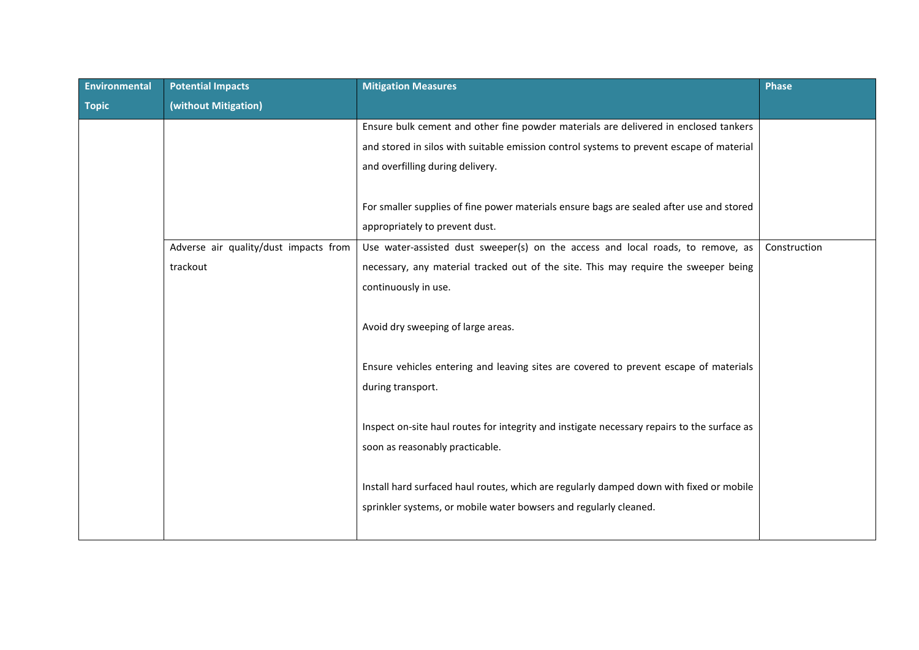| Environmental Topic | Potential Impacts (without Mitigation) | Mitigation Measures | Phase |
|---|---|---|---|
| | | Ensure bulk cement and other fine powder materials are delivered in enclosed tankers and stored in silos with suitable emission control systems to prevent escape of material and overfilling during delivery.<br><br>For smaller supplies of fine power materials ensure bags are sealed after use and stored appropriately to prevent dust. | |
| | Adverse air quality/dust impacts from trackout | Use water-assisted dust sweeper(s) on the access and local roads, to remove, as necessary, any material tracked out of the site. This may require the sweeper being continuously in use.<br><br>Avoid dry sweeping of large areas.<br><br>Ensure vehicles entering and leaving sites are covered to prevent escape of materials during transport.<br><br>Inspect on-site haul routes for integrity and instigate necessary repairs to the surface as soon as reasonably practicable.<br><br>Install hard surfaced haul routes, which are regularly damped down with fixed or mobile sprinkler systems, or mobile water bowsers and regularly cleaned. | Construction |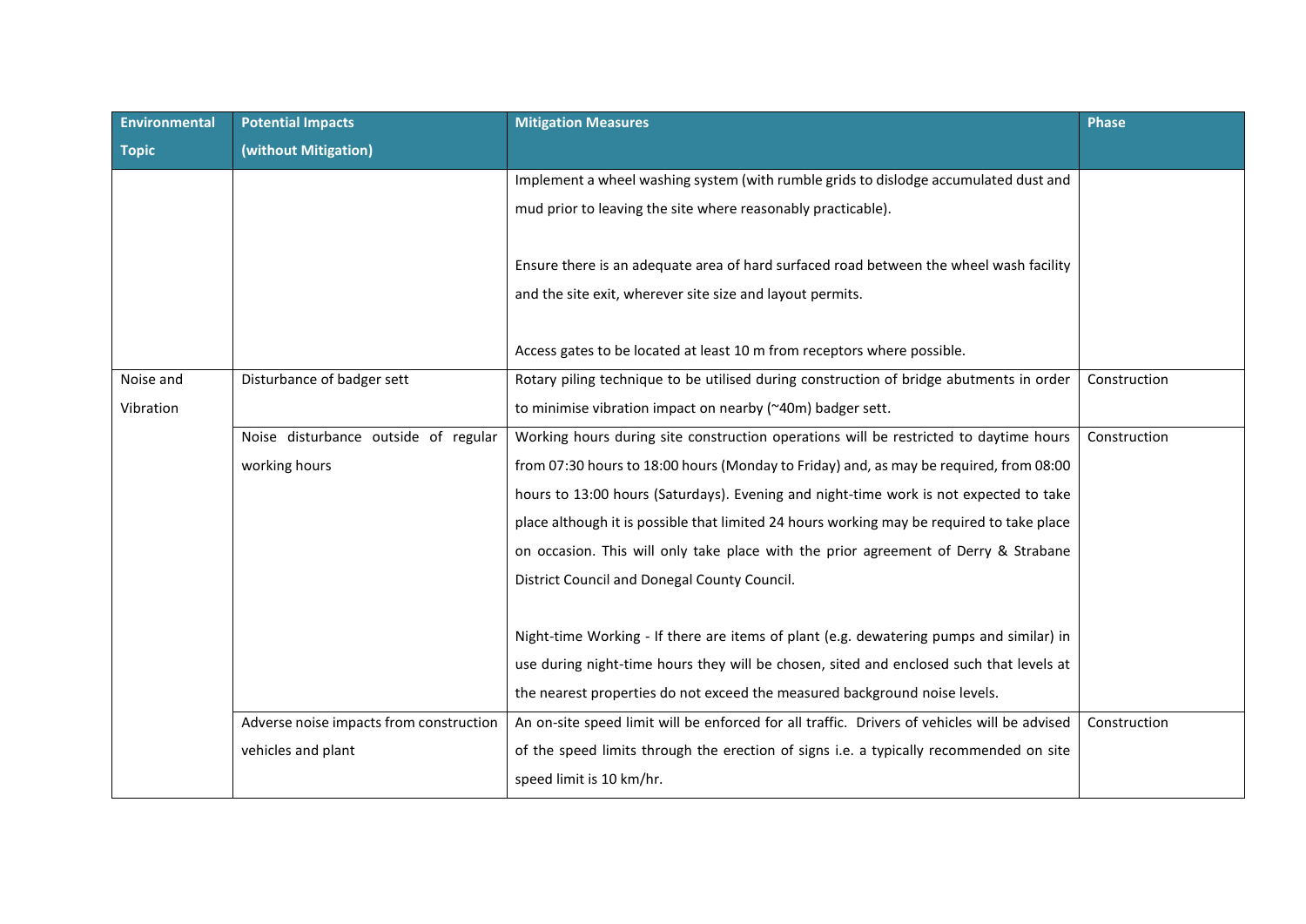| Environmental Topic | Potential Impacts (without Mitigation) | Mitigation Measures | Phase |
|---|---|---|---|
| | | Implement a wheel washing system (with rumble grids to dislodge accumulated dust and mud prior to leaving the site where reasonably practicable).<br><br>Ensure there is an adequate area of hard surfaced road between the wheel wash facility and the site exit, wherever site size and layout permits.<br><br>Access gates to be located at least 10 m from receptors where possible. | |
| Noise and Vibration | Disturbance of badger sett | Rotary piling technique to be utilised during construction of bridge abutments in order to minimise vibration impact on nearby (~40m) badger sett. | Construction |
| | Noise disturbance outside of regular working hours | Working hours during site construction operations will be restricted to daytime hours from 07:30 hours to 18:00 hours (Monday to Friday) and, as may be required, from 08:00 hours to 13:00 hours (Saturdays). Evening and night-time work is not expected to take place although it is possible that limited 24 hours working may be required to take place on occasion. This will only take place with the prior agreement of Derry & Strabane District Council and Donegal County Council.<br><br>Night-time Working - If there are items of plant (e.g. dewatering pumps and similar) in use during night-time hours they will be chosen, sited and enclosed such that levels at the nearest properties do not exceed the measured background noise levels. | Construction |
| | Adverse noise impacts from construction vehicles and plant | An on-site speed limit will be enforced for all traffic. Drivers of vehicles will be advised of the speed limits through the erection of signs i.e. a typically recommended on site speed limit is 10 km/hr. | Construction |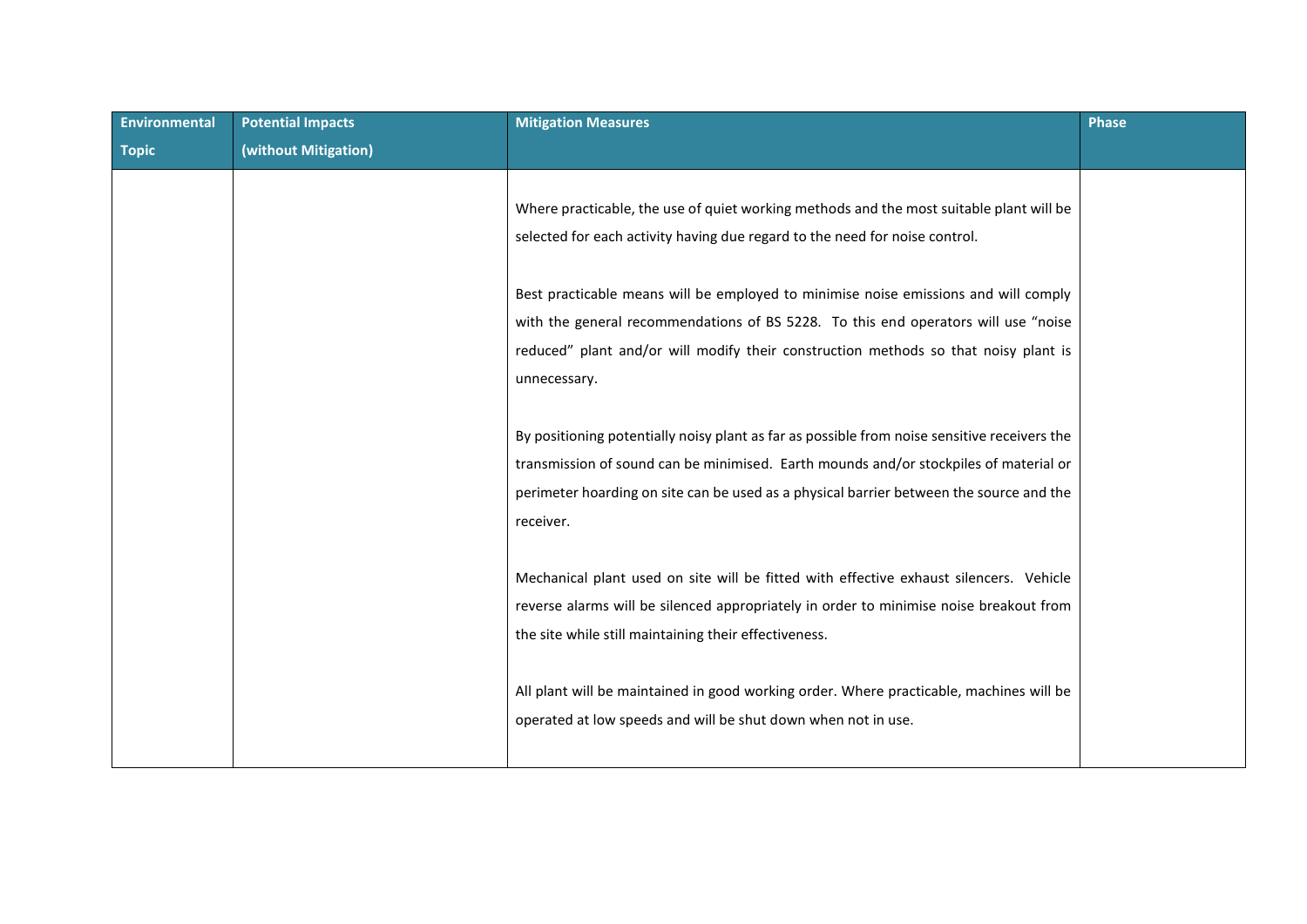| Environmental Topic | Potential Impacts (without Mitigation) | Mitigation Measures | Phase |
| --- | --- | --- | --- |
| | | Where practicable, the use of quiet working methods and the most suitable plant will be selected for each activity having due regard to the need for noise control.<br><br>Best practicable means will be employed to minimise noise emissions and will comply with the general recommendations of BS 5228. To this end operators will use "noise reduced" plant and/or will modify their construction methods so that noisy plant is unnecessary.<br><br>By positioning potentially noisy plant as far as possible from noise sensitive receivers the transmission of sound can be minimised. Earth mounds and/or stockpiles of material or perimeter hoarding on site can be used as a physical barrier between the source and the receiver.<br><br>Mechanical plant used on site will be fitted with effective exhaust silencers. Vehicle reverse alarms will be silenced appropriately in order to minimise noise breakout from the site while still maintaining their effectiveness.<br><br>All plant will be maintained in good working order. Where practicable, machines will be operated at low speeds and will be shut down when not in use. | |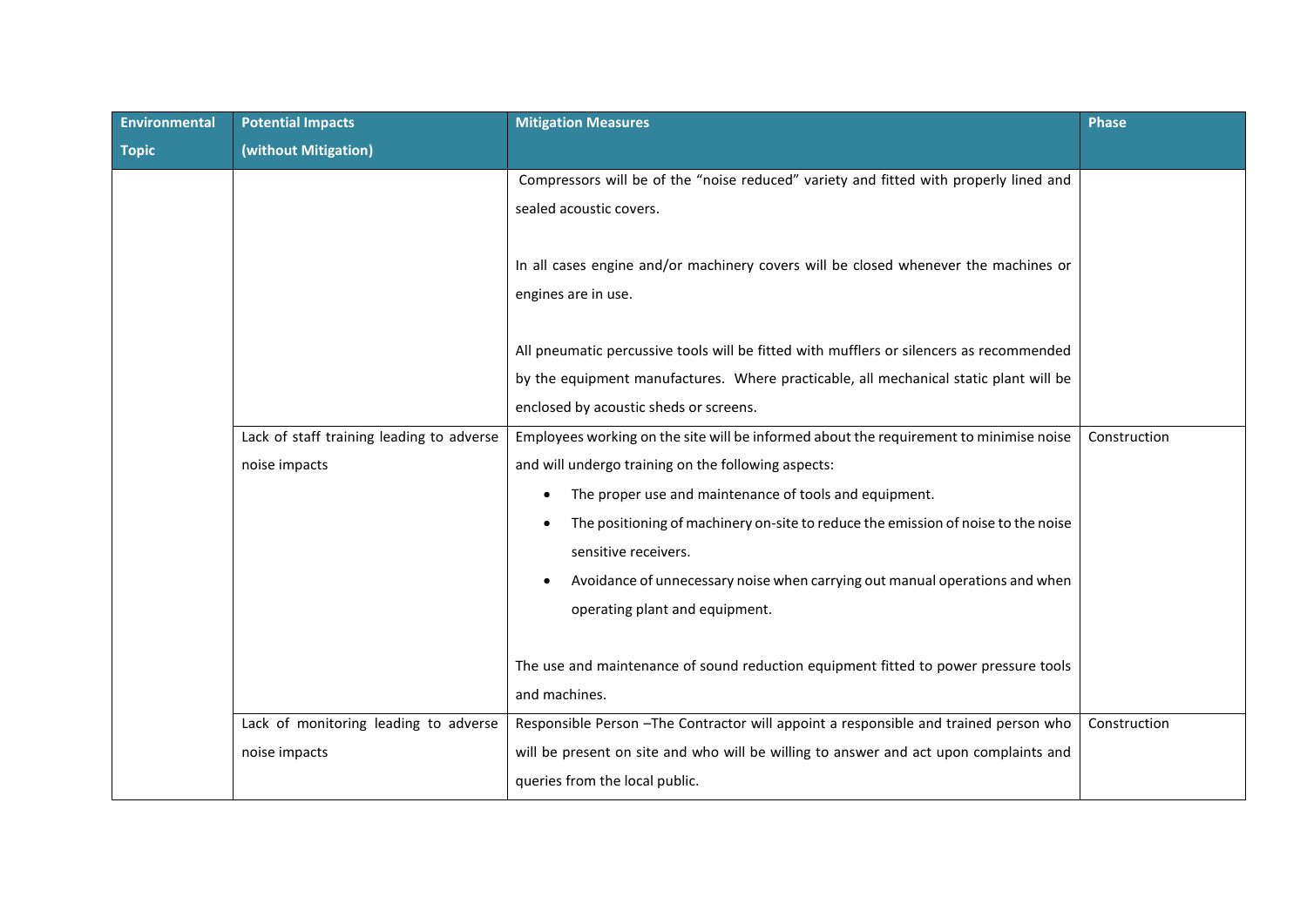| Environmental Topic | Potential Impacts (without Mitigation) | Mitigation Measures | Phase |
|---|---|---|---|
| | | Compressors will be of the "noise reduced" variety and fitted with properly lined and sealed acoustic covers.<br><br>In all cases engine and/or machinery covers will be closed whenever the machines or engines are in use.<br><br>All pneumatic percussive tools will be fitted with mufflers or silencers as recommended by the equipment manufactures. Where practicable, all mechanical static plant will be enclosed by acoustic sheds or screens. | |
| | Lack of staff training leading to adverse noise impacts | Employees working on the site will be informed about the requirement to minimise noise and will undergo training on the following aspects:<br>• The proper use and maintenance of tools and equipment.<br>• The positioning of machinery on-site to reduce the emission of noise to the noise sensitive receivers.<br>• Avoidance of unnecessary noise when carrying out manual operations and when operating plant and equipment.<br><br>The use and maintenance of sound reduction equipment fitted to power pressure tools and machines. | Construction |
| | Lack of monitoring leading to adverse noise impacts | Responsible Person –The Contractor will appoint a responsible and trained person who will be present on site and who will be willing to answer and act upon complaints and queries from the local public. | Construction |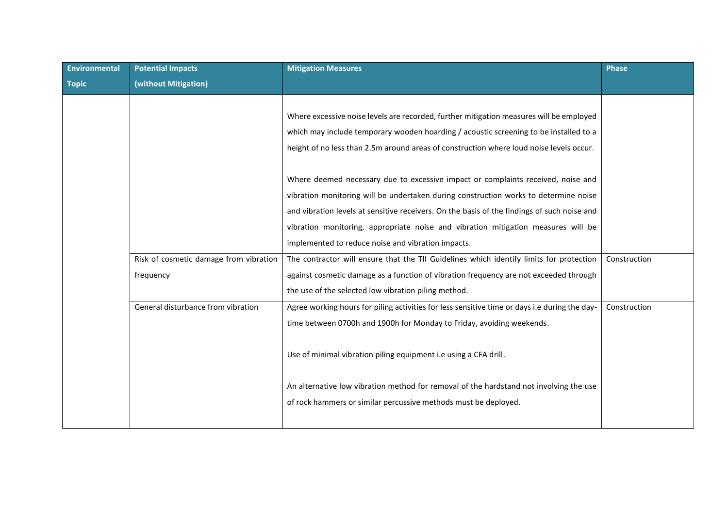| Environmental Topic | Potential Impacts (without Mitigation) | Mitigation Measures | Phase |
|---|---|---|---|
| | | Where excessive noise levels are recorded, further mitigation measures will be employed which may include temporary wooden hoarding / acoustic screening to be installed to a height of no less than 2.5m around areas of construction where loud noise levels occur.<br><br>Where deemed necessary due to excessive impact or complaints received, noise and vibration monitoring will be undertaken during construction works to determine noise and vibration levels at sensitive receivers. On the basis of the findings of such noise and vibration monitoring, appropriate noise and vibration mitigation measures will be implemented to reduce noise and vibration impacts. | |
| | Risk of cosmetic damage from vibration frequency | The contractor will ensure that the TII Guidelines which identify limits for protection against cosmetic damage as a function of vibration frequency are not exceeded through the use of the selected low vibration piling method. | Construction |
| | General disturbance from vibration | Agree working hours for piling activities for less sensitive time or days i.e during the day-time between 0700h and 1900h for Monday to Friday, avoiding weekends.<br><br>Use of minimal vibration piling equipment i.e using a CFA drill.<br><br>An alternative low vibration method for removal of the hardstand not involving the use of rock hammers or similar percussive methods must be deployed. | Construction |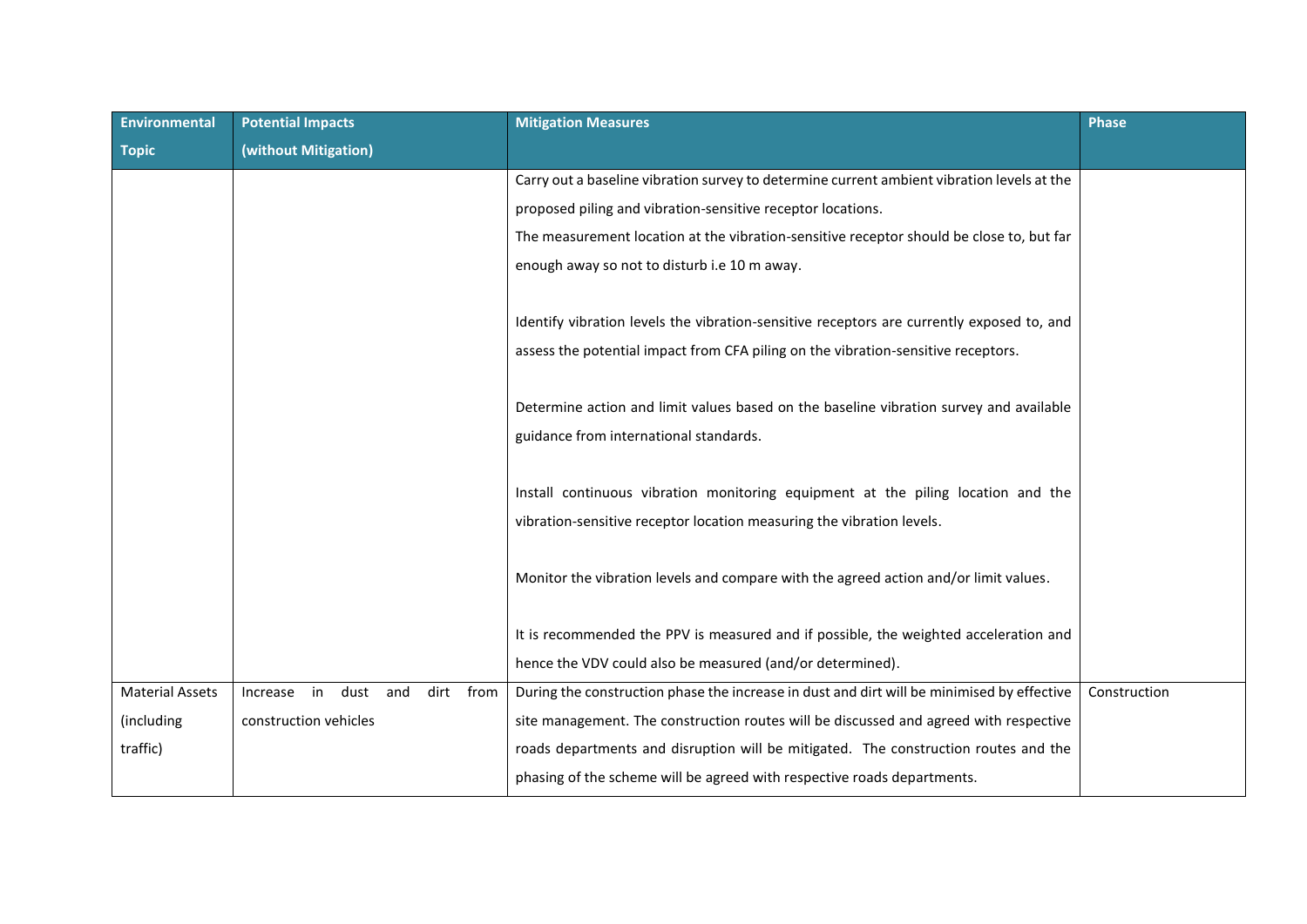| Environmental Topic | Potential Impacts (without Mitigation) | Mitigation Measures | Phase |
|---|---|---|---|
| | | Carry out a baseline vibration survey to determine current ambient vibration levels at the proposed piling and vibration-sensitive receptor locations.<br>The measurement location at the vibration-sensitive receptor should be close to, but far enough away so not to disturb i.e 10 m away.<br><br>Identify vibration levels the vibration-sensitive receptors are currently exposed to, and assess the potential impact from CFA piling on the vibration-sensitive receptors.<br><br>Determine action and limit values based on the baseline vibration survey and available guidance from international standards.<br><br>Install continuous vibration monitoring equipment at the piling location and the vibration-sensitive receptor location measuring the vibration levels.<br><br>Monitor the vibration levels and compare with the agreed action and/or limit values.<br><br>It is recommended the PPV is measured and if possible, the weighted acceleration and hence the VDV could also be measured (and/or determined). | |
| Material Assets (including traffic) | Increase in dust and dirt from construction vehicles | During the construction phase the increase in dust and dirt will be minimised by effective site management. The construction routes will be discussed and agreed with respective roads departments and disruption will be mitigated. The construction routes and the phasing of the scheme will be agreed with respective roads departments. | Construction |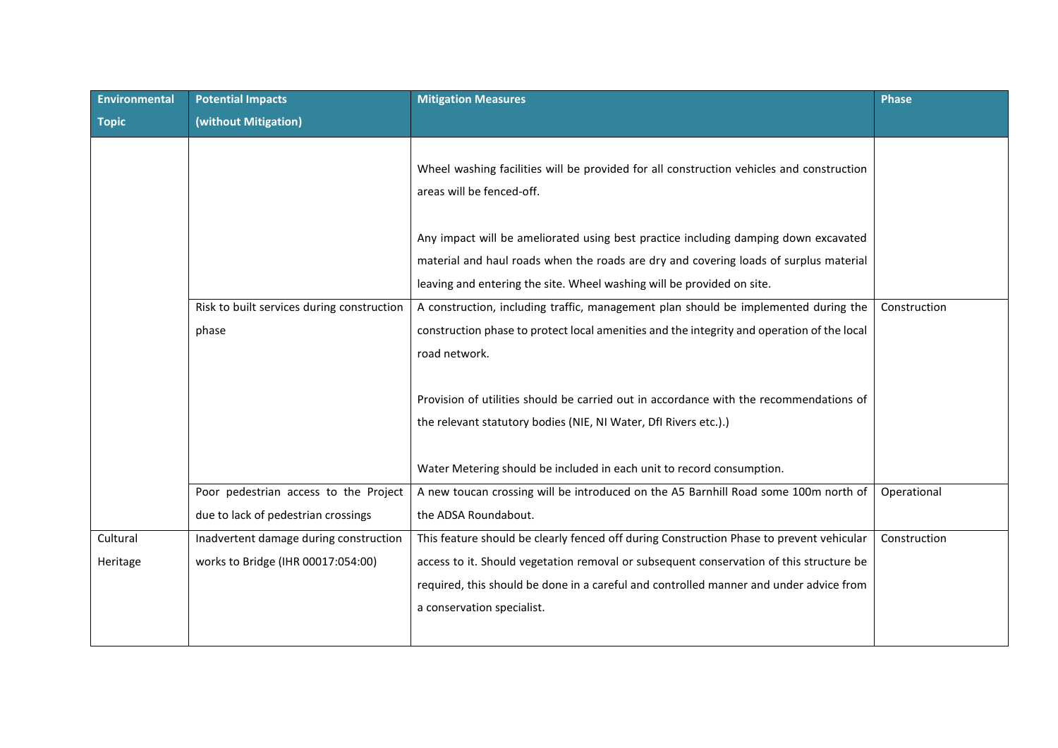| Environmental Topic | Potential Impacts (without Mitigation) | Mitigation Measures | Phase |
|---|---|---|---|
| | | Wheel washing facilities will be provided for all construction vehicles and construction areas will be fenced-off.<br><br>Any impact will be ameliorated using best practice including damping down excavated material and haul roads when the roads are dry and covering loads of surplus material leaving and entering the site. Wheel washing will be provided on site. | |
| | Risk to built services during construction phase | A construction, including traffic, management plan should be implemented during the construction phase to protect local amenities and the integrity and operation of the local road network.<br><br>Provision of utilities should be carried out in accordance with the recommendations of the relevant statutory bodies (NIE, NI Water, DfI Rivers etc.).)<br><br>Water Metering should be included in each unit to record consumption. | Construction |
| | Poor pedestrian access to the Project due to lack of pedestrian crossings | A new toucan crossing will be introduced on the A5 Barnhill Road some 100m north of the ADSA Roundabout. | Operational |
| Cultural Heritage | Inadvertent damage during construction works to Bridge (IHR 00017:054:00) | This feature should be clearly fenced off during Construction Phase to prevent vehicular access to it. Should vegetation removal or subsequent conservation of this structure be required, this should be done in a careful and controlled manner and under advice from a conservation specialist. | Construction |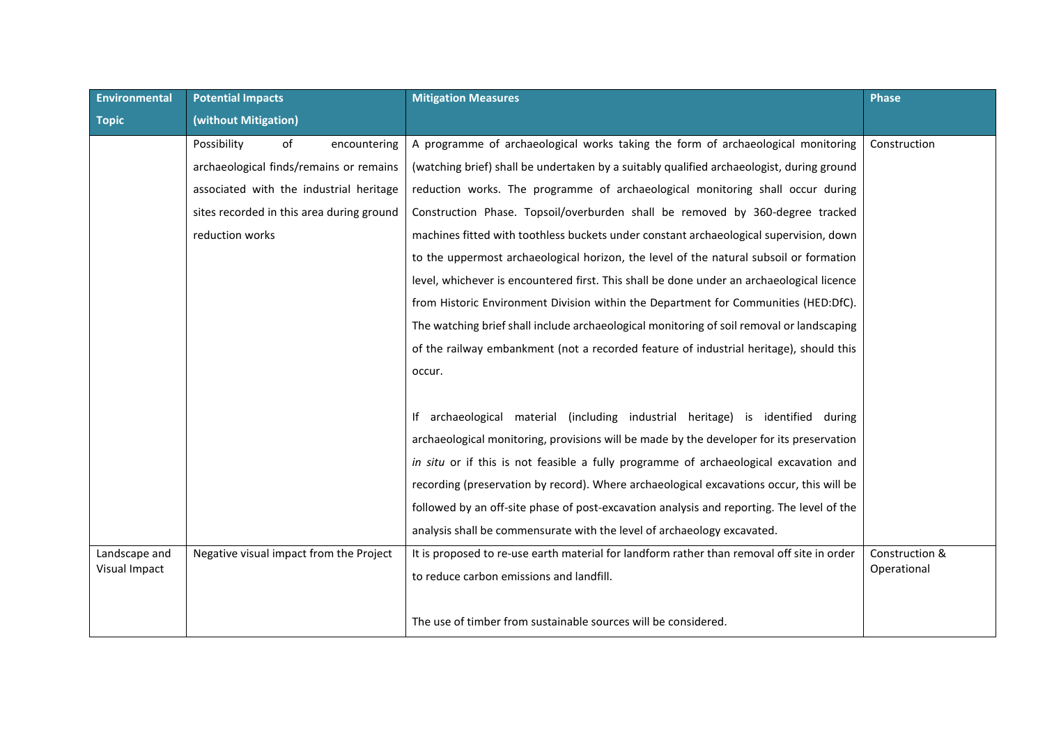| Environmental Topic | Potential Impacts (without Mitigation) | Mitigation Measures | Phase |
|---|---|---|---|
| | Possibility of encountering archaeological finds/remains or remains associated with the industrial heritage sites recorded in this area during ground reduction works | A programme of archaeological works taking the form of archaeological monitoring (watching brief) shall be undertaken by a suitably qualified archaeologist, during ground reduction works. The programme of archaeological monitoring shall occur during Construction Phase. Topsoil/overburden shall be removed by 360-degree tracked machines fitted with toothless buckets under constant archaeological supervision, down to the uppermost archaeological horizon, the level of the natural subsoil or formation level, whichever is encountered first. This shall be done under an archaeological licence from Historic Environment Division within the Department for Communities (HED:DfC). The watching brief shall include archaeological monitoring of soil removal or landscaping of the railway embankment (not a recorded feature of industrial heritage), should this occur.<br><br>If archaeological material (including industrial heritage) is identified during archaeological monitoring, provisions will be made by the developer for its preservation *in situ* or if this is not feasible a fully programme of archaeological excavation and recording (preservation by record). Where archaeological excavations occur, this will be followed by an off-site phase of post-excavation analysis and reporting. The level of the analysis shall be commensurate with the level of archaeology excavated. | Construction |
| Landscape and Visual Impact | Negative visual impact from the Project | It is proposed to re-use earth material for landform rather than removal off site in order to reduce carbon emissions and landfill.<br><br>The use of timber from sustainable sources will be considered. | Construction & Operational |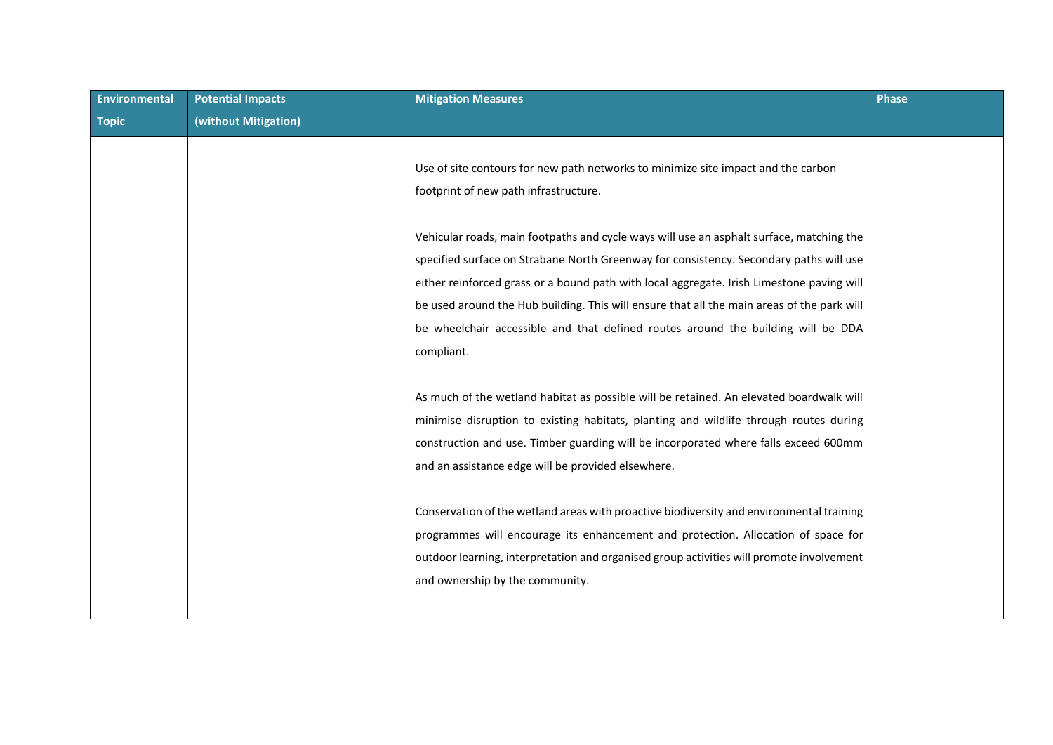| Environmental Topic | Potential Impacts (without Mitigation) | Mitigation Measures | Phase |
|---|---|---|---|
| | | Use of site contours for new path networks to minimize site impact and the carbon footprint of new path infrastructure.<br><br>Vehicular roads, main footpaths and cycle ways will use an asphalt surface, matching the specified surface on Strabane North Greenway for consistency. Secondary paths will use either reinforced grass or a bound path with local aggregate. Irish Limestone paving will be used around the Hub building. This will ensure that all the main areas of the park will be wheelchair accessible and that defined routes around the building will be DDA compliant.<br><br>As much of the wetland habitat as possible will be retained. An elevated boardwalk will minimise disruption to existing habitats, planting and wildlife through routes during construction and use. Timber guarding will be incorporated where falls exceed 600mm and an assistance edge will be provided elsewhere.<br><br>Conservation of the wetland areas with proactive biodiversity and environmental training programmes will encourage its enhancement and protection. Allocation of space for outdoor learning, interpretation and organised group activities will promote involvement and ownership by the community. | |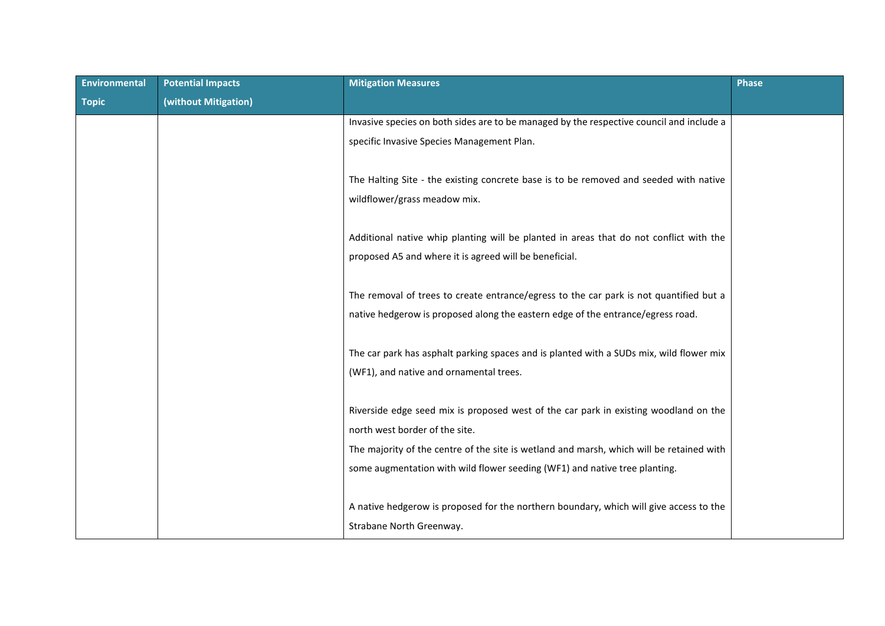| Environmental Topic | Potential Impacts (without Mitigation) | Mitigation Measures | Phase |
|---|---|---|---|
| | | Invasive species on both sides are to be managed by the respective council and include a specific Invasive Species Management Plan.<br><br>The Halting Site - the existing concrete base is to be removed and seeded with native wildflower/grass meadow mix.<br><br>Additional native whip planting will be planted in areas that do not conflict with the proposed A5 and where it is agreed will be beneficial.<br><br>The removal of trees to create entrance/egress to the car park is not quantified but a native hedgerow is proposed along the eastern edge of the entrance/egress road.<br><br>The car park has asphalt parking spaces and is planted with a SUDs mix, wild flower mix (WF1), and native and ornamental trees.<br><br>Riverside edge seed mix is proposed west of the car park in existing woodland on the north west border of the site.<br>The majority of the centre of the site is wetland and marsh, which will be retained with some augmentation with wild flower seeding (WF1) and native tree planting.<br><br>A native hedgerow is proposed for the northern boundary, which will give access to the Strabane North Greenway. | |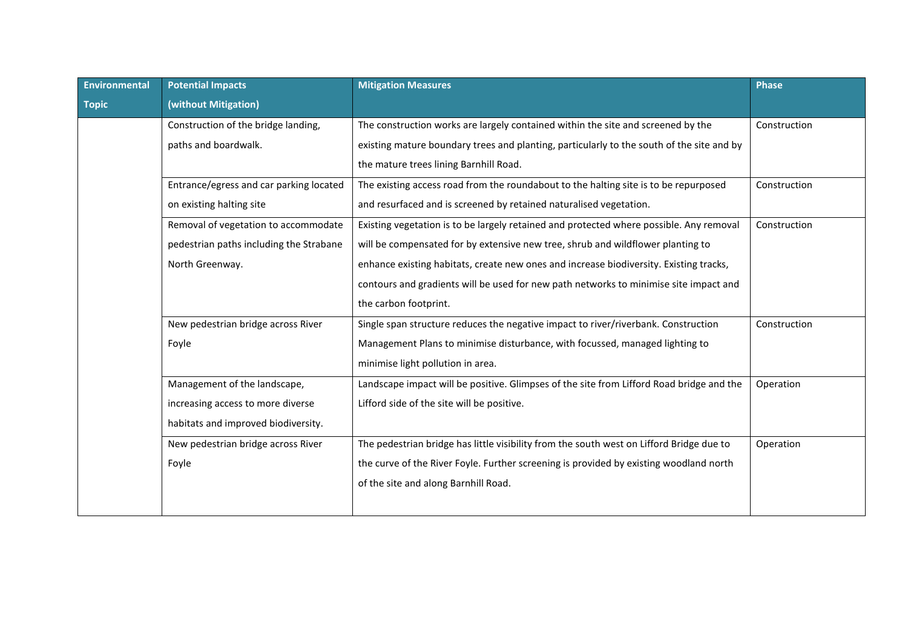| Environmental Topic | Potential Impacts (without Mitigation) | Mitigation Measures | Phase |
|---|---|---|---|
| | Construction of the bridge landing, paths and boardwalk. | The construction works are largely contained within the site and screened by the existing mature boundary trees and planting, particularly to the south of the site and by the mature trees lining Barnhill Road. | Construction |
| | Entrance/egress and car parking located on existing halting site | The existing access road from the roundabout to the halting site is to be repurposed and resurfaced and is screened by retained naturalised vegetation. | Construction |
| | Removal of vegetation to accommodate pedestrian paths including the Strabane North Greenway. | Existing vegetation is to be largely retained and protected where possible. Any removal will be compensated for by extensive new tree, shrub and wildflower planting to enhance existing habitats, create new ones and increase biodiversity. Existing tracks, contours and gradients will be used for new path networks to minimise site impact and the carbon footprint. | Construction |
| | New pedestrian bridge across River Foyle | Single span structure reduces the negative impact to river/riverbank. Construction Management Plans to minimise disturbance, with focussed, managed lighting to minimise light pollution in area. | Construction |
| | Management of the landscape, increasing access to more diverse habitats and improved biodiversity. | Landscape impact will be positive. Glimpses of the site from Lifford Road bridge and the Lifford side of the site will be positive. | Operation |
| | New pedestrian bridge across River Foyle | The pedestrian bridge has little visibility from the south west on Lifford Bridge due to the curve of the River Foyle. Further screening is provided by existing woodland north of the site and along Barnhill Road. | Operation |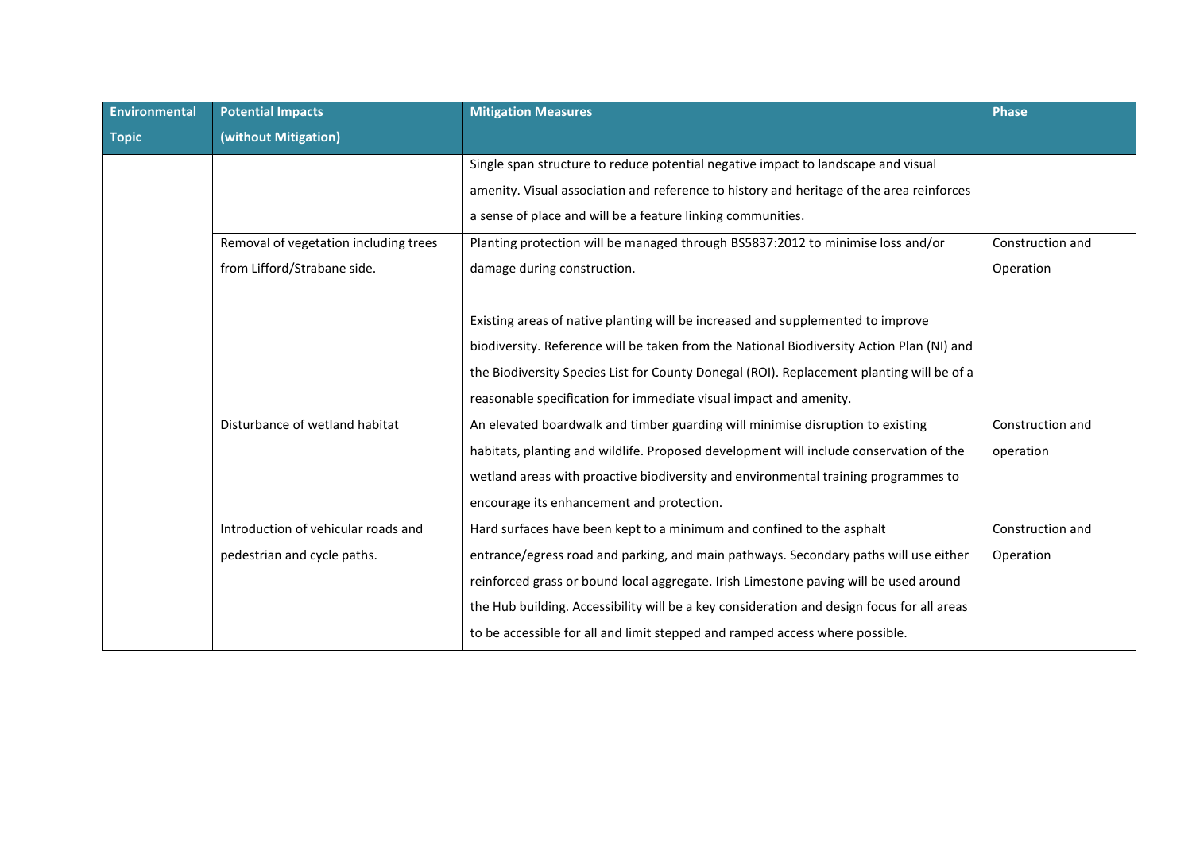| Environmental Topic | Potential Impacts (without Mitigation) | Mitigation Measures | Phase |
|---|---|---|---|
| | | Single span structure to reduce potential negative impact to landscape and visual amenity. Visual association and reference to history and heritage of the area reinforces a sense of place and will be a feature linking communities. | |
| | Removal of vegetation including trees from Lifford/Strabane side. | Planting protection will be managed through BS5837:2012 to minimise loss and/or damage during construction.<br><br>Existing areas of native planting will be increased and supplemented to improve biodiversity. Reference will be taken from the National Biodiversity Action Plan (NI) and the Biodiversity Species List for County Donegal (ROI). Replacement planting will be of a reasonable specification for immediate visual impact and amenity. | Construction and Operation |
| | Disturbance of wetland habitat | An elevated boardwalk and timber guarding will minimise disruption to existing habitats, planting and wildlife. Proposed development will include conservation of the wetland areas with proactive biodiversity and environmental training programmes to encourage its enhancement and protection. | Construction and operation |
| | Introduction of vehicular roads and pedestrian and cycle paths. | Hard surfaces have been kept to a minimum and confined to the asphalt entrance/egress road and parking, and main pathways. Secondary paths will use either reinforced grass or bound local aggregate. Irish Limestone paving will be used around the Hub building. Accessibility will be a key consideration and design focus for all areas to be accessible for all and limit stepped and ramped access where possible. | Construction and Operation |